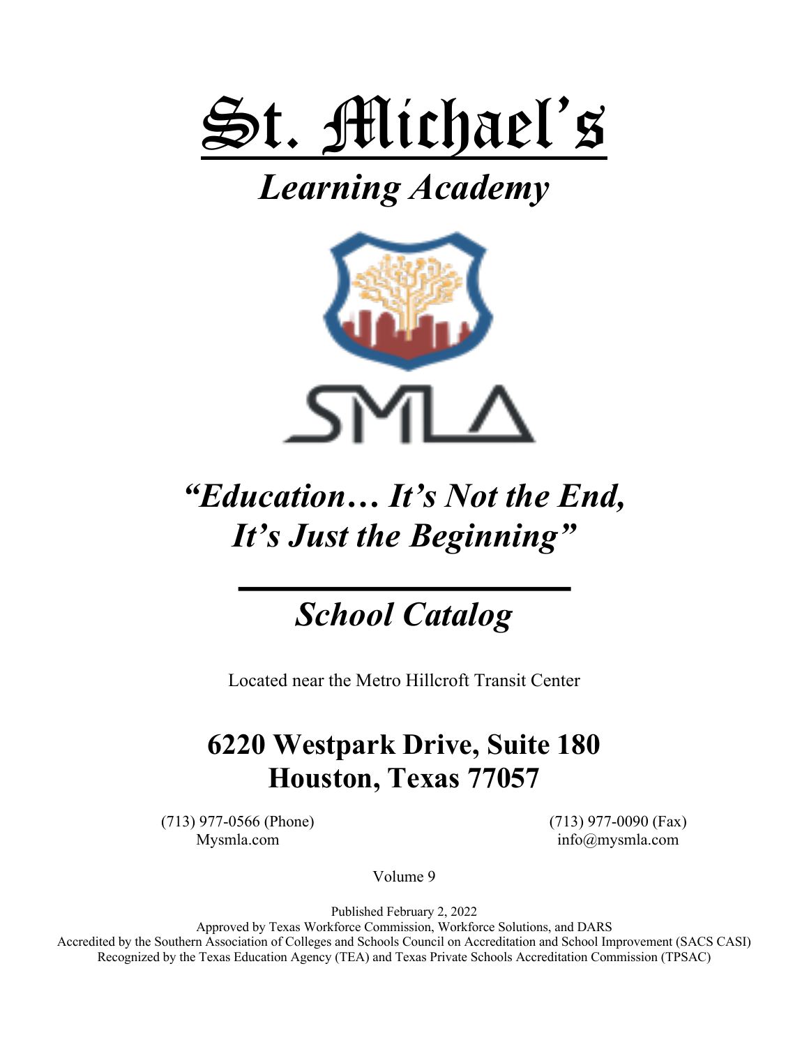# St. Michael's

## *Learning Academy*

SMLA

## *"Education… It's Not the End, It's Just the Beginning"*

## *School Catalog*

Located near the Metro Hillcroft Transit Center

## 6220 Westpark Drive, Suite 180
## Houston, Texas 77057

(713) 977-0566 (Phone)
Mysmla.com

(713) 977-0090 (Fax)
info@mysmla.com

Volume 9

Published February 2, 2022
Approved by Texas Workforce Commission, Workforce Solutions, and DARS
Accredited by the Southern Association of Colleges and Schools Council on Accreditation and School Improvement (SACS CASI)
Recognized by the Texas Education Agency (TEA) and Texas Private Schools Accreditation Commission (TPSAC)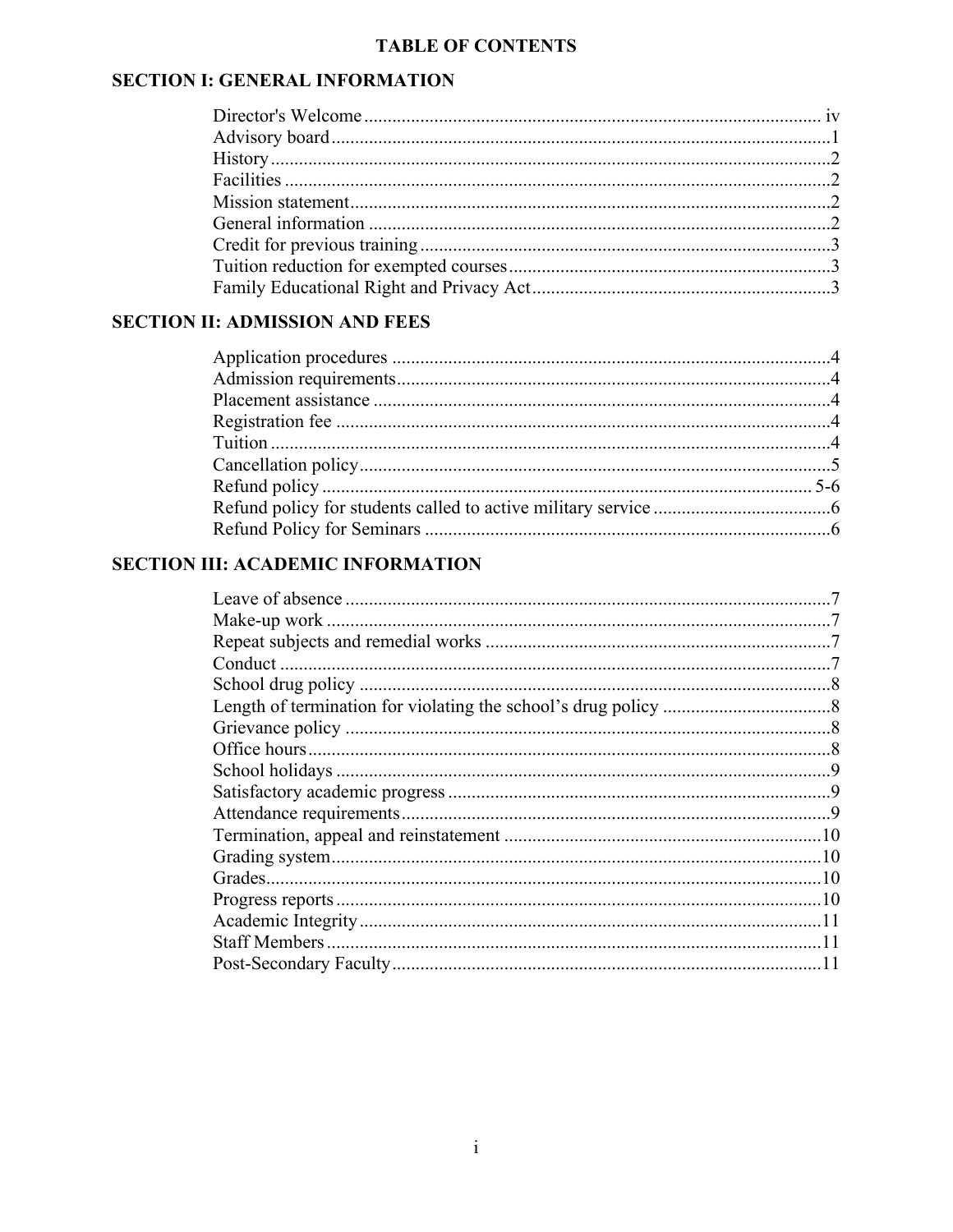# TABLE OF CONTENTS

## SECTION I: GENERAL INFORMATION

| | |
|---|---|
| Director's Welcome | iv |
| Advisory board | 1 |
| History | 2 |
| Facilities | 2 |
| Mission statement | 2 |
| General information | 2 |
| Credit for previous training | 3 |
| Tuition reduction for exempted courses | 3 |
| Family Educational Right and Privacy Act | 3 |

## SECTION II: ADMISSION AND FEES

| | |
|---|---|
| Application procedures | 4 |
| Admission requirements | 4 |
| Placement assistance | 4 |
| Registration fee | 4 |
| Tuition | 4 |
| Cancellation policy | 5 |
| Refund policy | 5-6 |
| Refund policy for students called to active military service | 6 |
| Refund Policy for Seminars | 6 |

## SECTION III: ACADEMIC INFORMATION

| | |
|---|---|
| Leave of absence | 7 |
| Make-up work | 7 |
| Repeat subjects and remedial works | 7 |
| Conduct | 7 |
| School drug policy | 8 |
| Length of termination for violating the school's drug policy | 8 |
| Grievance policy | 8 |
| Office hours | 8 |
| School holidays | 9 |
| Satisfactory academic progress | 9 |
| Attendance requirements | 9 |
| Termination, appeal and reinstatement | 10 |
| Grading system | 10 |
| Grades | 10 |
| Progress reports | 10 |
| Academic Integrity | 11 |
| Staff Members | 11 |
| Post-Secondary Faculty | 11 |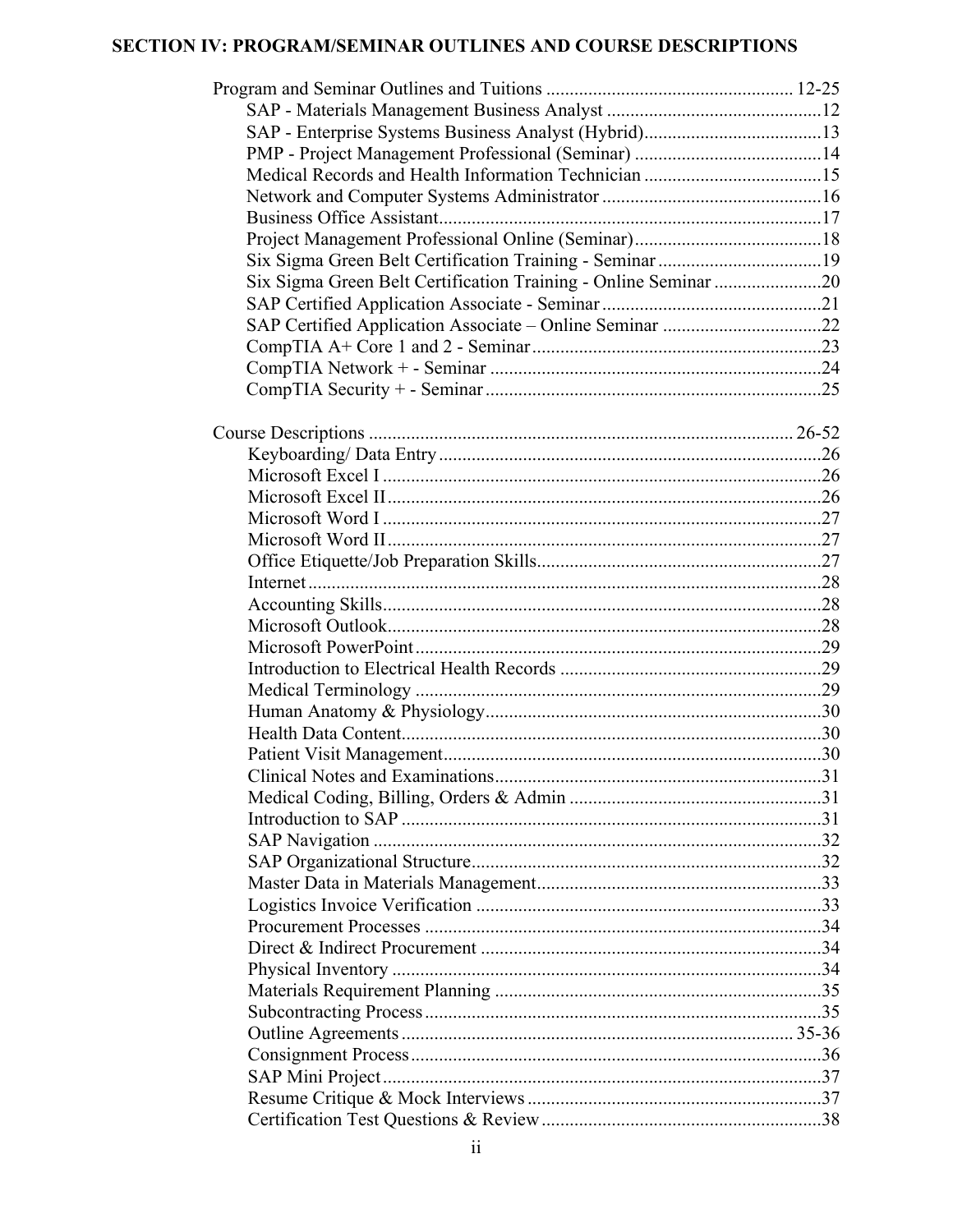## SECTION IV: PROGRAM/SEMINAR OUTLINES AND COURSE DESCRIPTIONS

Program and Seminar Outlines and Tuitions .................................................... 12-25

- SAP - Materials Management Business Analyst .............................................12
- SAP - Enterprise Systems Business Analyst (Hybrid)......................................13
- PMP - Project Management Professional (Seminar) ........................................14
- Medical Records and Health Information Technician ......................................15
- Network and Computer Systems Administrator ..............................................16
- Business Office Assistant.................................................................................17
- Project Management Professional Online (Seminar)........................................18
- Six Sigma Green Belt Certification Training - Seminar ...................................19
- Six Sigma Green Belt Certification Training - Online Seminar .......................20
- SAP Certified Application Associate - Seminar ..............................................21
- SAP Certified Application Associate – Online Seminar ..................................22
- CompTIA A+ Core 1 and 2 - Seminar.............................................................23
- CompTIA Network + - Seminar ......................................................................24
- CompTIA Security + - Seminar .......................................................................25

Course Descriptions ........................................................................................... 26-52

- Keyboarding/ Data Entry .................................................................................26
- Microsoft Excel I .............................................................................................26
- Microsoft Excel II............................................................................................26
- Microsoft Word I .............................................................................................27
- Microsoft Word II............................................................................................27
- Office Etiquette/Job Preparation Skills............................................................27
- Internet .............................................................................................................28
- Accounting Skills.............................................................................................28
- Microsoft Outlook............................................................................................28
- Microsoft PowerPoint ......................................................................................29
- Introduction to Electrical Health Records .......................................................29
- Medical Terminology ......................................................................................29
- Human Anatomy & Physiology.......................................................................30
- Health Data Content.........................................................................................30
- Patient Visit Management................................................................................30
- Clinical Notes and Examinations.....................................................................31
- Medical Coding, Billing, Orders & Admin .....................................................31
- Introduction to SAP .........................................................................................31
- SAP Navigation ...............................................................................................32
- SAP Organizational Structure..........................................................................32
- Master Data in Materials Management............................................................33
- Logistics Invoice Verification .........................................................................33
- Procurement Processes ....................................................................................34
- Direct & Indirect Procurement ........................................................................34
- Physical Inventory ...........................................................................................34
- Materials Requirement Planning .....................................................................35
- Subcontracting Process....................................................................................35
- Outline Agreements .................................................................................... 35-36
- Consignment Process.......................................................................................36
- SAP Mini Project .............................................................................................37
- Resume Critique & Mock Interviews ..............................................................37
- Certification Test Questions & Review ...........................................................38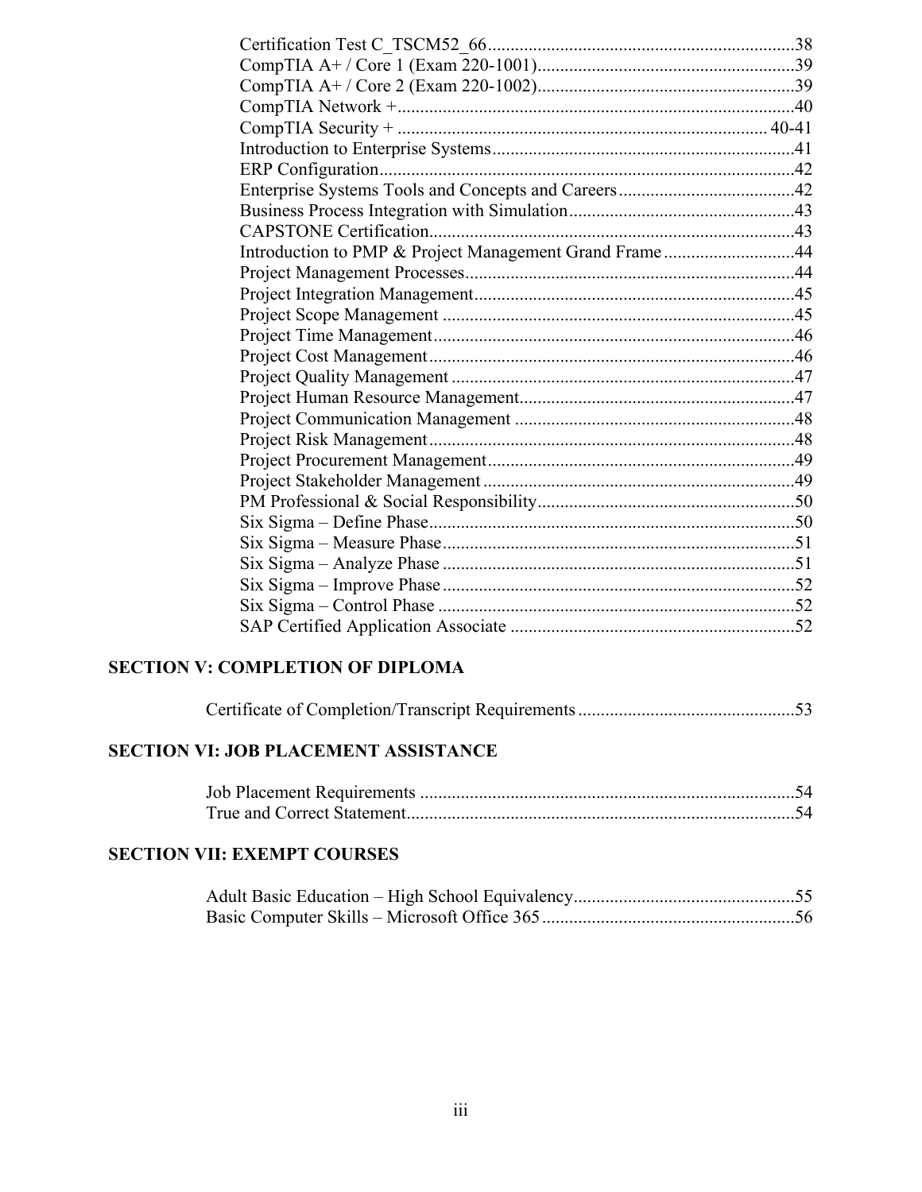Certification Test C_TSCM52_66....................................................................38
CompTIA A+ / Core 1 (Exam 220-1001).........................................................39
CompTIA A+ / Core 2 (Exam 220-1002).........................................................39
CompTIA Network +.......................................................................................40
CompTIA Security + .................................................................................. 40-41
Introduction to Enterprise Systems...................................................................41
ERP Configuration...........................................................................................42
Enterprise Systems Tools and Concepts and Careers.......................................42
Business Process Integration with Simulation.................................................43
CAPSTONE Certification................................................................................43
Introduction to PMP & Project Management Grand Frame.............................44
Project Management Processes........................................................................44
Project Integration Management......................................................................45
Project Scope Management .............................................................................45
Project Time Management...............................................................................46
Project Cost Management................................................................................46
Project Quality Management ...........................................................................47
Project Human Resource Management............................................................47
Project Communication Management .............................................................48
Project Risk Management................................................................................48
Project Procurement Management...................................................................49
Project Stakeholder Management....................................................................49
PM Professional & Social Responsibility........................................................50
Six Sigma – Define Phase................................................................................50
Six Sigma – Measure Phase.............................................................................51
Six Sigma – Analyze Phase .............................................................................51
Six Sigma – Improve Phase.............................................................................52
Six Sigma – Control Phase ..............................................................................52
SAP Certified Application Associate ..............................................................52

**SECTION V: COMPLETION OF DIPLOMA**

Certificate of Completion/Transcript Requirements...............................................53

**SECTION VI: JOB PLACEMENT ASSISTANCE**

Job Placement Requirements ..................................................................................54
True and Correct Statement.....................................................................................54

**SECTION VII: EXEMPT COURSES**

Adult Basic Education – High School Equivalency.................................................55
Basic Computer Skills – Microsoft Office 365........................................................56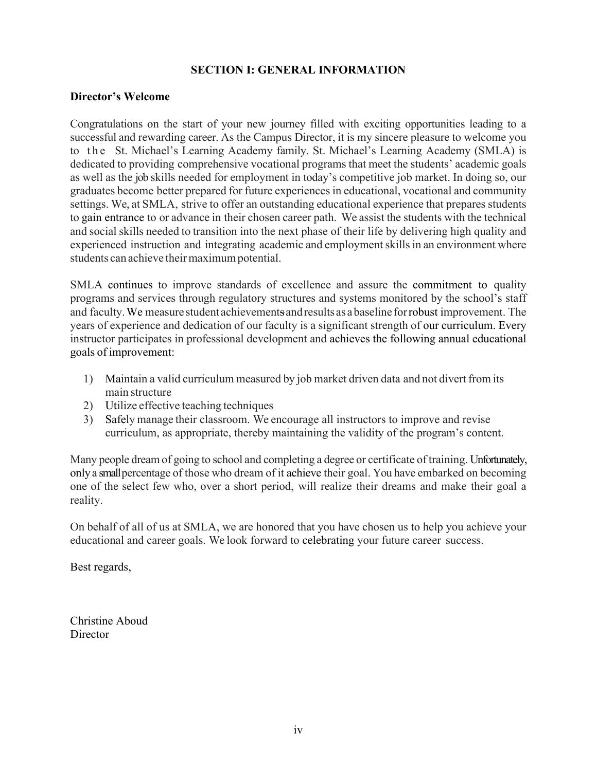# SECTION I: GENERAL INFORMATION

**Director's Welcome**

Congratulations on the start of your new journey filled with exciting opportunities leading to a successful and rewarding career. As the Campus Director, it is my sincere pleasure to welcome you to the St. Michael's Learning Academy family. St. Michael's Learning Academy (SMLA) is dedicated to providing comprehensive vocational programs that meet the students' academic goals as well as the job skills needed for employment in today's competitive job market. In doing so, our graduates become better prepared for future experiences in educational, vocational and community settings. We, at SMLA, strive to offer an outstanding educational experience that prepares students to gain entrance to or advance in their chosen career path. We assist the students with the technical and social skills needed to transition into the next phase of their life by delivering high quality and experienced instruction and integrating academic and employment skills in an environment where students can achieve their maximum potential.

SMLA continues to improve standards of excellence and assure the commitment to quality programs and services through regulatory structures and systems monitored by the school's staff and faculty. We measure student achievements and results as a baseline for robust improvement. The years of experience and dedication of our faculty is a significant strength of our curriculum. Every instructor participates in professional development and achieves the following annual educational goals of improvement:

1) Maintain a valid curriculum measured by job market driven data and not divert from its main structure
2) Utilize effective teaching techniques
3) Safely manage their classroom. We encourage all instructors to improve and revise curriculum, as appropriate, thereby maintaining the validity of the program's content.

Many people dream of going to school and completing a degree or certificate of training. Unfortunately, only a small percentage of those who dream of it achieve their goal. You have embarked on becoming one of the select few who, over a short period, will realize their dreams and make their goal a reality.

On behalf of all of us at SMLA, we are honored that you have chosen us to help you achieve your educational and career goals. We look forward to celebrating your future career success.

Best regards,

Christine Aboud
Director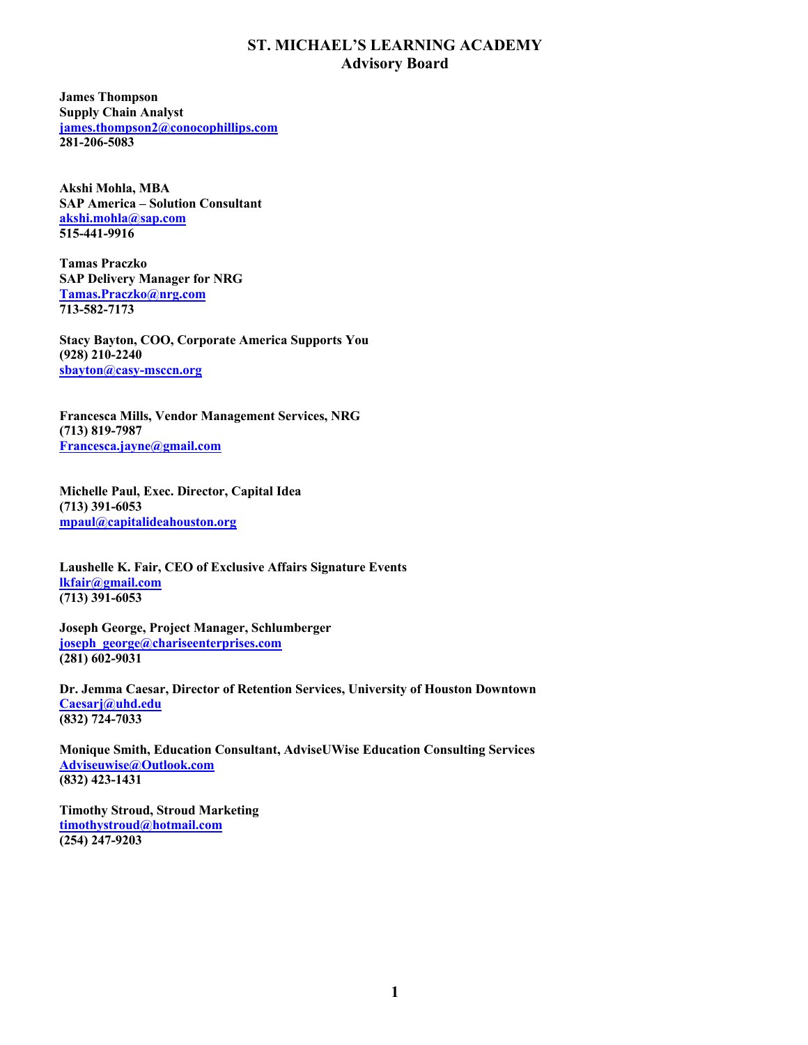# ST. MICHAEL'S LEARNING ACADEMY
## Advisory Board

**James Thompson**
**Supply Chain Analyst**
**james.thompson2@conocophillips.com**
**281-206-5083**

**Akshi Mohla, MBA**
**SAP America – Solution Consultant**
**akshi.mohla@sap.com**
**515-441-9916**

**Tamas Praczko**
**SAP Delivery Manager for NRG**
**Tamas.Praczko@nrg.com**
**713-582-7173**

**Stacy Bayton, COO, Corporate America Supports You**
**(928) 210-2240**
**sbayton@casy-msccn.org**

**Francesca Mills, Vendor Management Services, NRG**
**(713) 819-7987**
**Francesca.jayne@gmail.com**

**Michelle Paul, Exec. Director, Capital Idea**
**(713) 391-6053**
**mpaul@capitalideahouston.org**

**Laushelle K. Fair, CEO of Exclusive Affairs Signature Events**
**lkfair@gmail.com**
**(713) 391-6053**

**Joseph George, Project Manager, Schlumberger**
**joseph_george@chariseenterprises.com**
**(281) 602-9031**

**Dr. Jemma Caesar, Director of Retention Services, University of Houston Downtown**
**Caesarj@uhd.edu**
**(832) 724-7033**

**Monique Smith, Education Consultant, AdviseUWise Education Consulting Services**
**Adviseuwise@Outlook.com**
**(832) 423-1431**

**Timothy Stroud, Stroud Marketing**
**timothystroud@hotmail.com**
**(254) 247-9203**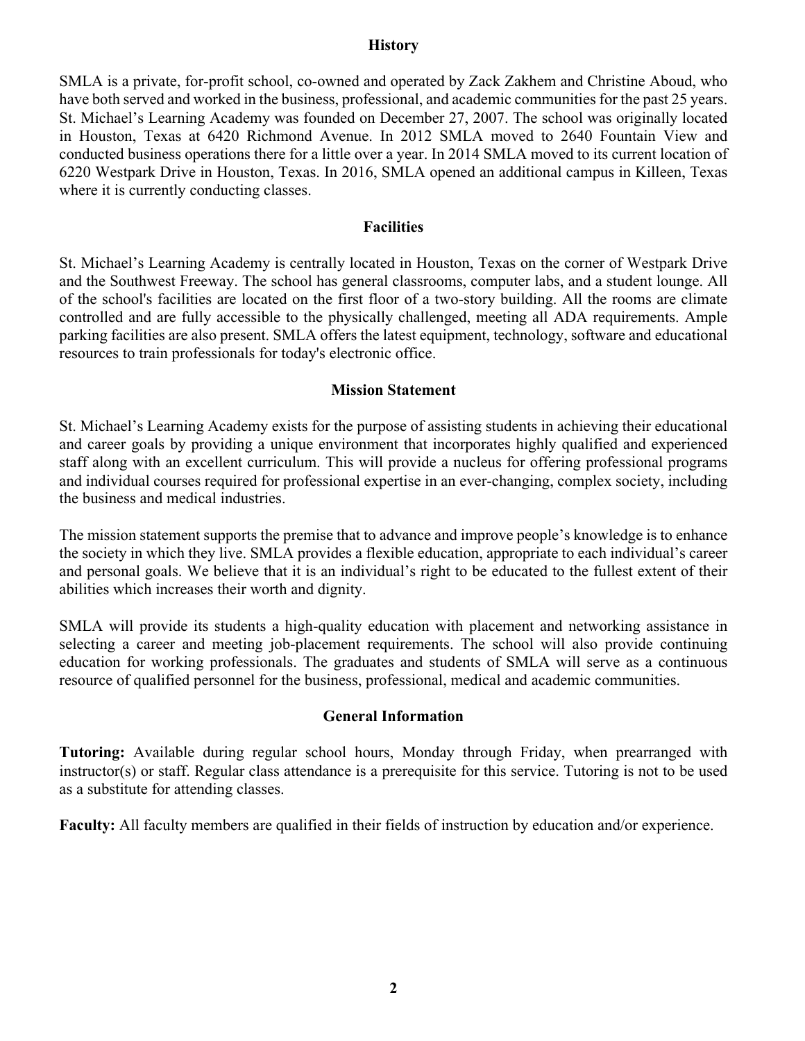## History

SMLA is a private, for-profit school, co-owned and operated by Zack Zakhem and Christine Aboud, who have both served and worked in the business, professional, and academic communities for the past 25 years. St. Michael's Learning Academy was founded on December 27, 2007. The school was originally located in Houston, Texas at 6420 Richmond Avenue. In 2012 SMLA moved to 2640 Fountain View and conducted business operations there for a little over a year. In 2014 SMLA moved to its current location of 6220 Westpark Drive in Houston, Texas. In 2016, SMLA opened an additional campus in Killeen, Texas where it is currently conducting classes.

## Facilities

St. Michael's Learning Academy is centrally located in Houston, Texas on the corner of Westpark Drive and the Southwest Freeway. The school has general classrooms, computer labs, and a student lounge. All of the school's facilities are located on the first floor of a two-story building. All the rooms are climate controlled and are fully accessible to the physically challenged, meeting all ADA requirements. Ample parking facilities are also present. SMLA offers the latest equipment, technology, software and educational resources to train professionals for today's electronic office.

## Mission Statement

St. Michael's Learning Academy exists for the purpose of assisting students in achieving their educational and career goals by providing a unique environment that incorporates highly qualified and experienced staff along with an excellent curriculum. This will provide a nucleus for offering professional programs and individual courses required for professional expertise in an ever-changing, complex society, including the business and medical industries.

The mission statement supports the premise that to advance and improve people's knowledge is to enhance the society in which they live. SMLA provides a flexible education, appropriate to each individual's career and personal goals. We believe that it is an individual's right to be educated to the fullest extent of their abilities which increases their worth and dignity.

SMLA will provide its students a high-quality education with placement and networking assistance in selecting a career and meeting job-placement requirements. The school will also provide continuing education for working professionals. The graduates and students of SMLA will serve as a continuous resource of qualified personnel for the business, professional, medical and academic communities.

## General Information

**Tutoring:** Available during regular school hours, Monday through Friday, when prearranged with instructor(s) or staff. Regular class attendance is a prerequisite for this service. Tutoring is not to be used as a substitute for attending classes.

**Faculty:** All faculty members are qualified in their fields of instruction by education and/or experience.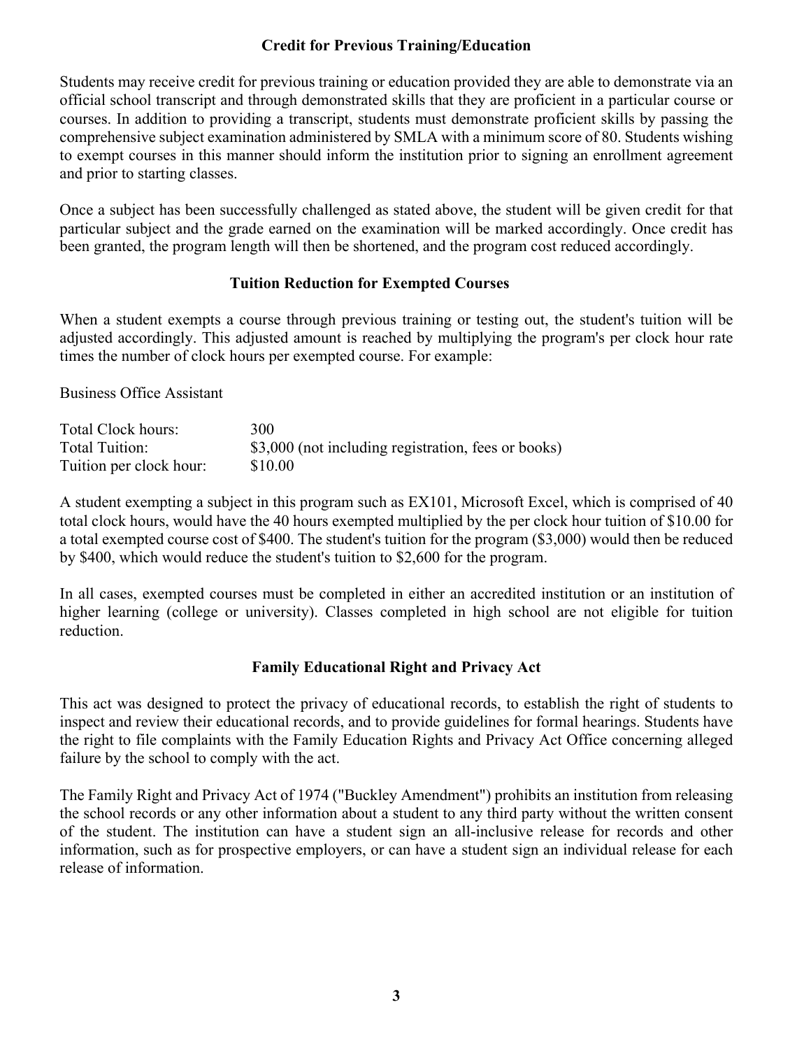## Credit for Previous Training/Education

Students may receive credit for previous training or education provided they are able to demonstrate via an official school transcript and through demonstrated skills that they are proficient in a particular course or courses. In addition to providing a transcript, students must demonstrate proficient skills by passing the comprehensive subject examination administered by SMLA with a minimum score of 80. Students wishing to exempt courses in this manner should inform the institution prior to signing an enrollment agreement and prior to starting classes.

Once a subject has been successfully challenged as stated above, the student will be given credit for that particular subject and the grade earned on the examination will be marked accordingly. Once credit has been granted, the program length will then be shortened, and the program cost reduced accordingly.

## Tuition Reduction for Exempted Courses

When a student exempts a course through previous training or testing out, the student's tuition will be adjusted accordingly. This adjusted amount is reached by multiplying the program's per clock hour rate times the number of clock hours per exempted course. For example:

Business Office Assistant

| | |
|---|---|
| Total Clock hours: | 300 |
| Total Tuition: | $3,000 (not including registration, fees or books) |
| Tuition per clock hour: | $10.00 |

A student exempting a subject in this program such as EX101, Microsoft Excel, which is comprised of 40 total clock hours, would have the 40 hours exempted multiplied by the per clock hour tuition of $10.00 for a total exempted course cost of $400. The student's tuition for the program ($3,000) would then be reduced by $400, which would reduce the student's tuition to $2,600 for the program.

In all cases, exempted courses must be completed in either an accredited institution or an institution of higher learning (college or university). Classes completed in high school are not eligible for tuition reduction.

## Family Educational Right and Privacy Act

This act was designed to protect the privacy of educational records, to establish the right of students to inspect and review their educational records, and to provide guidelines for formal hearings. Students have the right to file complaints with the Family Education Rights and Privacy Act Office concerning alleged failure by the school to comply with the act.

The Family Right and Privacy Act of 1974 ("Buckley Amendment") prohibits an institution from releasing the school records or any other information about a student to any third party without the written consent of the student. The institution can have a student sign an all-inclusive release for records and other information, such as for prospective employers, or can have a student sign an individual release for each release of information.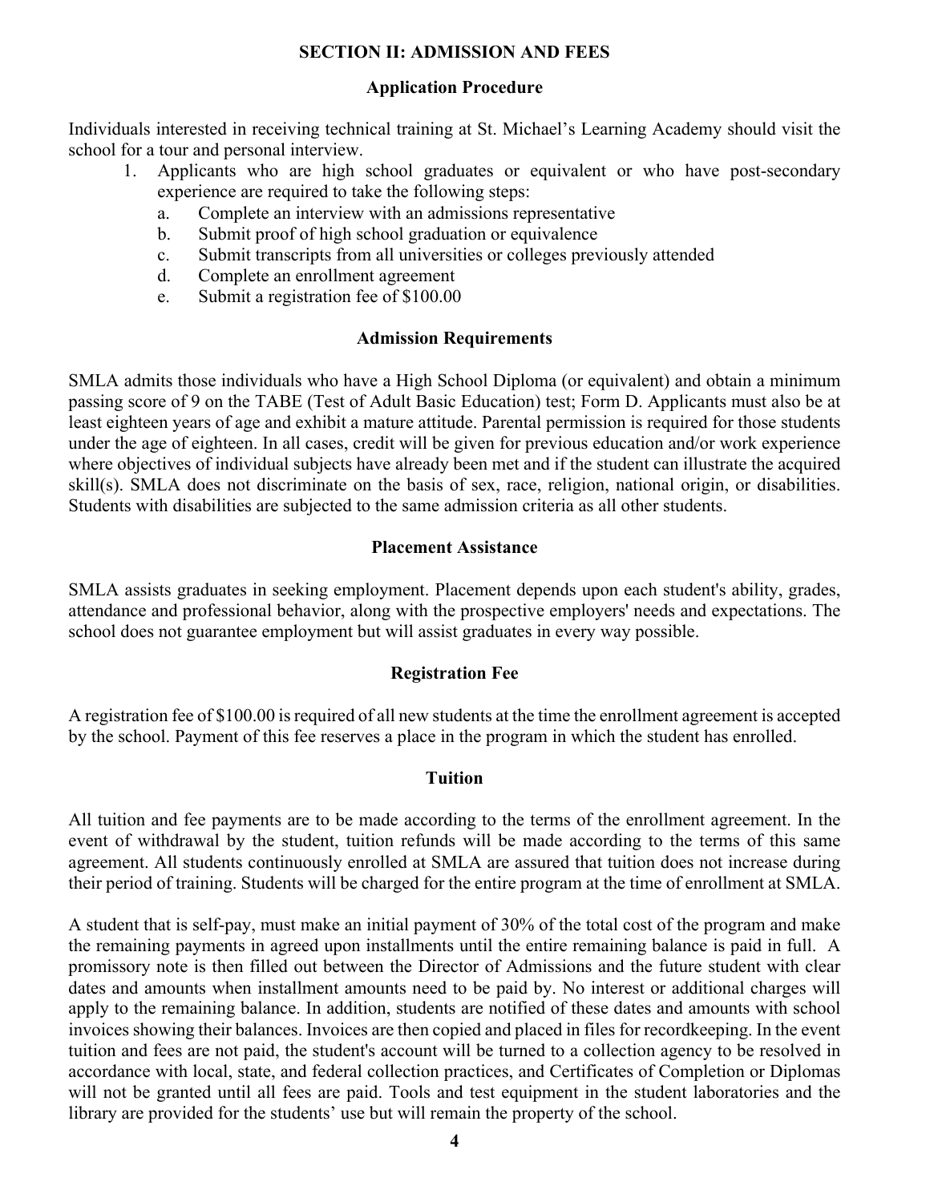## SECTION II: ADMISSION AND FEES

### Application Procedure

Individuals interested in receiving technical training at St. Michael's Learning Academy should visit the school for a tour and personal interview.

1. Applicants who are high school graduates or equivalent or who have post-secondary experience are required to take the following steps:
   a. Complete an interview with an admissions representative
   b. Submit proof of high school graduation or equivalence
   c. Submit transcripts from all universities or colleges previously attended
   d. Complete an enrollment agreement
   e. Submit a registration fee of $100.00

### Admission Requirements

SMLA admits those individuals who have a High School Diploma (or equivalent) and obtain a minimum passing score of 9 on the TABE (Test of Adult Basic Education) test; Form D. Applicants must also be at least eighteen years of age and exhibit a mature attitude. Parental permission is required for those students under the age of eighteen. In all cases, credit will be given for previous education and/or work experience where objectives of individual subjects have already been met and if the student can illustrate the acquired skill(s). SMLA does not discriminate on the basis of sex, race, religion, national origin, or disabilities. Students with disabilities are subjected to the same admission criteria as all other students.

### Placement Assistance

SMLA assists graduates in seeking employment. Placement depends upon each student's ability, grades, attendance and professional behavior, along with the prospective employers' needs and expectations. The school does not guarantee employment but will assist graduates in every way possible.

### Registration Fee

A registration fee of $100.00 is required of all new students at the time the enrollment agreement is accepted by the school. Payment of this fee reserves a place in the program in which the student has enrolled.

### Tuition

All tuition and fee payments are to be made according to the terms of the enrollment agreement. In the event of withdrawal by the student, tuition refunds will be made according to the terms of this same agreement. All students continuously enrolled at SMLA are assured that tuition does not increase during their period of training. Students will be charged for the entire program at the time of enrollment at SMLA.

A student that is self-pay, must make an initial payment of 30% of the total cost of the program and make the remaining payments in agreed upon installments until the entire remaining balance is paid in full. A promissory note is then filled out between the Director of Admissions and the future student with clear dates and amounts when installment amounts need to be paid by. No interest or additional charges will apply to the remaining balance. In addition, students are notified of these dates and amounts with school invoices showing their balances. Invoices are then copied and placed in files for recordkeeping. In the event tuition and fees are not paid, the student's account will be turned to a collection agency to be resolved in accordance with local, state, and federal collection practices, and Certificates of Completion or Diplomas will not be granted until all fees are paid. Tools and test equipment in the student laboratories and the library are provided for the students' use but will remain the property of the school.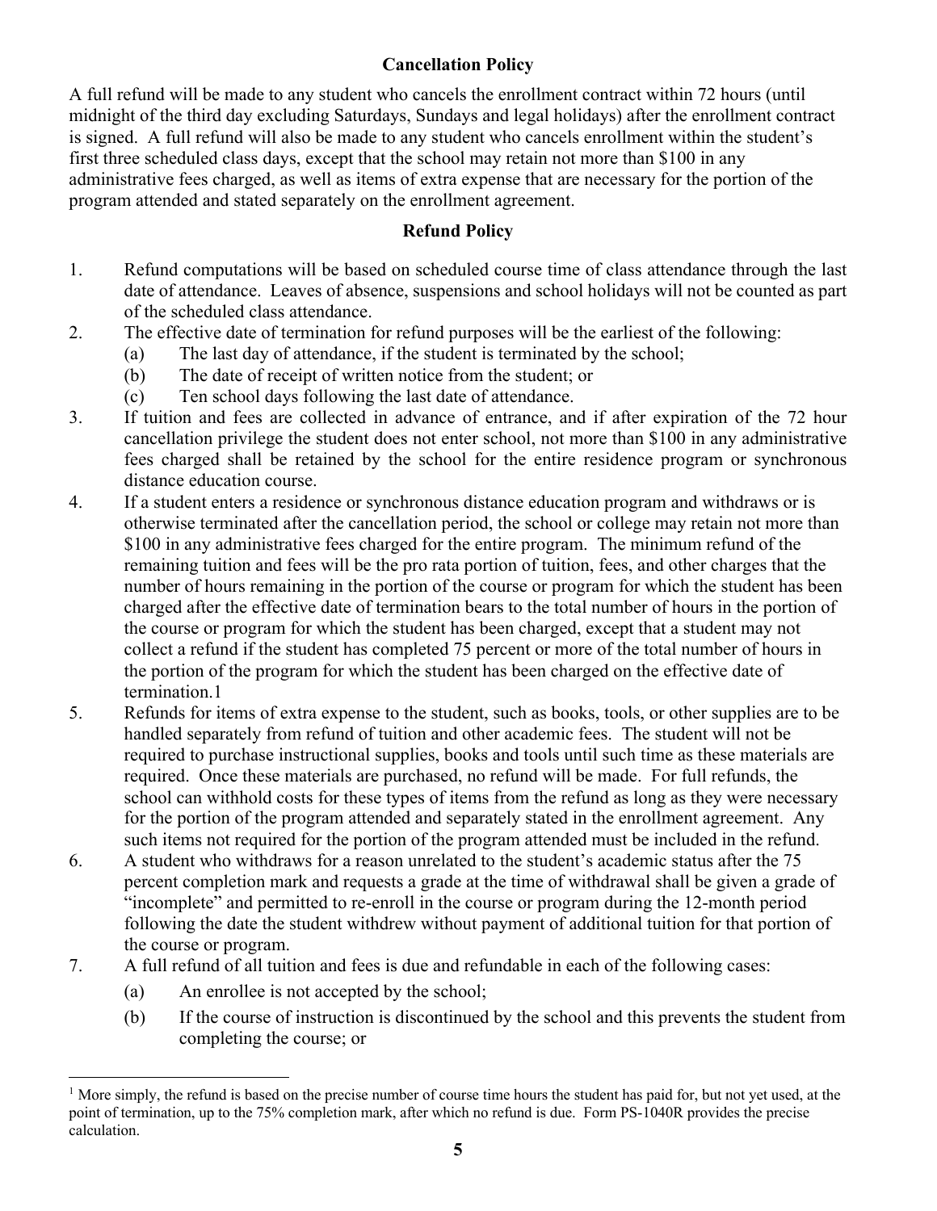## Cancellation Policy

A full refund will be made to any student who cancels the enrollment contract within 72 hours (until midnight of the third day excluding Saturdays, Sundays and legal holidays) after the enrollment contract is signed. A full refund will also be made to any student who cancels enrollment within the student's first three scheduled class days, except that the school may retain not more than $100 in any administrative fees charged, as well as items of extra expense that are necessary for the portion of the program attended and stated separately on the enrollment agreement.

## Refund Policy

1. Refund computations will be based on scheduled course time of class attendance through the last date of attendance. Leaves of absence, suspensions and school holidays will not be counted as part of the scheduled class attendance.
2. The effective date of termination for refund purposes will be the earliest of the following:
   (a) The last day of attendance, if the student is terminated by the school;
   (b) The date of receipt of written notice from the student; or
   (c) Ten school days following the last date of attendance.
3. If tuition and fees are collected in advance of entrance, and if after expiration of the 72 hour cancellation privilege the student does not enter school, not more than $100 in any administrative fees charged shall be retained by the school for the entire residence program or synchronous distance education course.
4. If a student enters a residence or synchronous distance education program and withdraws or is otherwise terminated after the cancellation period, the school or college may retain not more than $100 in any administrative fees charged for the entire program. The minimum refund of the remaining tuition and fees will be the pro rata portion of tuition, fees, and other charges that the number of hours remaining in the portion of the course or program for which the student has been charged after the effective date of termination bears to the total number of hours in the portion of the course or program for which the student has been charged, except that a student may not collect a refund if the student has completed 75 percent or more of the total number of hours in the portion of the program for which the student has been charged on the effective date of termination.[1]
5. Refunds for items of extra expense to the student, such as books, tools, or other supplies are to be handled separately from refund of tuition and other academic fees. The student will not be required to purchase instructional supplies, books and tools until such time as these materials are required. Once these materials are purchased, no refund will be made. For full refunds, the school can withhold costs for these types of items from the refund as long as they were necessary for the portion of the program attended and separately stated in the enrollment agreement. Any such items not required for the portion of the program attended must be included in the refund.
6. A student who withdraws for a reason unrelated to the student's academic status after the 75 percent completion mark and requests a grade at the time of withdrawal shall be given a grade of "incomplete" and permitted to re-enroll in the course or program during the 12-month period following the date the student withdrew without payment of additional tuition for that portion of the course or program.
7. A full refund of all tuition and fees is due and refundable in each of the following cases:
   (a) An enrollee is not accepted by the school;
   (b) If the course of instruction is discontinued by the school and this prevents the student from completing the course; or

[1] More simply, the refund is based on the precise number of course time hours the student has paid for, but not yet used, at the point of termination, up to the 75% completion mark, after which no refund is due. Form PS-1040R provides the precise calculation.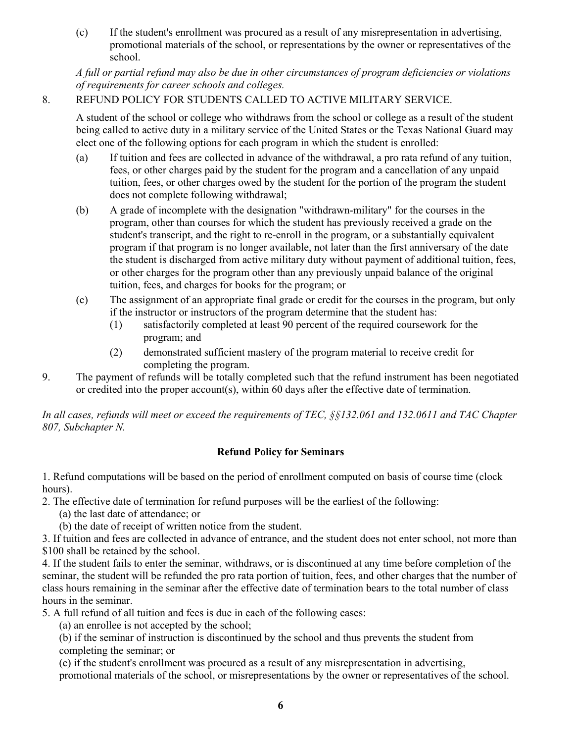(c) If the student's enrollment was procured as a result of any misrepresentation in advertising, promotional materials of the school, or representations by the owner or representatives of the school.

*A full or partial refund may also be due in other circumstances of program deficiencies or violations of requirements for career schools and colleges.*

8. REFUND POLICY FOR STUDENTS CALLED TO ACTIVE MILITARY SERVICE.

   A student of the school or college who withdraws from the school or college as a result of the student being called to active duty in a military service of the United States or the Texas National Guard may elect one of the following options for each program in which the student is enrolled:

   (a) If tuition and fees are collected in advance of the withdrawal, a pro rata refund of any tuition, fees, or other charges paid by the student for the program and a cancellation of any unpaid tuition, fees, or other charges owed by the student for the portion of the program the student does not complete following withdrawal;

   (b) A grade of incomplete with the designation "withdrawn-military" for the courses in the program, other than courses for which the student has previously received a grade on the student's transcript, and the right to re-enroll in the program, or a substantially equivalent program if that program is no longer available, not later than the first anniversary of the date the student is discharged from active military duty without payment of additional tuition, fees, or other charges for the program other than any previously unpaid balance of the original tuition, fees, and charges for books for the program; or

   (c) The assignment of an appropriate final grade or credit for the courses in the program, but only if the instructor or instructors of the program determine that the student has:

      (1) satisfactorily completed at least 90 percent of the required coursework for the program; and

      (2) demonstrated sufficient mastery of the program material to receive credit for completing the program.

9. The payment of refunds will be totally completed such that the refund instrument has been negotiated or credited into the proper account(s), within 60 days after the effective date of termination.

*In all cases, refunds will meet or exceed the requirements of TEC, §§132.061 and 132.0611 and TAC Chapter 807, Subchapter N.*

**Refund Policy for Seminars**

1. Refund computations will be based on the period of enrollment computed on basis of course time (clock hours).
2. The effective date of termination for refund purposes will be the earliest of the following:
   (a) the last date of attendance; or
   (b) the date of receipt of written notice from the student.
3. If tuition and fees are collected in advance of entrance, and the student does not enter school, not more than $100 shall be retained by the school.
4. If the student fails to enter the seminar, withdraws, or is discontinued at any time before completion of the seminar, the student will be refunded the pro rata portion of tuition, fees, and other charges that the number of class hours remaining in the seminar after the effective date of termination bears to the total number of class hours in the seminar.
5. A full refund of all tuition and fees is due in each of the following cases:
   (a) an enrollee is not accepted by the school;
   (b) if the seminar of instruction is discontinued by the school and thus prevents the student from completing the seminar; or
   (c) if the student's enrollment was procured as a result of any misrepresentation in advertising, promotional materials of the school, or misrepresentations by the owner or representatives of the school.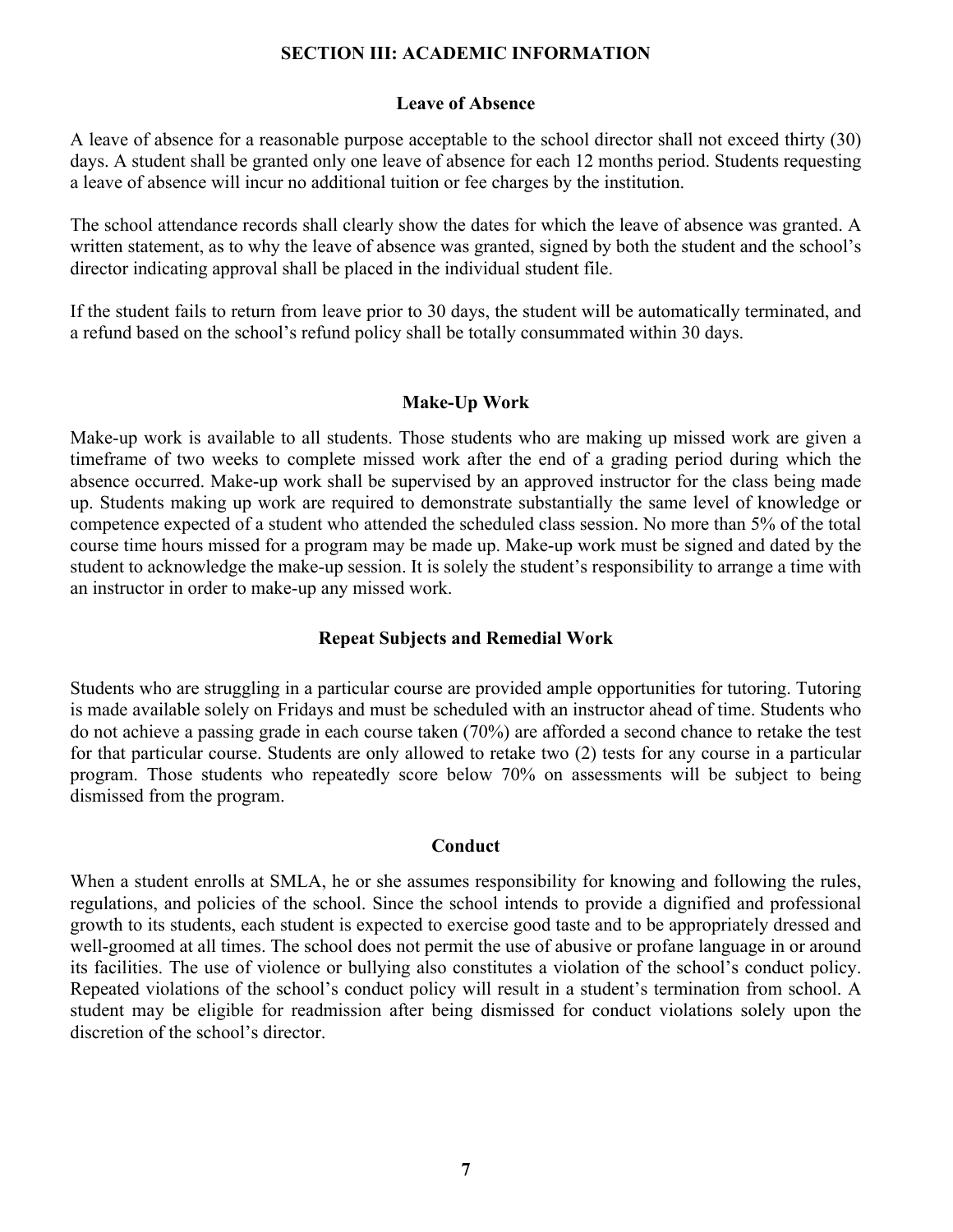## SECTION III: ACADEMIC INFORMATION

### Leave of Absence

A leave of absence for a reasonable purpose acceptable to the school director shall not exceed thirty (30) days. A student shall be granted only one leave of absence for each 12 months period. Students requesting a leave of absence will incur no additional tuition or fee charges by the institution.

The school attendance records shall clearly show the dates for which the leave of absence was granted. A written statement, as to why the leave of absence was granted, signed by both the student and the school's director indicating approval shall be placed in the individual student file.

If the student fails to return from leave prior to 30 days, the student will be automatically terminated, and a refund based on the school's refund policy shall be totally consummated within 30 days.

### Make-Up Work

Make-up work is available to all students. Those students who are making up missed work are given a timeframe of two weeks to complete missed work after the end of a grading period during which the absence occurred. Make-up work shall be supervised by an approved instructor for the class being made up. Students making up work are required to demonstrate substantially the same level of knowledge or competence expected of a student who attended the scheduled class session. No more than 5% of the total course time hours missed for a program may be made up. Make-up work must be signed and dated by the student to acknowledge the make-up session. It is solely the student's responsibility to arrange a time with an instructor in order to make-up any missed work.

### Repeat Subjects and Remedial Work

Students who are struggling in a particular course are provided ample opportunities for tutoring. Tutoring is made available solely on Fridays and must be scheduled with an instructor ahead of time. Students who do not achieve a passing grade in each course taken (70%) are afforded a second chance to retake the test for that particular course. Students are only allowed to retake two (2) tests for any course in a particular program. Those students who repeatedly score below 70% on assessments will be subject to being dismissed from the program.

### Conduct

When a student enrolls at SMLA, he or she assumes responsibility for knowing and following the rules, regulations, and policies of the school. Since the school intends to provide a dignified and professional growth to its students, each student is expected to exercise good taste and to be appropriately dressed and well-groomed at all times. The school does not permit the use of abusive or profane language in or around its facilities. The use of violence or bullying also constitutes a violation of the school's conduct policy. Repeated violations of the school's conduct policy will result in a student's termination from school. A student may be eligible for readmission after being dismissed for conduct violations solely upon the discretion of the school's director.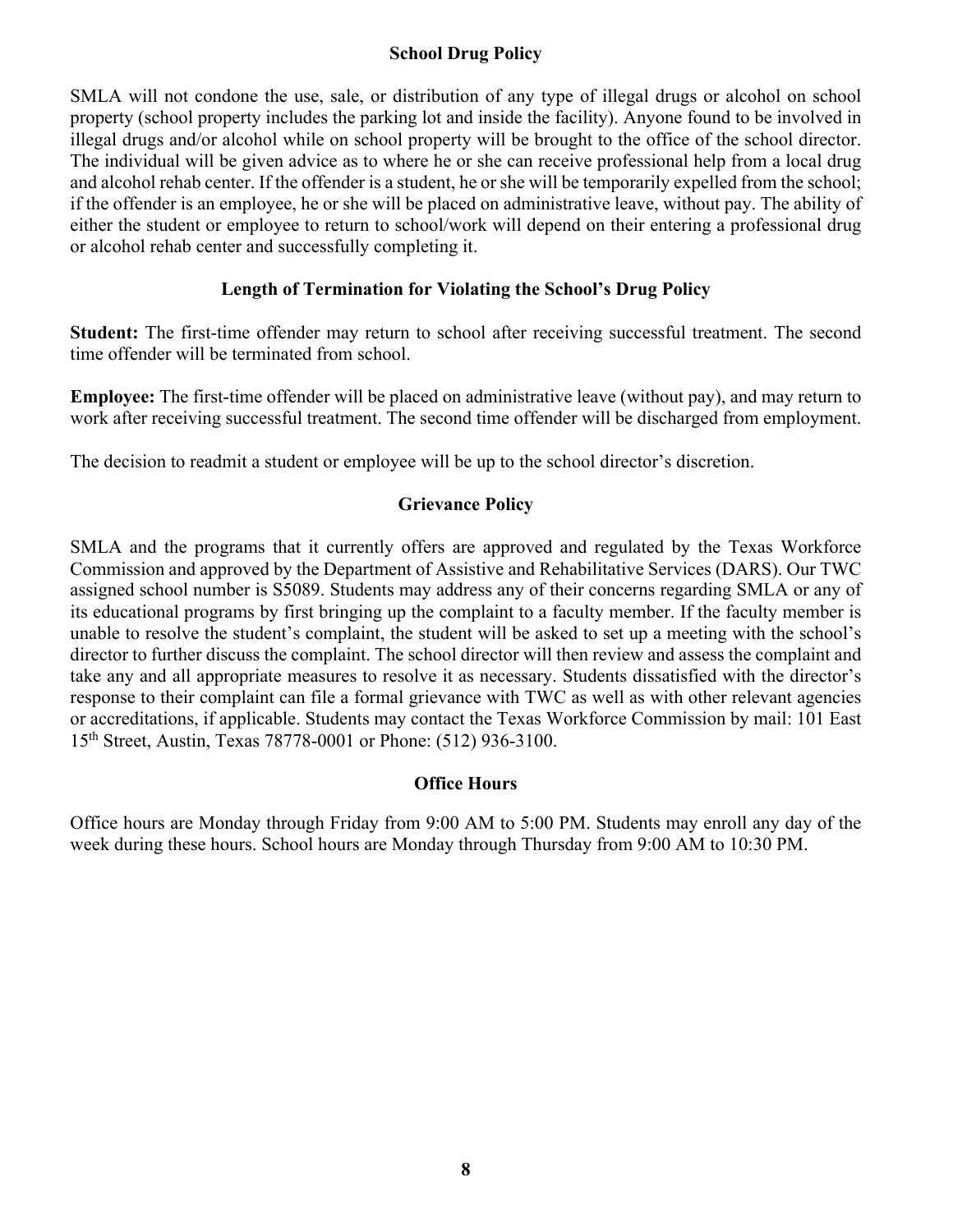## School Drug Policy

SMLA will not condone the use, sale, or distribution of any type of illegal drugs or alcohol on school property (school property includes the parking lot and inside the facility). Anyone found to be involved in illegal drugs and/or alcohol while on school property will be brought to the office of the school director. The individual will be given advice as to where he or she can receive professional help from a local drug and alcohol rehab center. If the offender is a student, he or she will be temporarily expelled from the school; if the offender is an employee, he or she will be placed on administrative leave, without pay. The ability of either the student or employee to return to school/work will depend on their entering a professional drug or alcohol rehab center and successfully completing it.

## Length of Termination for Violating the School's Drug Policy

**Student:** The first-time offender may return to school after receiving successful treatment. The second time offender will be terminated from school.

**Employee:** The first-time offender will be placed on administrative leave (without pay), and may return to work after receiving successful treatment. The second time offender will be discharged from employment.

The decision to readmit a student or employee will be up to the school director's discretion.

## Grievance Policy

SMLA and the programs that it currently offers are approved and regulated by the Texas Workforce Commission and approved by the Department of Assistive and Rehabilitative Services (DARS). Our TWC assigned school number is S5089. Students may address any of their concerns regarding SMLA or any of its educational programs by first bringing up the complaint to a faculty member. If the faculty member is unable to resolve the student's complaint, the student will be asked to set up a meeting with the school's director to further discuss the complaint. The school director will then review and assess the complaint and take any and all appropriate measures to resolve it as necessary. Students dissatisfied with the director's response to their complaint can file a formal grievance with TWC as well as with other relevant agencies or accreditations, if applicable. Students may contact the Texas Workforce Commission by mail: 101 East 15th Street, Austin, Texas 78778-0001 or Phone: (512) 936-3100.

## Office Hours

Office hours are Monday through Friday from 9:00 AM to 5:00 PM. Students may enroll any day of the week during these hours. School hours are Monday through Thursday from 9:00 AM to 10:30 PM.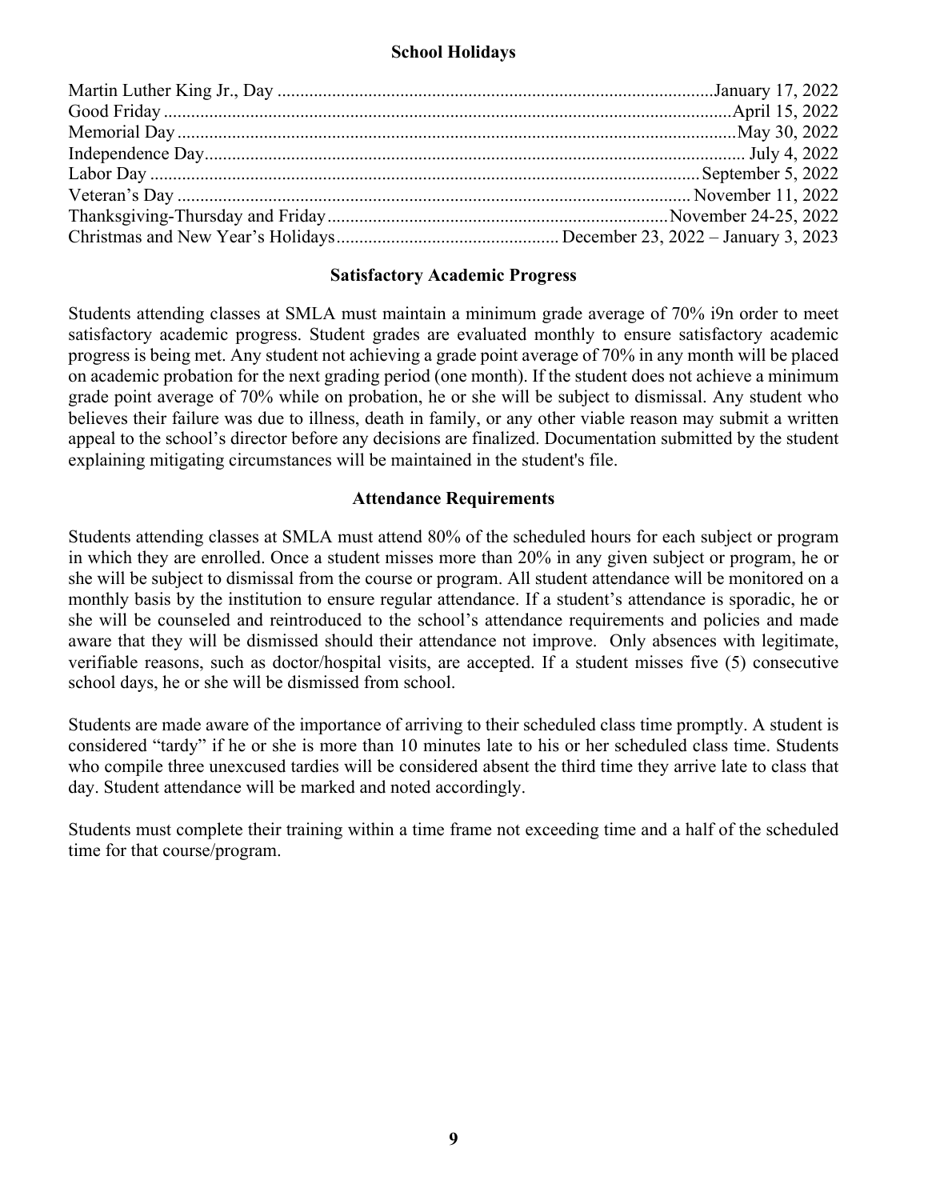## School Holidays

| Holiday | Date |
|---|---|
| Martin Luther King Jr., Day | January 17, 2022 |
| Good Friday | April 15, 2022 |
| Memorial Day | May 30, 2022 |
| Independence Day | July 4, 2022 |
| Labor Day | September 5, 2022 |
| Veteran's Day | November 11, 2022 |
| Thanksgiving-Thursday and Friday | November 24-25, 2022 |
| Christmas and New Year's Holidays | December 23, 2022 – January 3, 2023 |

## Satisfactory Academic Progress

Students attending classes at SMLA must maintain a minimum grade average of 70% i9n order to meet satisfactory academic progress. Student grades are evaluated monthly to ensure satisfactory academic progress is being met. Any student not achieving a grade point average of 70% in any month will be placed on academic probation for the next grading period (one month). If the student does not achieve a minimum grade point average of 70% while on probation, he or she will be subject to dismissal. Any student who believes their failure was due to illness, death in family, or any other viable reason may submit a written appeal to the school's director before any decisions are finalized. Documentation submitted by the student explaining mitigating circumstances will be maintained in the student's file.

## Attendance Requirements

Students attending classes at SMLA must attend 80% of the scheduled hours for each subject or program in which they are enrolled. Once a student misses more than 20% in any given subject or program, he or she will be subject to dismissal from the course or program. All student attendance will be monitored on a monthly basis by the institution to ensure regular attendance. If a student's attendance is sporadic, he or she will be counseled and reintroduced to the school's attendance requirements and policies and made aware that they will be dismissed should their attendance not improve. Only absences with legitimate, verifiable reasons, such as doctor/hospital visits, are accepted. If a student misses five (5) consecutive school days, he or she will be dismissed from school.

Students are made aware of the importance of arriving to their scheduled class time promptly. A student is considered "tardy" if he or she is more than 10 minutes late to his or her scheduled class time. Students who compile three unexcused tardies will be considered absent the third time they arrive late to class that day. Student attendance will be marked and noted accordingly.

Students must complete their training within a time frame not exceeding time and a half of the scheduled time for that course/program.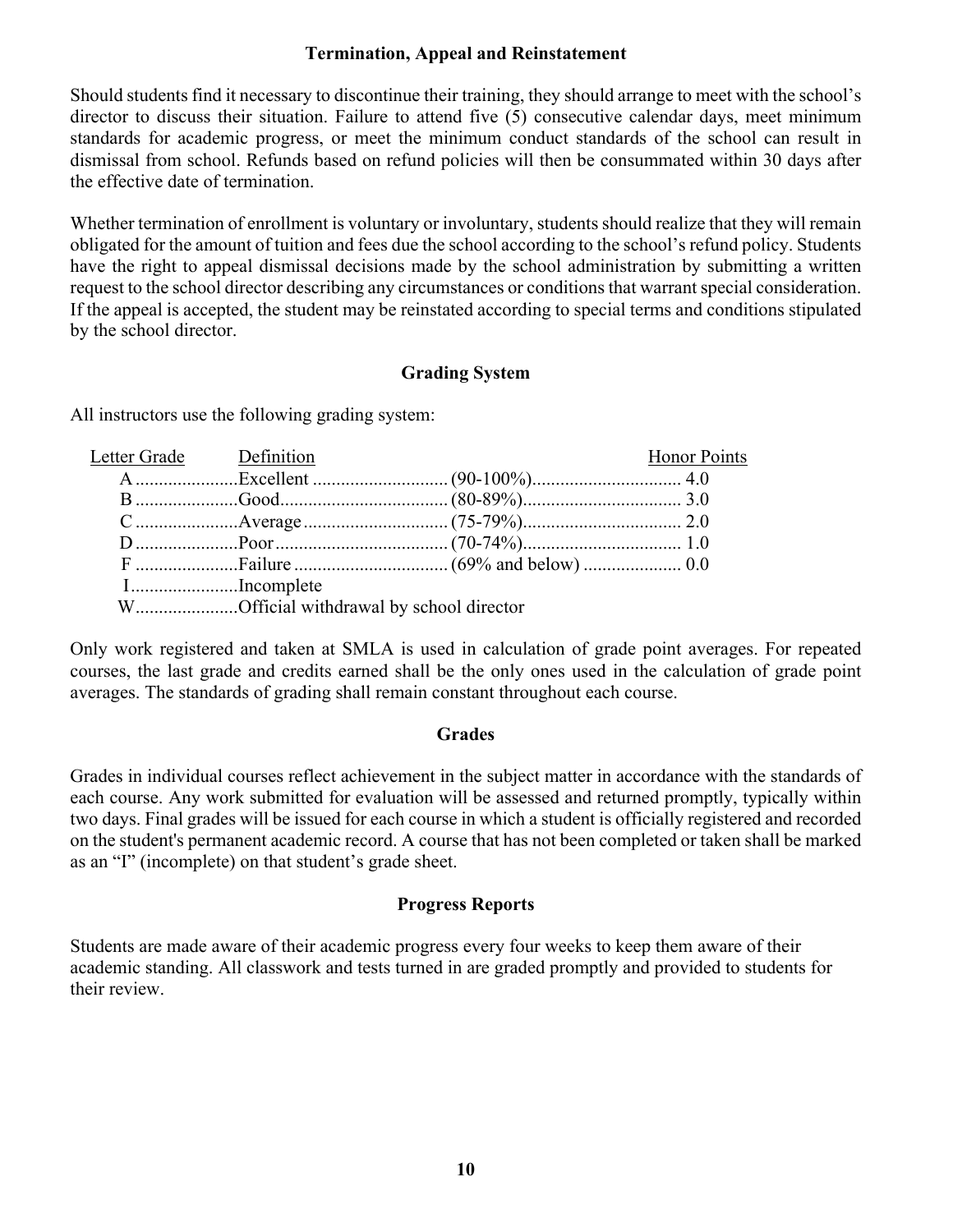### Termination, Appeal and Reinstatement

Should students find it necessary to discontinue their training, they should arrange to meet with the school's director to discuss their situation. Failure to attend five (5) consecutive calendar days, meet minimum standards for academic progress, or meet the minimum conduct standards of the school can result in dismissal from school. Refunds based on refund policies will then be consummated within 30 days after the effective date of termination.

Whether termination of enrollment is voluntary or involuntary, students should realize that they will remain obligated for the amount of tuition and fees due the school according to the school's refund policy. Students have the right to appeal dismissal decisions made by the school administration by submitting a written request to the school director describing any circumstances or conditions that warrant special consideration. If the appeal is accepted, the student may be reinstated according to special terms and conditions stipulated by the school director.

### Grading System

All instructors use the following grading system:

| Letter Grade | Definition | | Honor Points |
|---|---|---|---|
| A | Excellent | (90-100%) | 4.0 |
| B | Good | (80-89%) | 3.0 |
| C | Average | (75-79%) | 2.0 |
| D | Poor | (70-74%) | 1.0 |
| F | Failure | (69% and below) | 0.0 |
| I | Incomplete | | |
| W | Official withdrawal by school director | | |

Only work registered and taken at SMLA is used in calculation of grade point averages. For repeated courses, the last grade and credits earned shall be the only ones used in the calculation of grade point averages. The standards of grading shall remain constant throughout each course.

### Grades

Grades in individual courses reflect achievement in the subject matter in accordance with the standards of each course. Any work submitted for evaluation will be assessed and returned promptly, typically within two days. Final grades will be issued for each course in which a student is officially registered and recorded on the student's permanent academic record. A course that has not been completed or taken shall be marked as an "I" (incomplete) on that student's grade sheet.

### Progress Reports

Students are made aware of their academic progress every four weeks to keep them aware of their academic standing. All classwork and tests turned in are graded promptly and provided to students for their review.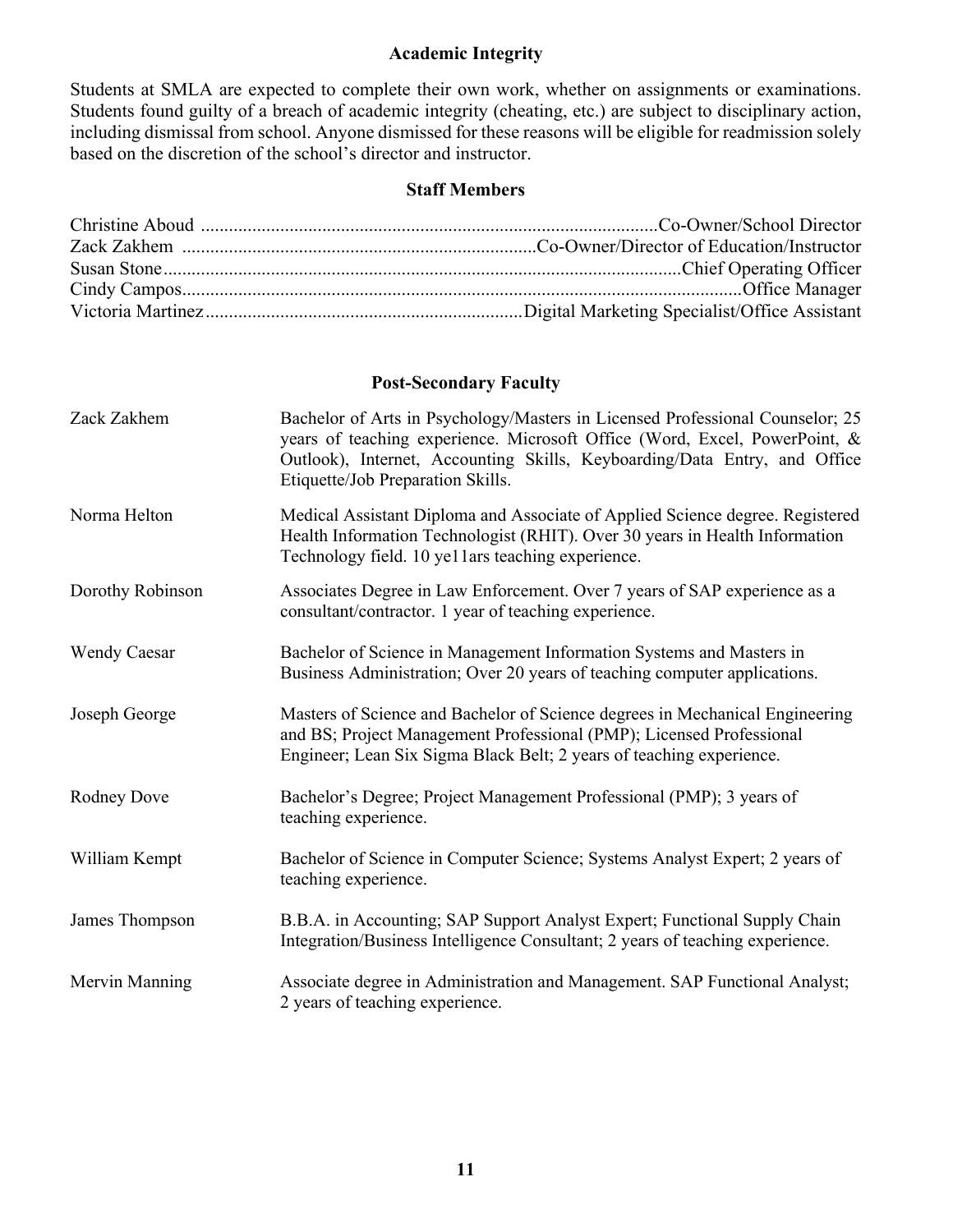### Academic Integrity

Students at SMLA are expected to complete their own work, whether on assignments or examinations. Students found guilty of a breach of academic integrity (cheating, etc.) are subject to disciplinary action, including dismissal from school. Anyone dismissed for these reasons will be eligible for readmission solely based on the discretion of the school's director and instructor.

### Staff Members

| | |
|---|---|
| Christine Aboud | Co-Owner/School Director |
| Zack Zakhem | Co-Owner/Director of Education/Instructor |
| Susan Stone | Chief Operating Officer |
| Cindy Campos | Office Manager |
| Victoria Martinez | Digital Marketing Specialist/Office Assistant |

### Post-Secondary Faculty

| | |
|---|---|
| Zack Zakhem | Bachelor of Arts in Psychology/Masters in Licensed Professional Counselor; 25 years of teaching experience. Microsoft Office (Word, Excel, PowerPoint, & Outlook), Internet, Accounting Skills, Keyboarding/Data Entry, and Office Etiquette/Job Preparation Skills. |
| Norma Helton | Medical Assistant Diploma and Associate of Applied Science degree. Registered Health Information Technologist (RHIT). Over 30 years in Health Information Technology field. 10 ye11ars teaching experience. |
| Dorothy Robinson | Associates Degree in Law Enforcement. Over 7 years of SAP experience as a consultant/contractor. 1 year of teaching experience. |
| Wendy Caesar | Bachelor of Science in Management Information Systems and Masters in Business Administration; Over 20 years of teaching computer applications. |
| Joseph George | Masters of Science and Bachelor of Science degrees in Mechanical Engineering and BS; Project Management Professional (PMP); Licensed Professional Engineer; Lean Six Sigma Black Belt; 2 years of teaching experience. |
| Rodney Dove | Bachelor's Degree; Project Management Professional (PMP); 3 years of teaching experience. |
| William Kempt | Bachelor of Science in Computer Science; Systems Analyst Expert; 2 years of teaching experience. |
| James Thompson | B.B.A. in Accounting; SAP Support Analyst Expert; Functional Supply Chain Integration/Business Intelligence Consultant; 2 years of teaching experience. |
| Mervin Manning | Associate degree in Administration and Management. SAP Functional Analyst; 2 years of teaching experience. |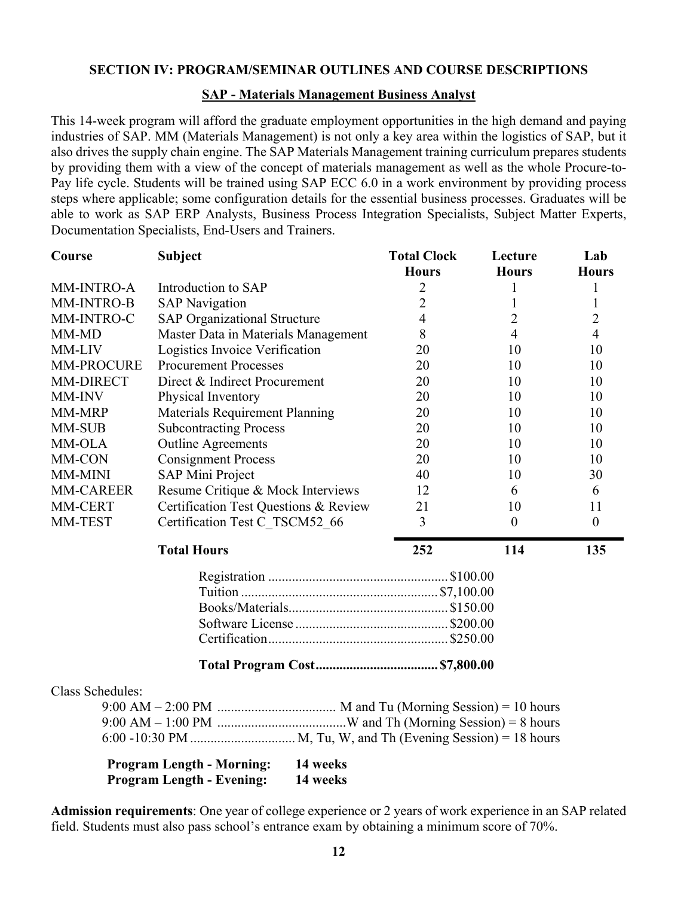## SECTION IV: PROGRAM/SEMINAR OUTLINES AND COURSE DESCRIPTIONS

### SAP - Materials Management Business Analyst

This 14-week program will afford the graduate employment opportunities in the high demand and paying industries of SAP. MM (Materials Management) is not only a key area within the logistics of SAP, but it also drives the supply chain engine. The SAP Materials Management training curriculum prepares students by providing them with a view of the concept of materials management as well as the whole Procure-to-Pay life cycle. Students will be trained using SAP ECC 6.0 in a work environment by providing process steps where applicable; some configuration details for the essential business processes. Graduates will be able to work as SAP ERP Analysts, Business Process Integration Specialists, Subject Matter Experts, Documentation Specialists, End-Users and Trainers.

| Course | Subject | Total Clock Hours | Lecture Hours | Lab Hours |
|---|---|---|---|---|
| MM-INTRO-A | Introduction to SAP | 2 | 1 | 1 |
| MM-INTRO-B | SAP Navigation | 2 | 1 | 1 |
| MM-INTRO-C | SAP Organizational Structure | 4 | 2 | 2 |
| MM-MD | Master Data in Materials Management | 8 | 4 | 4 |
| MM-LIV | Logistics Invoice Verification | 20 | 10 | 10 |
| MM-PROCURE | Procurement Processes | 20 | 10 | 10 |
| MM-DIRECT | Direct & Indirect Procurement | 20 | 10 | 10 |
| MM-INV | Physical Inventory | 20 | 10 | 10 |
| MM-MRP | Materials Requirement Planning | 20 | 10 | 10 |
| MM-SUB | Subcontracting Process | 20 | 10 | 10 |
| MM-OLA | Outline Agreements | 20 | 10 | 10 |
| MM-CON | Consignment Process | 20 | 10 | 10 |
| MM-MINI | SAP Mini Project | 40 | 10 | 30 |
| MM-CAREER | Resume Critique & Mock Interviews | 12 | 6 | 6 |
| MM-CERT | Certification Test Questions & Review | 21 | 10 | 11 |
| MM-TEST | Certification Test C_TSCM52_66 | 3 | 0 | 0 |
| | **Total Hours** | **252** | **114** | **135** |

| | |
|---|---|
| Registration | $100.00 |
| Tuition | $7,100.00 |
| Books/Materials | $150.00 |
| Software License | $200.00 |
| Certification | $250.00 |
| **Total Program Cost** | **$7,800.00** |

Class Schedules:

- 9:00 AM – 2:00 PM .................................. M and Tu (Morning Session) = 10 hours
- 9:00 AM – 1:00 PM .....................................W and Th (Morning Session) = 8 hours
- 6:00 -10:30 PM .............................. M, Tu, W, and Th (Evening Session) = 18 hours

**Program Length - Morning:** 14 weeks
**Program Length - Evening:** 14 weeks

**Admission requirements**: One year of college experience or 2 years of work experience in an SAP related field. Students must also pass school's entrance exam by obtaining a minimum score of 70%.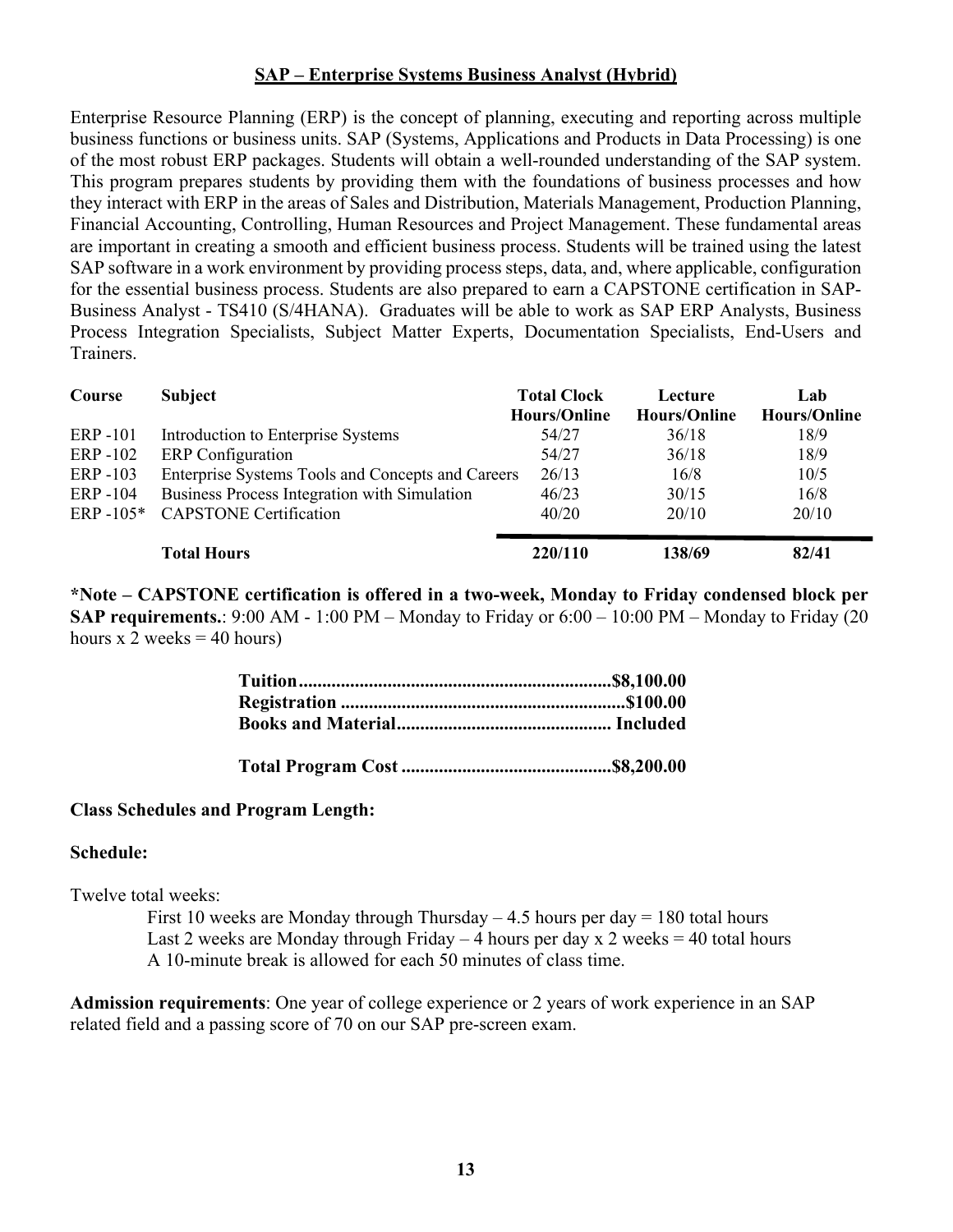## SAP – Enterprise Systems Business Analyst (Hybrid)

Enterprise Resource Planning (ERP) is the concept of planning, executing and reporting across multiple business functions or business units. SAP (Systems, Applications and Products in Data Processing) is one of the most robust ERP packages. Students will obtain a well-rounded understanding of the SAP system. This program prepares students by providing them with the foundations of business processes and how they interact with ERP in the areas of Sales and Distribution, Materials Management, Production Planning, Financial Accounting, Controlling, Human Resources and Project Management. These fundamental areas are important in creating a smooth and efficient business process. Students will be trained using the latest SAP software in a work environment by providing process steps, data, and, where applicable, configuration for the essential business process. Students are also prepared to earn a CAPSTONE certification in SAP-Business Analyst - TS410 (S/4HANA). Graduates will be able to work as SAP ERP Analysts, Business Process Integration Specialists, Subject Matter Experts, Documentation Specialists, End-Users and Trainers.

| Course | Subject | Total Clock Hours/Online | Lecture Hours/Online | Lab Hours/Online |
|---|---|---|---|---|
| ERP -101 | Introduction to Enterprise Systems | 54/27 | 36/18 | 18/9 |
| ERP -102 | ERP Configuration | 54/27 | 36/18 | 18/9 |
| ERP -103 | Enterprise Systems Tools and Concepts and Careers | 26/13 | 16/8 | 10/5 |
| ERP -104 | Business Process Integration with Simulation | 46/23 | 30/15 | 16/8 |
| ERP -105* | CAPSTONE Certification | 40/20 | 20/10 | 20/10 |
| | **Total Hours** | **220/110** | **138/69** | **82/41** |

**\*Note – CAPSTONE certification is offered in a two-week, Monday to Friday condensed block per SAP requirements.**: 9:00 AM - 1:00 PM – Monday to Friday or 6:00 – 10:00 PM – Monday to Friday (20 hours x 2 weeks = 40 hours)

**Tuition..................................................................$8,100.00**
**Registration ............................................................$100.00**
**Books and Material............................................. Included**

**Total Program Cost .............................................$8,200.00**

**Class Schedules and Program Length:**

**Schedule:**

Twelve total weeks:

First 10 weeks are Monday through Thursday – 4.5 hours per day = 180 total hours
Last 2 weeks are Monday through Friday – 4 hours per day x 2 weeks = 40 total hours
A 10-minute break is allowed for each 50 minutes of class time.

**Admission requirements**: One year of college experience or 2 years of work experience in an SAP related field and a passing score of 70 on our SAP pre-screen exam.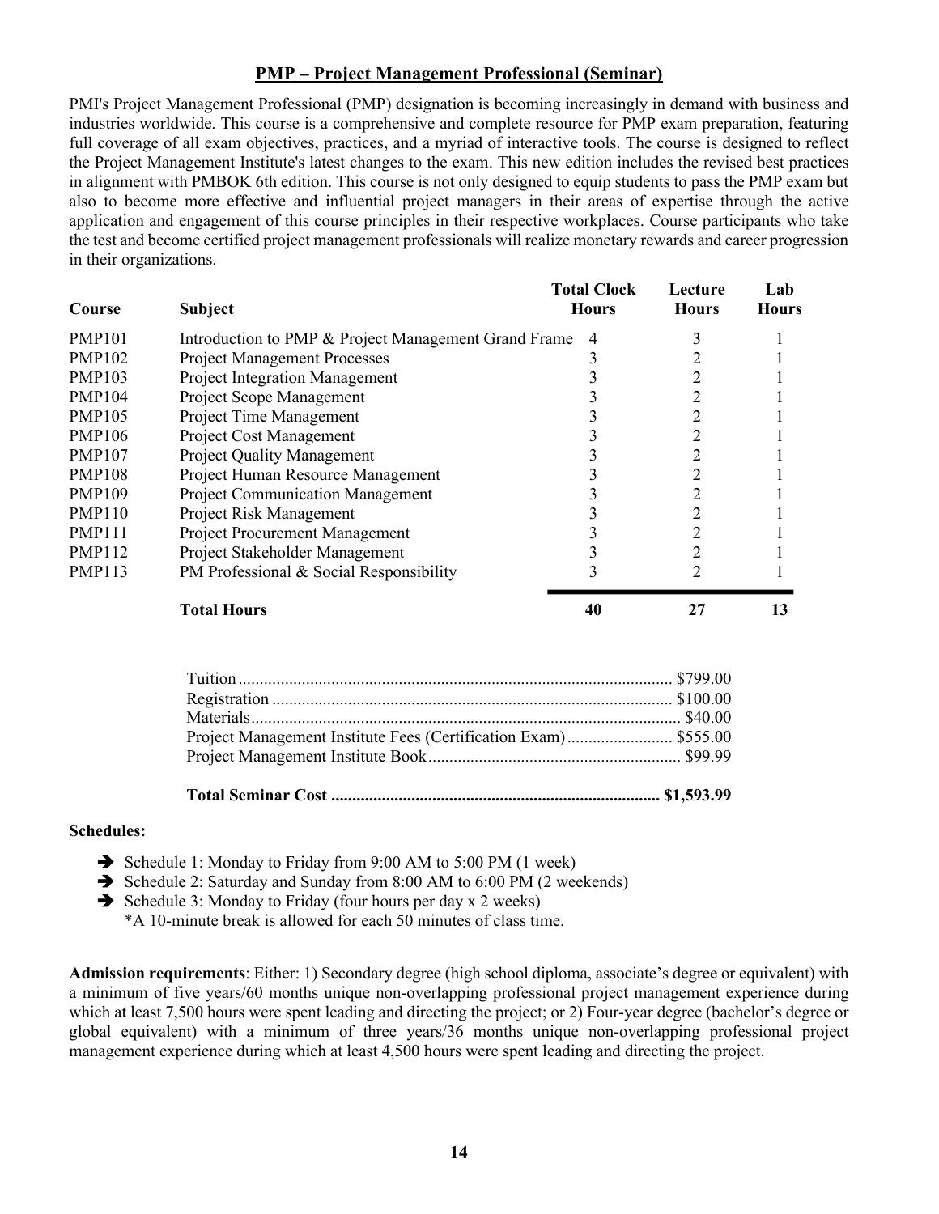## PMP – Project Management Professional (Seminar)

PMI's Project Management Professional (PMP) designation is becoming increasingly in demand with business and industries worldwide. This course is a comprehensive and complete resource for PMP exam preparation, featuring full coverage of all exam objectives, practices, and a myriad of interactive tools. The course is designed to reflect the Project Management Institute's latest changes to the exam. This new edition includes the revised best practices in alignment with PMBOK 6th edition. This course is not only designed to equip students to pass the PMP exam but also to become more effective and influential project managers in their areas of expertise through the active application and engagement of this course principles in their respective workplaces. Course participants who take the test and become certified project management professionals will realize monetary rewards and career progression in their organizations.

| Course | Subject | Total Clock Hours | Lecture Hours | Lab Hours |
|---|---|---|---|---|
| PMP101 | Introduction to PMP & Project Management Grand Frame | 4 | 3 | 1 |
| PMP102 | Project Management Processes | 3 | 2 | 1 |
| PMP103 | Project Integration Management | 3 | 2 | 1 |
| PMP104 | Project Scope Management | 3 | 2 | 1 |
| PMP105 | Project Time Management | 3 | 2 | 1 |
| PMP106 | Project Cost Management | 3 | 2 | 1 |
| PMP107 | Project Quality Management | 3 | 2 | 1 |
| PMP108 | Project Human Resource Management | 3 | 2 | 1 |
| PMP109 | Project Communication Management | 3 | 2 | 1 |
| PMP110 | Project Risk Management | 3 | 2 | 1 |
| PMP111 | Project Procurement Management | 3 | 2 | 1 |
| PMP112 | Project Stakeholder Management | 3 | 2 | 1 |
| PMP113 | PM Professional & Social Responsibility | 3 | 2 | 1 |
| | **Total Hours** | **40** | **27** | **13** |

| Item | Cost |
|---|---|
| Tuition | $799.00 |
| Registration | $100.00 |
| Materials | $40.00 |
| Project Management Institute Fees (Certification Exam) | $555.00 |
| Project Management Institute Book | $99.99 |
| **Total Seminar Cost** | **$1,593.99** |

**Schedules:**

- Schedule 1: Monday to Friday from 9:00 AM to 5:00 PM (1 week)
- Schedule 2: Saturday and Sunday from 8:00 AM to 6:00 PM (2 weekends)
- Schedule 3: Monday to Friday (four hours per day x 2 weeks)
  *A 10-minute break is allowed for each 50 minutes of class time.

**Admission requirements**: Either: 1) Secondary degree (high school diploma, associate's degree or equivalent) with a minimum of five years/60 months unique non-overlapping professional project management experience during which at least 7,500 hours were spent leading and directing the project; or 2) Four-year degree (bachelor's degree or global equivalent) with a minimum of three years/36 months unique non-overlapping professional project management experience during which at least 4,500 hours were spent leading and directing the project.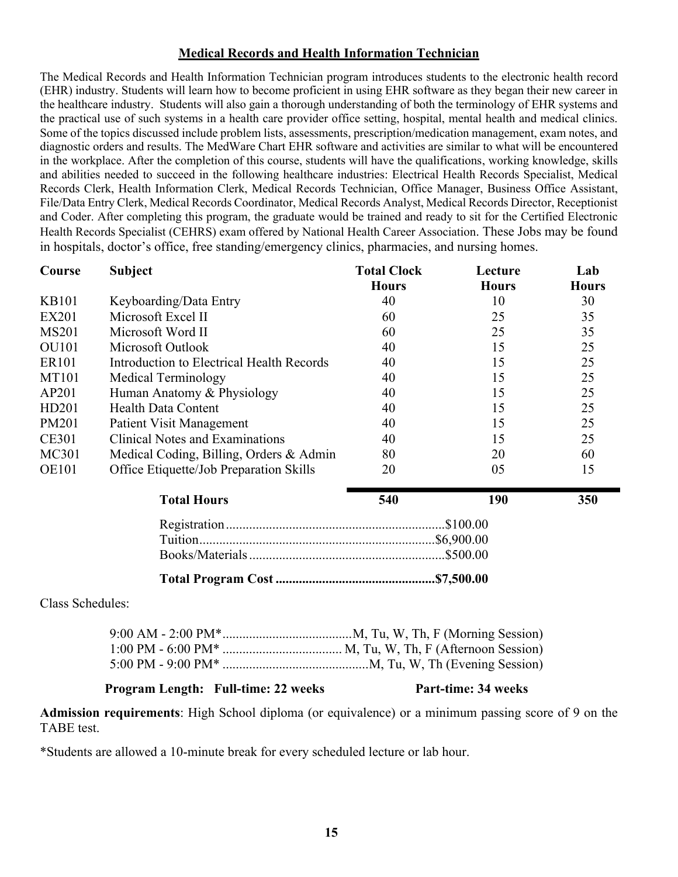## Medical Records and Health Information Technician

The Medical Records and Health Information Technician program introduces students to the electronic health record (EHR) industry. Students will learn how to become proficient in using EHR software as they began their new career in the healthcare industry. Students will also gain a thorough understanding of both the terminology of EHR systems and the practical use of such systems in a health care provider office setting, hospital, mental health and medical clinics. Some of the topics discussed include problem lists, assessments, prescription/medication management, exam notes, and diagnostic orders and results. The MedWare Chart EHR software and activities are similar to what will be encountered in the workplace. After the completion of this course, students will have the qualifications, working knowledge, skills and abilities needed to succeed in the following healthcare industries: Electrical Health Records Specialist, Medical Records Clerk, Health Information Clerk, Medical Records Technician, Office Manager, Business Office Assistant, File/Data Entry Clerk, Medical Records Coordinator, Medical Records Analyst, Medical Records Director, Receptionist and Coder. After completing this program, the graduate would be trained and ready to sit for the Certified Electronic Health Records Specialist (CEHRS) exam offered by National Health Career Association. These Jobs may be found in hospitals, doctor's office, free standing/emergency clinics, pharmacies, and nursing homes.

| Course | Subject | Total Clock Hours | Lecture Hours | Lab Hours |
|---|---|---|---|---|
| KB101 | Keyboarding/Data Entry | 40 | 10 | 30 |
| EX201 | Microsoft Excel II | 60 | 25 | 35 |
| MS201 | Microsoft Word II | 60 | 25 | 35 |
| OU101 | Microsoft Outlook | 40 | 15 | 25 |
| ER101 | Introduction to Electrical Health Records | 40 | 15 | 25 |
| MT101 | Medical Terminology | 40 | 15 | 25 |
| AP201 | Human Anatomy & Physiology | 40 | 15 | 25 |
| HD201 | Health Data Content | 40 | 15 | 25 |
| PM201 | Patient Visit Management | 40 | 15 | 25 |
| CE301 | Clinical Notes and Examinations | 40 | 15 | 25 |
| MC301 | Medical Coding, Billing, Orders & Admin | 80 | 20 | 60 |
| OE101 | Office Etiquette/Job Preparation Skills | 20 | 05 | 15 |
| | **Total Hours** | **540** | **190** | **350** |

Registration....................................................................$100.00
Tuition.........................................................................$6,900.00
Books/Materials.............................................................$500.00

**Total Program Cost ...............................................$7,500.00**

Class Schedules:

9:00 AM - 2:00 PM*......................................M, Tu, W, Th, F (Morning Session)
1:00 PM - 6:00 PM* ................................... M, Tu, W, Th, F (Afternoon Session)
5:00 PM - 9:00 PM* ...........................................M, Tu, W, Th (Evening Session)

**Program Length: Full-time: 22 weeks Part-time: 34 weeks**

**Admission requirements**: High School diploma (or equivalence) or a minimum passing score of 9 on the TABE test.

*Students are allowed a 10-minute break for every scheduled lecture or lab hour.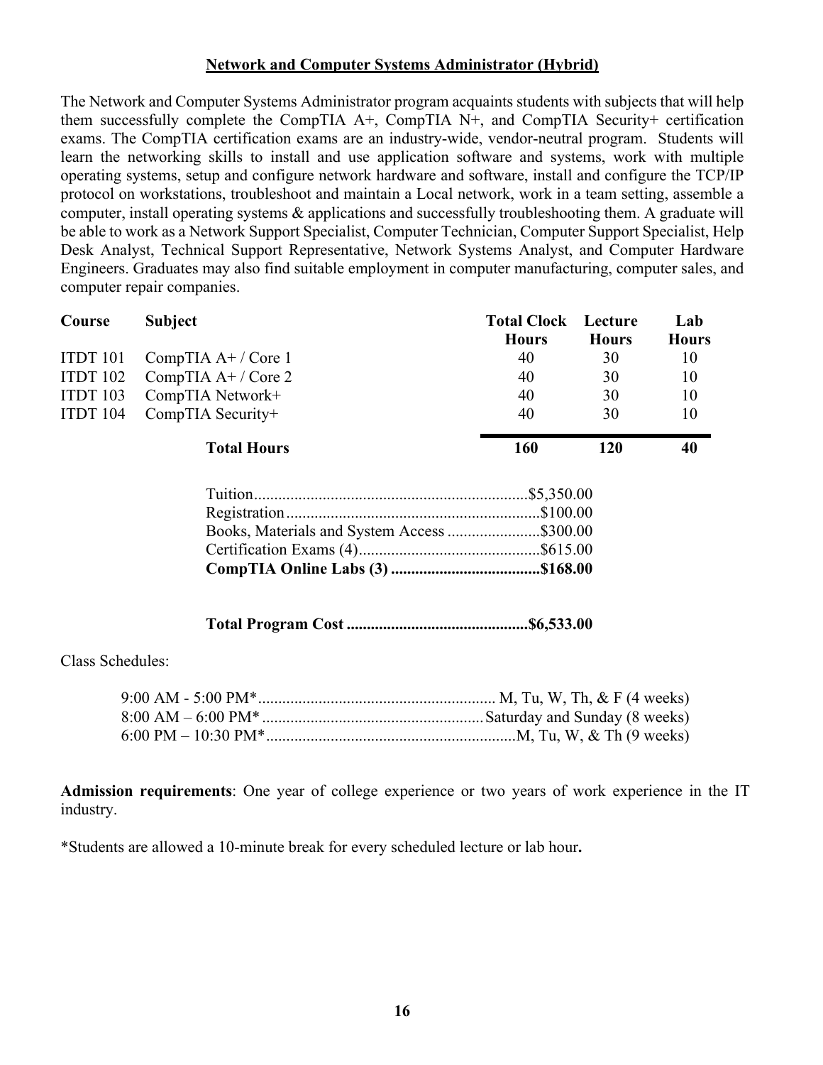## Network and Computer Systems Administrator (Hybrid)

The Network and Computer Systems Administrator program acquaints students with subjects that will help them successfully complete the CompTIA A+, CompTIA N+, and CompTIA Security+ certification exams. The CompTIA certification exams are an industry-wide, vendor-neutral program. Students will learn the networking skills to install and use application software and systems, work with multiple operating systems, setup and configure network hardware and software, install and configure the TCP/IP protocol on workstations, troubleshoot and maintain a Local network, work in a team setting, assemble a computer, install operating systems & applications and successfully troubleshooting them. A graduate will be able to work as a Network Support Specialist, Computer Technician, Computer Support Specialist, Help Desk Analyst, Technical Support Representative, Network Systems Analyst, and Computer Hardware Engineers. Graduates may also find suitable employment in computer manufacturing, computer sales, and computer repair companies.

| Course | Subject | Total Clock Hours | Lecture Hours | Lab Hours |
|---|---|---|---|---|
| ITDT 101 | CompTIA A+ / Core 1 | 40 | 30 | 10 |
| ITDT 102 | CompTIA A+ / Core 2 | 40 | 30 | 10 |
| ITDT 103 | CompTIA Network+ | 40 | 30 | 10 |
| ITDT 104 | CompTIA Security+ | 40 | 30 | 10 |
| | **Total Hours** | **160** | **120** | **40** |

| Item | Cost |
|---|---|
| Tuition | $5,350.00 |
| Registration | $100.00 |
| Books, Materials and System Access | $300.00 |
| Certification Exams (4) | $615.00 |
| **CompTIA Online Labs (3)** | **$168.00** |
| **Total Program Cost** | **$6,533.00** |

Class Schedules:

| Time | Days |
|---|---|
| 9:00 AM - 5:00 PM* | M, Tu, W, Th, & F (4 weeks) |
| 8:00 AM – 6:00 PM* | Saturday and Sunday (8 weeks) |
| 6:00 PM – 10:30 PM* | M, Tu, W, & Th (9 weeks) |

**Admission requirements**: One year of college experience or two years of work experience in the IT industry.

*Students are allowed a 10-minute break for every scheduled lecture or lab hour**.**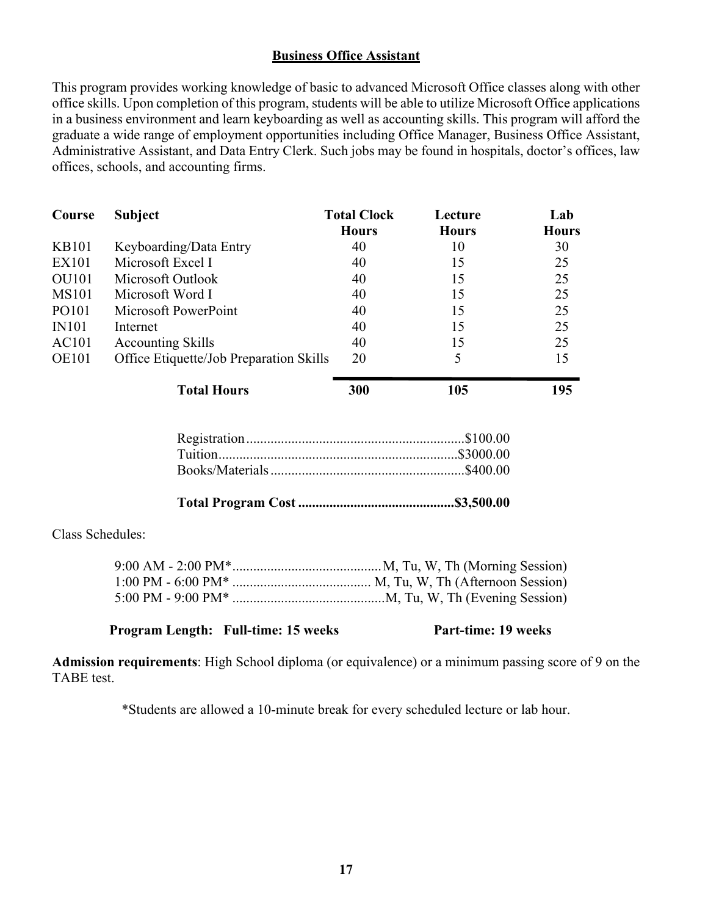## Business Office Assistant

This program provides working knowledge of basic to advanced Microsoft Office classes along with other office skills. Upon completion of this program, students will be able to utilize Microsoft Office applications in a business environment and learn keyboarding as well as accounting skills. This program will afford the graduate a wide range of employment opportunities including Office Manager, Business Office Assistant, Administrative Assistant, and Data Entry Clerk. Such jobs may be found in hospitals, doctor's offices, law offices, schools, and accounting firms.

| Course | Subject | Total Clock Hours | Lecture Hours | Lab Hours |
|---|---|---|---|---|
| KB101 | Keyboarding/Data Entry | 40 | 10 | 30 |
| EX101 | Microsoft Excel I | 40 | 15 | 25 |
| OU101 | Microsoft Outlook | 40 | 15 | 25 |
| MS101 | Microsoft Word I | 40 | 15 | 25 |
| PO101 | Microsoft PowerPoint | 40 | 15 | 25 |
| IN101 | Internet | 40 | 15 | 25 |
| AC101 | Accounting Skills | 40 | 15 | 25 |
| OE101 | Office Etiquette/Job Preparation Skills | 20 | 5 | 15 |
| | **Total Hours** | **300** | **105** | **195** |

Registration...............................................................$100.00
Tuition....................................................................$3000.00
Books/Materials........................................................$400.00

**Total Program Cost .............................................$3,500.00**

Class Schedules:

9:00 AM - 2:00 PM*...........................................M, Tu, W, Th (Morning Session)
1:00 PM - 6:00 PM* ........................................ M, Tu, W, Th (Afternoon Session)
5:00 PM - 9:00 PM* ............................................M, Tu, W, Th (Evening Session)

**Program Length: Full-time: 15 weeks Part-time: 19 weeks**

**Admission requirements**: High School diploma (or equivalence) or a minimum passing score of 9 on the TABE test.

*Students are allowed a 10-minute break for every scheduled lecture or lab hour.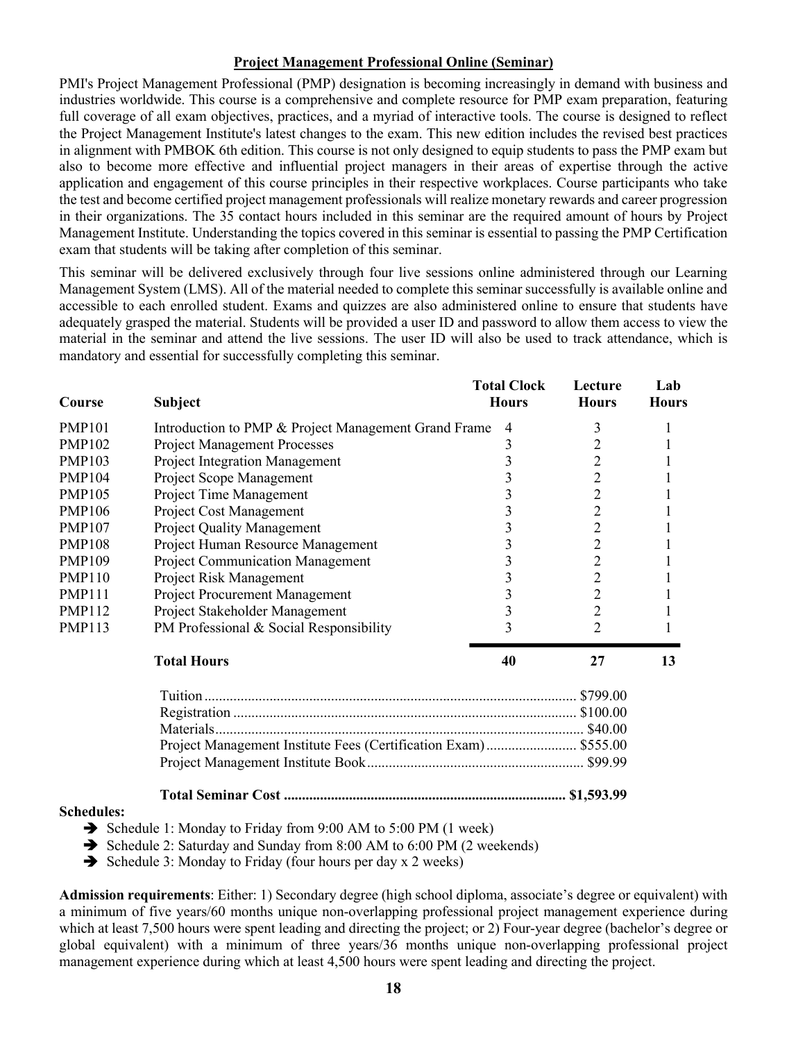## Project Management Professional Online (Seminar)

PMI's Project Management Professional (PMP) designation is becoming increasingly in demand with business and industries worldwide. This course is a comprehensive and complete resource for PMP exam preparation, featuring full coverage of all exam objectives, practices, and a myriad of interactive tools. The course is designed to reflect the Project Management Institute's latest changes to the exam. This new edition includes the revised best practices in alignment with PMBOK 6th edition. This course is not only designed to equip students to pass the PMP exam but also to become more effective and influential project managers in their areas of expertise through the active application and engagement of this course principles in their respective workplaces. Course participants who take the test and become certified project management professionals will realize monetary rewards and career progression in their organizations. The 35 contact hours included in this seminar are the required amount of hours by Project Management Institute. Understanding the topics covered in this seminar is essential to passing the PMP Certification exam that students will be taking after completion of this seminar.

This seminar will be delivered exclusively through four live sessions online administered through our Learning Management System (LMS). All of the material needed to complete this seminar successfully is available online and accessible to each enrolled student. Exams and quizzes are also administered online to ensure that students have adequately grasped the material. Students will be provided a user ID and password to allow them access to view the material in the seminar and attend the live sessions. The user ID will also be used to track attendance, which is mandatory and essential for successfully completing this seminar.

| Course | Subject | Total Clock Hours | Lecture Hours | Lab Hours |
|---|---|---|---|---|
| PMP101 | Introduction to PMP & Project Management Grand Frame | 4 | 3 | 1 |
| PMP102 | Project Management Processes | 3 | 2 | 1 |
| PMP103 | Project Integration Management | 3 | 2 | 1 |
| PMP104 | Project Scope Management | 3 | 2 | 1 |
| PMP105 | Project Time Management | 3 | 2 | 1 |
| PMP106 | Project Cost Management | 3 | 2 | 1 |
| PMP107 | Project Quality Management | 3 | 2 | 1 |
| PMP108 | Project Human Resource Management | 3 | 2 | 1 |
| PMP109 | Project Communication Management | 3 | 2 | 1 |
| PMP110 | Project Risk Management | 3 | 2 | 1 |
| PMP111 | Project Procurement Management | 3 | 2 | 1 |
| PMP112 | Project Stakeholder Management | 3 | 2 | 1 |
| PMP113 | PM Professional & Social Responsibility | 3 | 2 | 1 |
| | **Total Hours** | **40** | **27** | **13** |

| Item | Cost |
|---|---|
| Tuition | $799.00 |
| Registration | $100.00 |
| Materials | $40.00 |
| Project Management Institute Fees (Certification Exam) | $555.00 |
| Project Management Institute Book | $99.99 |
| **Total Seminar Cost** | **$1,593.99** |

**Schedules:**

- Schedule 1: Monday to Friday from 9:00 AM to 5:00 PM (1 week)
- Schedule 2: Saturday and Sunday from 8:00 AM to 6:00 PM (2 weekends)
- Schedule 3: Monday to Friday (four hours per day x 2 weeks)

**Admission requirements**: Either: 1) Secondary degree (high school diploma, associate's degree or equivalent) with a minimum of five years/60 months unique non-overlapping professional project management experience during which at least 7,500 hours were spent leading and directing the project; or 2) Four-year degree (bachelor's degree or global equivalent) with a minimum of three years/36 months unique non-overlapping professional project management experience during which at least 4,500 hours were spent leading and directing the project.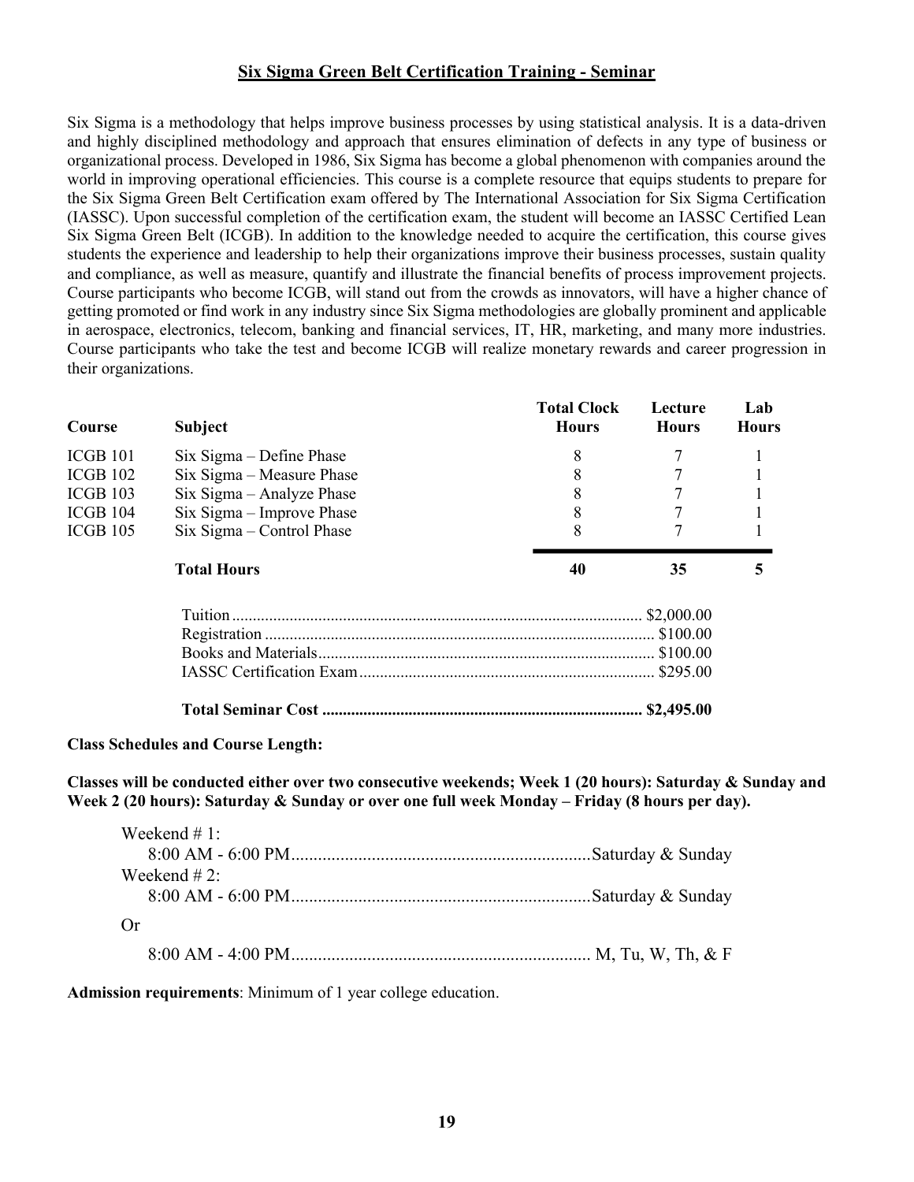## Six Sigma Green Belt Certification Training - Seminar

Six Sigma is a methodology that helps improve business processes by using statistical analysis. It is a data-driven and highly disciplined methodology and approach that ensures elimination of defects in any type of business or organizational process. Developed in 1986, Six Sigma has become a global phenomenon with companies around the world in improving operational efficiencies. This course is a complete resource that equips students to prepare for the Six Sigma Green Belt Certification exam offered by The International Association for Six Sigma Certification (IASSC). Upon successful completion of the certification exam, the student will become an IASSC Certified Lean Six Sigma Green Belt (ICGB). In addition to the knowledge needed to acquire the certification, this course gives students the experience and leadership to help their organizations improve their business processes, sustain quality and compliance, as well as measure, quantify and illustrate the financial benefits of process improvement projects. Course participants who become ICGB, will stand out from the crowds as innovators, will have a higher chance of getting promoted or find work in any industry since Six Sigma methodologies are globally prominent and applicable in aerospace, electronics, telecom, banking and financial services, IT, HR, marketing, and many more industries. Course participants who take the test and become ICGB will realize monetary rewards and career progression in their organizations.

| Course | Subject | Total Clock Hours | Lecture Hours | Lab Hours |
|---|---|---|---|---|
| ICGB 101 | Six Sigma – Define Phase | 8 | 7 | 1 |
| ICGB 102 | Six Sigma – Measure Phase | 8 | 7 | 1 |
| ICGB 103 | Six Sigma – Analyze Phase | 8 | 7 | 1 |
| ICGB 104 | Six Sigma – Improve Phase | 8 | 7 | 1 |
| ICGB 105 | Six Sigma – Control Phase | 8 | 7 | 1 |
| | **Total Hours** | **40** | **35** | **5** |

| | |
|---|---|
| Tuition | $2,000.00 |
| Registration | $100.00 |
| Books and Materials | $100.00 |
| IASSC Certification Exam | $295.00 |
| **Total Seminar Cost** | **$2,495.00** |

**Class Schedules and Course Length:**

**Classes will be conducted either over two consecutive weekends; Week 1 (20 hours): Saturday & Sunday and Week 2 (20 hours): Saturday & Sunday or over one full week Monday – Friday (8 hours per day).**

Weekend # 1:
8:00 AM - 6:00 PM ........ Saturday & Sunday

Weekend # 2:
8:00 AM - 6:00 PM ........ Saturday & Sunday

Or

8:00 AM - 4:00 PM ........ M, Tu, W, Th, & F

**Admission requirements**: Minimum of 1 year college education.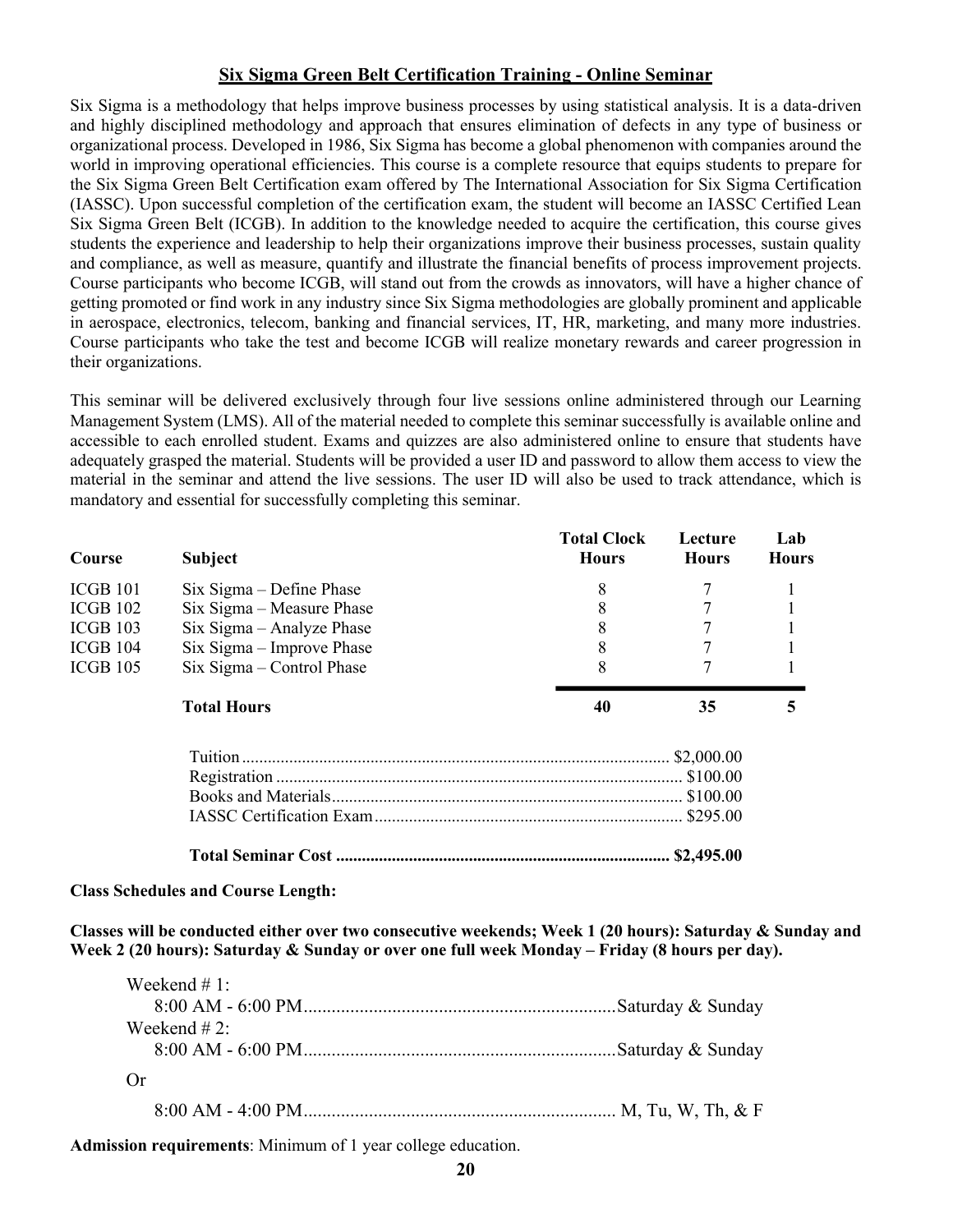## Six Sigma Green Belt Certification Training - Online Seminar

Six Sigma is a methodology that helps improve business processes by using statistical analysis. It is a data-driven and highly disciplined methodology and approach that ensures elimination of defects in any type of business or organizational process. Developed in 1986, Six Sigma has become a global phenomenon with companies around the world in improving operational efficiencies. This course is a complete resource that equips students to prepare for the Six Sigma Green Belt Certification exam offered by The International Association for Six Sigma Certification (IASSC). Upon successful completion of the certification exam, the student will become an IASSC Certified Lean Six Sigma Green Belt (ICGB). In addition to the knowledge needed to acquire the certification, this course gives students the experience and leadership to help their organizations improve their business processes, sustain quality and compliance, as well as measure, quantify and illustrate the financial benefits of process improvement projects. Course participants who become ICGB, will stand out from the crowds as innovators, will have a higher chance of getting promoted or find work in any industry since Six Sigma methodologies are globally prominent and applicable in aerospace, electronics, telecom, banking and financial services, IT, HR, marketing, and many more industries. Course participants who take the test and become ICGB will realize monetary rewards and career progression in their organizations.

This seminar will be delivered exclusively through four live sessions online administered through our Learning Management System (LMS). All of the material needed to complete this seminar successfully is available online and accessible to each enrolled student. Exams and quizzes are also administered online to ensure that students have adequately grasped the material. Students will be provided a user ID and password to allow them access to view the material in the seminar and attend the live sessions. The user ID will also be used to track attendance, which is mandatory and essential for successfully completing this seminar.

| Course | Subject | Total Clock Hours | Lecture Hours | Lab Hours |
|---|---|---|---|---|
| ICGB 101 | Six Sigma – Define Phase | 8 | 7 | 1 |
| ICGB 102 | Six Sigma – Measure Phase | 8 | 7 | 1 |
| ICGB 103 | Six Sigma – Analyze Phase | 8 | 7 | 1 |
| ICGB 104 | Six Sigma – Improve Phase | 8 | 7 | 1 |
| ICGB 105 | Six Sigma – Control Phase | 8 | 7 | 1 |
| | **Total Hours** | **40** | **35** | **5** |

| | |
|---|---|
| Tuition | $2,000.00 |
| Registration | $100.00 |
| Books and Materials | $100.00 |
| IASSC Certification Exam | $295.00 |
| **Total Seminar Cost** | **$2,495.00** |

**Class Schedules and Course Length:**

**Classes will be conducted either over two consecutive weekends; Week 1 (20 hours): Saturday & Sunday and Week 2 (20 hours): Saturday & Sunday or over one full week Monday – Friday (8 hours per day).**

Weekend # 1:
8:00 AM - 6:00 PM .................... Saturday & Sunday

Weekend # 2:
8:00 AM - 6:00 PM .................... Saturday & Sunday

Or

8:00 AM - 4:00 PM .................... M, Tu, W, Th, & F

**Admission requirements**: Minimum of 1 year college education.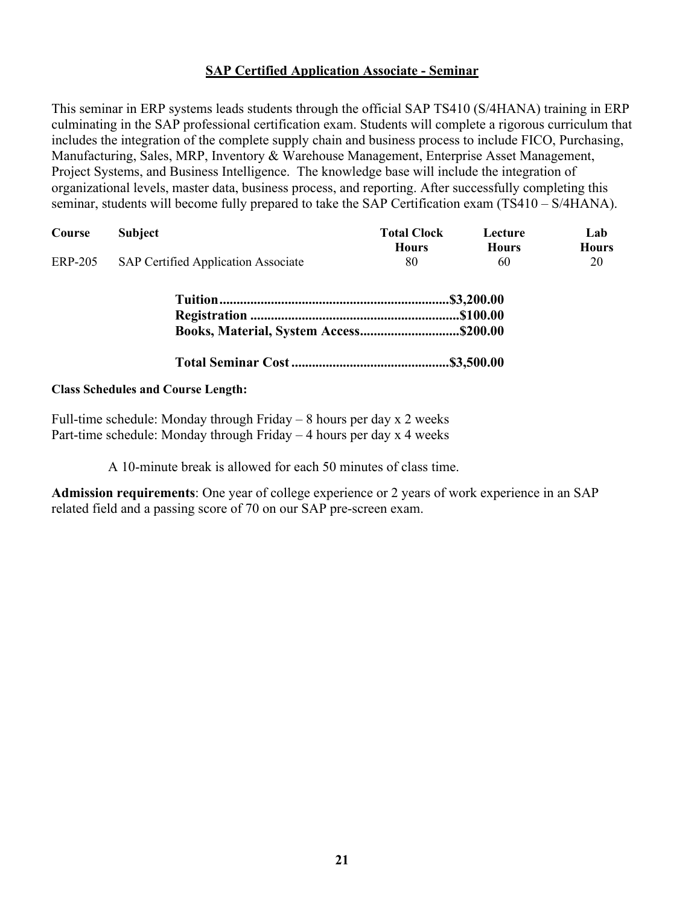## SAP Certified Application Associate - Seminar

This seminar in ERP systems leads students through the official SAP TS410 (S/4HANA) training in ERP culminating in the SAP professional certification exam. Students will complete a rigorous curriculum that includes the integration of the complete supply chain and business process to include FICO, Purchasing, Manufacturing, Sales, MRP, Inventory & Warehouse Management, Enterprise Asset Management, Project Systems, and Business Intelligence. The knowledge base will include the integration of organizational levels, master data, business process, and reporting. After successfully completing this seminar, students will become fully prepared to take the SAP Certification exam (TS410 – S/4HANA).

| Course | Subject | Total Clock Hours | Lecture Hours | Lab Hours |
|---|---|---|---|---|
| ERP-205 | SAP Certified Application Associate | 80 | 60 | 20 |

**Tuition..................................................................$3,200.00**
**Registration ............................................................$100.00**
**Books, Material, System Access............................$200.00**

**Total Seminar Cost .............................................$3,500.00**

**Class Schedules and Course Length:**

Full-time schedule: Monday through Friday – 8 hours per day x 2 weeks
Part-time schedule: Monday through Friday – 4 hours per day x 4 weeks

A 10-minute break is allowed for each 50 minutes of class time.

**Admission requirements**: One year of college experience or 2 years of work experience in an SAP related field and a passing score of 70 on our SAP pre-screen exam.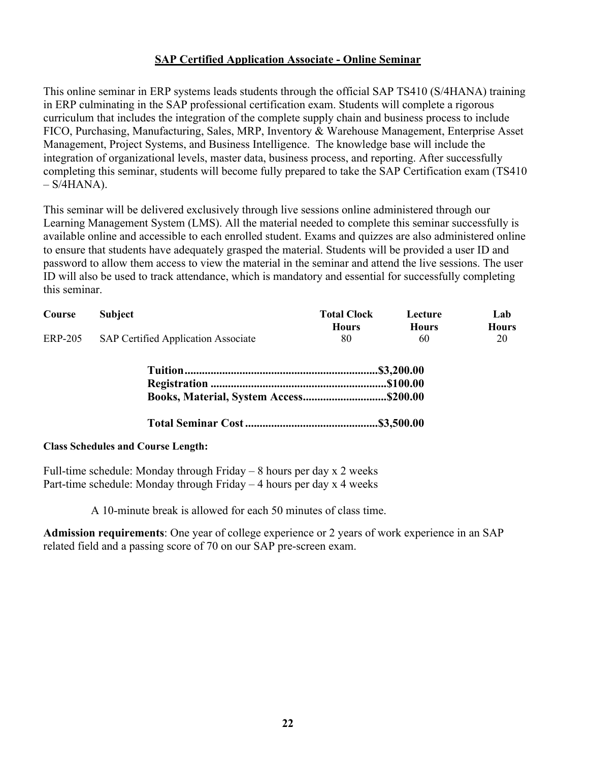## SAP Certified Application Associate - Online Seminar

This online seminar in ERP systems leads students through the official SAP TS410 (S/4HANA) training in ERP culminating in the SAP professional certification exam. Students will complete a rigorous curriculum that includes the integration of the complete supply chain and business process to include FICO, Purchasing, Manufacturing, Sales, MRP, Inventory & Warehouse Management, Enterprise Asset Management, Project Systems, and Business Intelligence. The knowledge base will include the integration of organizational levels, master data, business process, and reporting. After successfully completing this seminar, students will become fully prepared to take the SAP Certification exam (TS410 – S/4HANA).

This seminar will be delivered exclusively through live sessions online administered through our Learning Management System (LMS). All the material needed to complete this seminar successfully is available online and accessible to each enrolled student. Exams and quizzes are also administered online to ensure that students have adequately grasped the material. Students will be provided a user ID and password to allow them access to view the material in the seminar and attend the live sessions. The user ID will also be used to track attendance, which is mandatory and essential for successfully completing this seminar.

| Course | Subject | Total Clock Hours | Lecture Hours | Lab Hours |
|---|---|---|---|---|
| ERP-205 | SAP Certified Application Associate | 80 | 60 | 20 |

**Tuition....................................................................$3,200.00**
**Registration ............................................................$100.00**
**Books, Material, System Access.............................$200.00**

**Total Seminar Cost ..............................................$3,500.00**

**Class Schedules and Course Length:**

Full-time schedule: Monday through Friday – 8 hours per day x 2 weeks
Part-time schedule: Monday through Friday – 4 hours per day x 4 weeks

A 10-minute break is allowed for each 50 minutes of class time.

**Admission requirements**: One year of college experience or 2 years of work experience in an SAP related field and a passing score of 70 on our SAP pre-screen exam.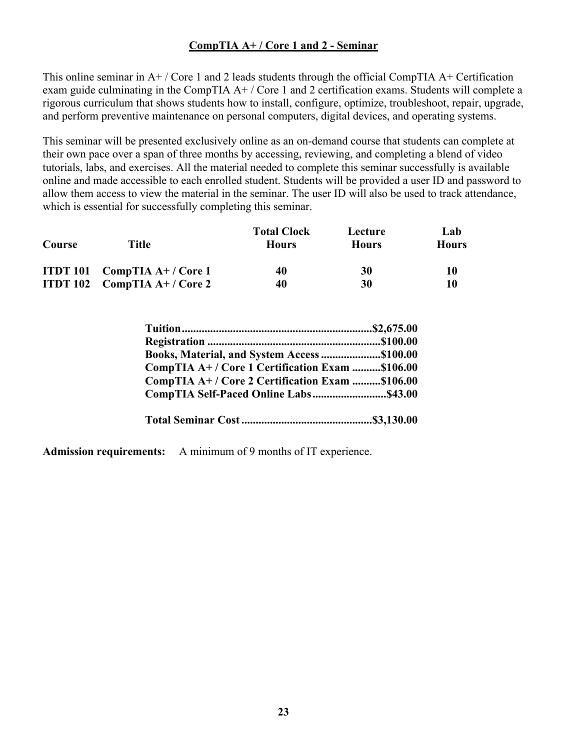## CompTIA A+ / Core 1 and 2 - Seminar

This online seminar in A+ / Core 1 and 2 leads students through the official CompTIA A+ Certification exam guide culminating in the CompTIA A+ / Core 1 and 2 certification exams. Students will complete a rigorous curriculum that shows students how to install, configure, optimize, troubleshoot, repair, upgrade, and perform preventive maintenance on personal computers, digital devices, and operating systems.

This seminar will be presented exclusively online as an on-demand course that students can complete at their own pace over a span of three months by accessing, reviewing, and completing a blend of video tutorials, labs, and exercises. All the material needed to complete this seminar successfully is available online and made accessible to each enrolled student. Students will be provided a user ID and password to allow them access to view the material in the seminar. The user ID will also be used to track attendance, which is essential for successfully completing this seminar.

| Course | Title | Total Clock Hours | Lecture Hours | Lab Hours |
|---|---|---|---|---|
| **ITDT 101** | **CompTIA A+ / Core 1** | **40** | **30** | **10** |
| **ITDT 102** | **CompTIA A+ / Core 2** | **40** | **30** | **10** |

| | |
|---|---|
| **Tuition** | **$2,675.00** |
| **Registration** | **$100.00** |
| **Books, Material, and System Access** | **$100.00** |
| **CompTIA A+ / Core 1 Certification Exam** | **$106.00** |
| **CompTIA A+ / Core 2 Certification Exam** | **$106.00** |
| **CompTIA Self-Paced Online Labs** | **$43.00** |
| **Total Seminar Cost** | **$3,130.00** |

**Admission requirements:** A minimum of 9 months of IT experience.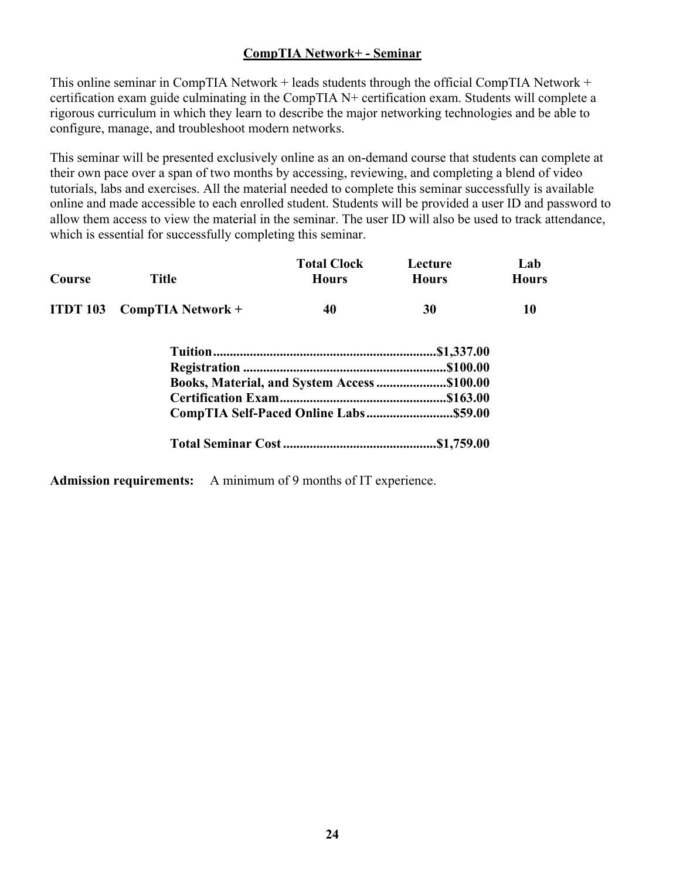## CompTIA Network+ - Seminar

This online seminar in CompTIA Network + leads students through the official CompTIA Network + certification exam guide culminating in the CompTIA N+ certification exam. Students will complete a rigorous curriculum in which they learn to describe the major networking technologies and be able to configure, manage, and troubleshoot modern networks.

This seminar will be presented exclusively online as an on-demand course that students can complete at their own pace over a span of two months by accessing, reviewing, and completing a blend of video tutorials, labs and exercises. All the material needed to complete this seminar successfully is available online and made accessible to each enrolled student. Students will be provided a user ID and password to allow them access to view the material in the seminar. The user ID will also be used to track attendance, which is essential for successfully completing this seminar.

| Course | Title | Total Clock Hours | Lecture Hours | Lab Hours |
|---|---|---|---|---|
| **ITDT 103** | **CompTIA Network +** | **40** | **30** | **10** |

| | |
|---|---|
| **Tuition** | **$1,337.00** |
| **Registration** | **$100.00** |
| **Books, Material, and System Access** | **$100.00** |
| **Certification Exam** | **$163.00** |
| **CompTIA Self-Paced Online Labs** | **$59.00** |
| **Total Seminar Cost** | **$1,759.00** |

**Admission requirements:** A minimum of 9 months of IT experience.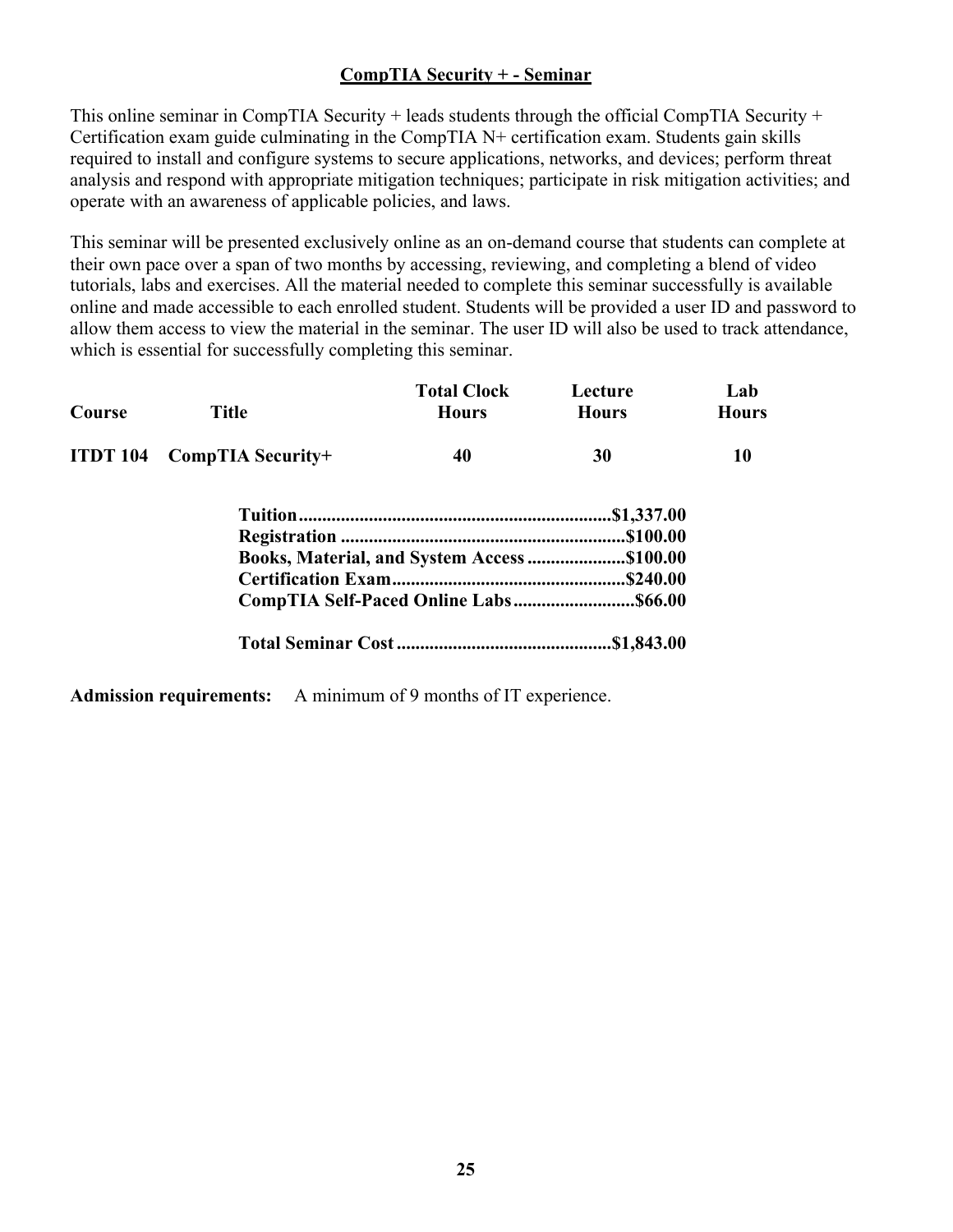## CompTIA Security + - Seminar

This online seminar in CompTIA Security + leads students through the official CompTIA Security + Certification exam guide culminating in the CompTIA N+ certification exam. Students gain skills required to install and configure systems to secure applications, networks, and devices; perform threat analysis and respond with appropriate mitigation techniques; participate in risk mitigation activities; and operate with an awareness of applicable policies, and laws.

This seminar will be presented exclusively online as an on-demand course that students can complete at their own pace over a span of two months by accessing, reviewing, and completing a blend of video tutorials, labs and exercises. All the material needed to complete this seminar successfully is available online and made accessible to each enrolled student. Students will be provided a user ID and password to allow them access to view the material in the seminar. The user ID will also be used to track attendance, which is essential for successfully completing this seminar.

| Course | Title | Total Clock Hours | Lecture Hours | Lab Hours |
|---|---|---|---|---|
| **ITDT 104** | **CompTIA Security+** | **40** | **30** | **10** |

| | |
|---|---|
| **Tuition** | **$1,337.00** |
| **Registration** | **$100.00** |
| **Books, Material, and System Access** | **$100.00** |
| **Certification Exam** | **$240.00** |
| **CompTIA Self-Paced Online Labs** | **$66.00** |
| **Total Seminar Cost** | **$1,843.00** |

**Admission requirements:** A minimum of 9 months of IT experience.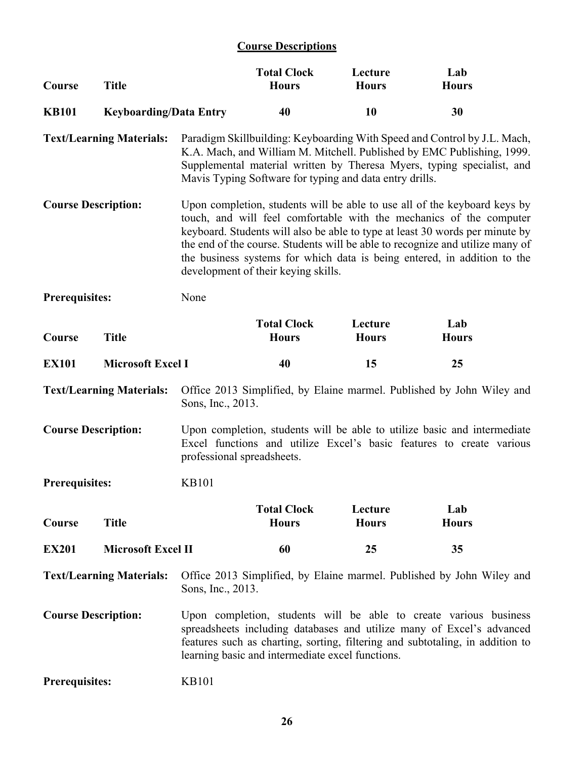## Course Descriptions

| Course | Title | Total Clock Hours | Lecture Hours | Lab Hours |
|---|---|---|---|---|
| **KB101** | **Keyboarding/Data Entry** | **40** | **10** | **30** |

**Text/Learning Materials:** Paradigm Skillbuilding: Keyboarding With Speed and Control by J.L. Mach, K.A. Mach, and William M. Mitchell. Published by EMC Publishing, 1999. Supplemental material written by Theresa Myers, typing specialist, and Mavis Typing Software for typing and data entry drills.

**Course Description:** Upon completion, students will be able to use all of the keyboard keys by touch, and will feel comfortable with the mechanics of the computer keyboard. Students will also be able to type at least 30 words per minute by the end of the course. Students will be able to recognize and utilize many of the business systems for which data is being entered, in addition to the development of their keying skills.

**Prerequisites:** None

| Course | Title | Total Clock Hours | Lecture Hours | Lab Hours |
|---|---|---|---|---|
| **EX101** | **Microsoft Excel I** | **40** | **15** | **25** |

**Text/Learning Materials:** Office 2013 Simplified, by Elaine marmel. Published by John Wiley and Sons, Inc., 2013.

**Course Description:** Upon completion, students will be able to utilize basic and intermediate Excel functions and utilize Excel's basic features to create various professional spreadsheets.

**Prerequisites:** KB101

| Course | Title | Total Clock Hours | Lecture Hours | Lab Hours |
|---|---|---|---|---|
| **EX201** | **Microsoft Excel II** | **60** | **25** | **35** |

**Text/Learning Materials:** Office 2013 Simplified, by Elaine marmel. Published by John Wiley and Sons, Inc., 2013.

**Course Description:** Upon completion, students will be able to create various business spreadsheets including databases and utilize many of Excel's advanced features such as charting, sorting, filtering and subtotaling, in addition to learning basic and intermediate excel functions.

**Prerequisites:** KB101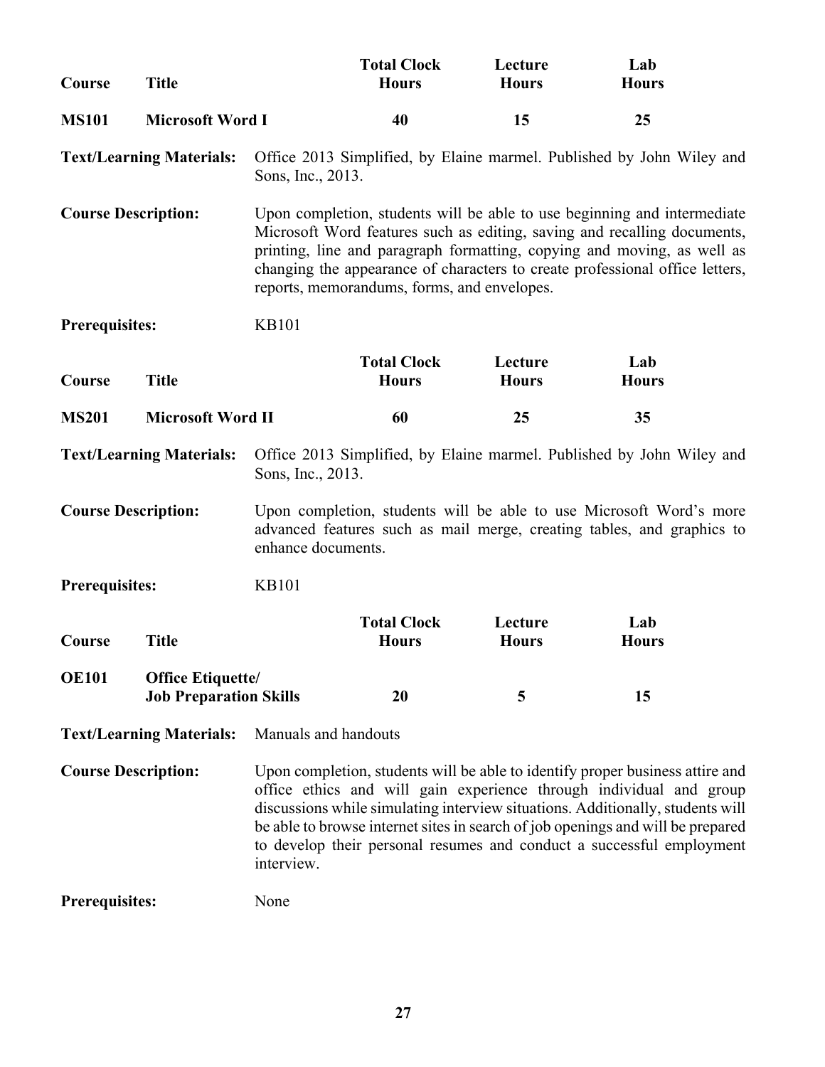| Course | Title | Total Clock Hours | Lecture Hours | Lab Hours |
|---|---|---|---|---|
| **MS101** | **Microsoft Word I** | **40** | **15** | **25** |

**Text/Learning Materials:** Office 2013 Simplified, by Elaine marmel. Published by John Wiley and Sons, Inc., 2013.

**Course Description:** Upon completion, students will be able to use beginning and intermediate Microsoft Word features such as editing, saving and recalling documents, printing, line and paragraph formatting, copying and moving, as well as changing the appearance of characters to create professional office letters, reports, memorandums, forms, and envelopes.

**Prerequisites:** KB101

| Course | Title | Total Clock Hours | Lecture Hours | Lab Hours |
|---|---|---|---|---|
| **MS201** | **Microsoft Word II** | **60** | **25** | **35** |

**Text/Learning Materials:** Office 2013 Simplified, by Elaine marmel. Published by John Wiley and Sons, Inc., 2013.

**Course Description:** Upon completion, students will be able to use Microsoft Word's more advanced features such as mail merge, creating tables, and graphics to enhance documents.

**Prerequisites:** KB101

| Course | Title | Total Clock Hours | Lecture Hours | Lab Hours |
|---|---|---|---|---|
| **OE101** | **Office Etiquette/ Job Preparation Skills** | **20** | **5** | **15** |

**Text/Learning Materials:** Manuals and handouts

**Course Description:** Upon completion, students will be able to identify proper business attire and office ethics and will gain experience through individual and group discussions while simulating interview situations. Additionally, students will be able to browse internet sites in search of job openings and will be prepared to develop their personal resumes and conduct a successful employment interview.

**Prerequisites:** None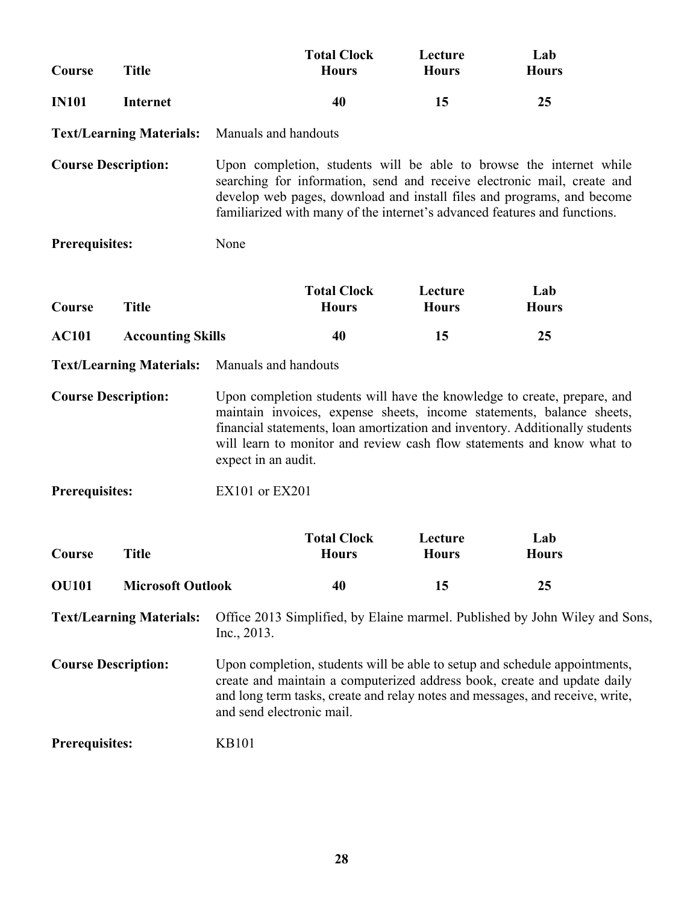| Course | Title | Total Clock Hours | Lecture Hours | Lab Hours |
|---|---|---|---|---|
| **IN101** | **Internet** | **40** | **15** | **25** |

**Text/Learning Materials:** Manuals and handouts

**Course Description:** Upon completion, students will be able to browse the internet while searching for information, send and receive electronic mail, create and develop web pages, download and install files and programs, and become familiarized with many of the internet's advanced features and functions.

**Prerequisites:** None

| Course | Title | Total Clock Hours | Lecture Hours | Lab Hours |
|---|---|---|---|---|
| **AC101** | **Accounting Skills** | **40** | **15** | **25** |

**Text/Learning Materials:** Manuals and handouts

**Course Description:** Upon completion students will have the knowledge to create, prepare, and maintain invoices, expense sheets, income statements, balance sheets, financial statements, loan amortization and inventory. Additionally students will learn to monitor and review cash flow statements and know what to expect in an audit.

**Prerequisites:** EX101 or EX201

| Course | Title | Total Clock Hours | Lecture Hours | Lab Hours |
|---|---|---|---|---|
| **OU101** | **Microsoft Outlook** | **40** | **15** | **25** |

**Text/Learning Materials:** Office 2013 Simplified, by Elaine marmel. Published by John Wiley and Sons, Inc., 2013.

**Course Description:** Upon completion, students will be able to setup and schedule appointments, create and maintain a computerized address book, create and update daily and long term tasks, create and relay notes and messages, and receive, write, and send electronic mail.

**Prerequisites:** KB101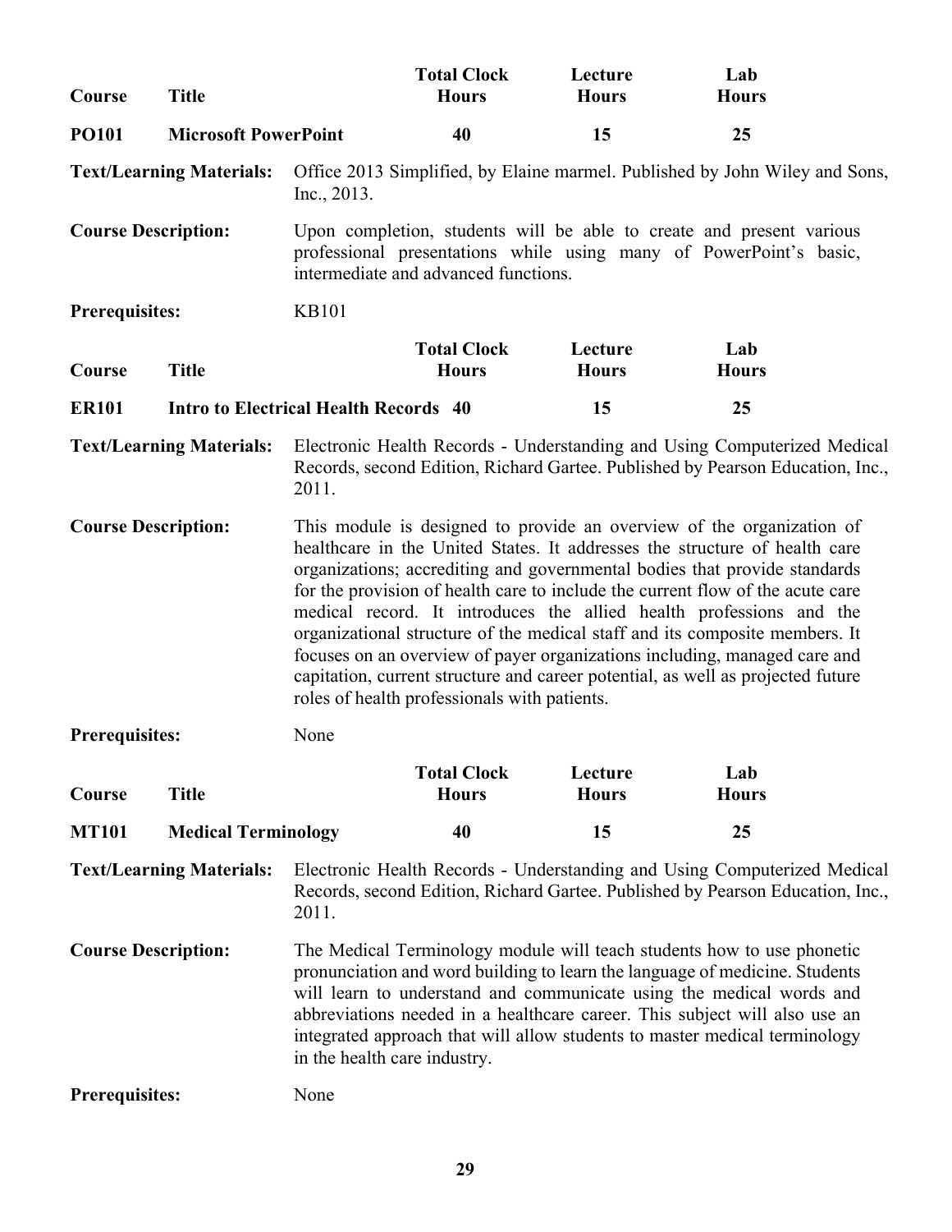| Course | Title | Total Clock Hours | Lecture Hours | Lab Hours |
|---|---|---|---|---|
| **PO101** | **Microsoft PowerPoint** | **40** | **15** | **25** |

**Text/Learning Materials:** Office 2013 Simplified, by Elaine marmel. Published by John Wiley and Sons, Inc., 2013.

**Course Description:** Upon completion, students will be able to create and present various professional presentations while using many of PowerPoint's basic, intermediate and advanced functions.

**Prerequisites:** KB101

| Course | Title | Total Clock Hours | Lecture Hours | Lab Hours |
|---|---|---|---|---|
| **ER101** | **Intro to Electrical Health Records** | **40** | **15** | **25** |

**Text/Learning Materials:** Electronic Health Records - Understanding and Using Computerized Medical Records, second Edition, Richard Gartee. Published by Pearson Education, Inc., 2011.

**Course Description:** This module is designed to provide an overview of the organization of healthcare in the United States. It addresses the structure of health care organizations; accrediting and governmental bodies that provide standards for the provision of health care to include the current flow of the acute care medical record. It introduces the allied health professions and the organizational structure of the medical staff and its composite members. It focuses on an overview of payer organizations including, managed care and capitation, current structure and career potential, as well as projected future roles of health professionals with patients.

**Prerequisites:** None

| Course | Title | Total Clock Hours | Lecture Hours | Lab Hours |
|---|---|---|---|---|
| **MT101** | **Medical Terminology** | **40** | **15** | **25** |

**Text/Learning Materials:** Electronic Health Records - Understanding and Using Computerized Medical Records, second Edition, Richard Gartee. Published by Pearson Education, Inc., 2011.

**Course Description:** The Medical Terminology module will teach students how to use phonetic pronunciation and word building to learn the language of medicine. Students will learn to understand and communicate using the medical words and abbreviations needed in a healthcare career. This subject will also use an integrated approach that will allow students to master medical terminology in the health care industry.

**Prerequisites:** None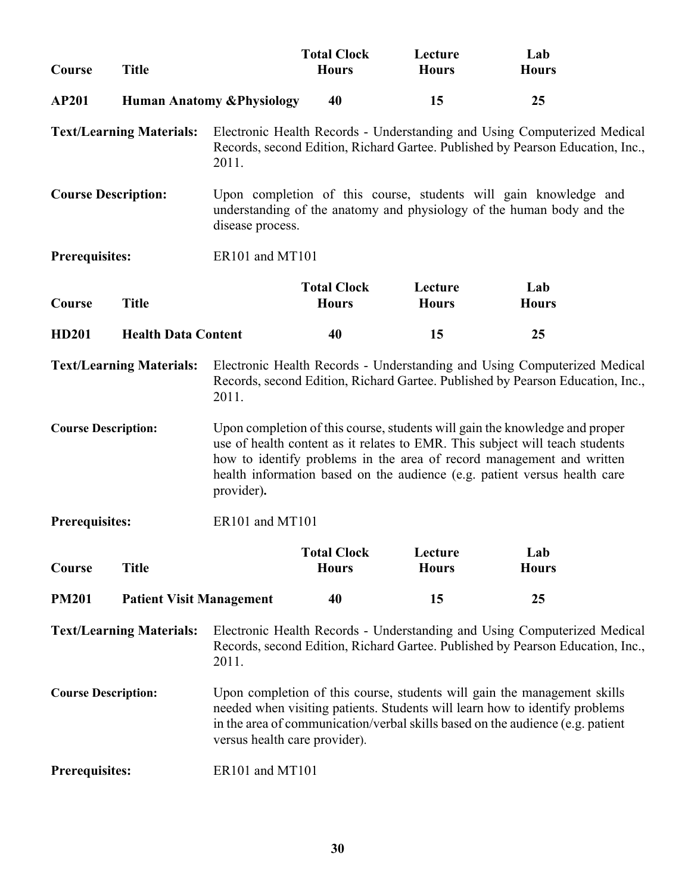| Course | Title | Total Clock Hours | Lecture Hours | Lab Hours |
|---|---|---|---|---|
| **AP201** | **Human Anatomy &Physiology** | **40** | **15** | **25** |

**Text/Learning Materials:** Electronic Health Records - Understanding and Using Computerized Medical Records, second Edition, Richard Gartee. Published by Pearson Education, Inc., 2011.

**Course Description:** Upon completion of this course, students will gain knowledge and understanding of the anatomy and physiology of the human body and the disease process.

**Prerequisites:** ER101 and MT101

| Course | Title | Total Clock Hours | Lecture Hours | Lab Hours |
|---|---|---|---|---|
| **HD201** | **Health Data Content** | **40** | **15** | **25** |

**Text/Learning Materials:** Electronic Health Records - Understanding and Using Computerized Medical Records, second Edition, Richard Gartee. Published by Pearson Education, Inc., 2011.

**Course Description:** Upon completion of this course, students will gain the knowledge and proper use of health content as it relates to EMR. This subject will teach students how to identify problems in the area of record management and written health information based on the audience (e.g. patient versus health care provider)**.**

**Prerequisites:** ER101 and MT101

| Course | Title | Total Clock Hours | Lecture Hours | Lab Hours |
|---|---|---|---|---|
| **PM201** | **Patient Visit Management** | **40** | **15** | **25** |

**Text/Learning Materials:** Electronic Health Records - Understanding and Using Computerized Medical Records, second Edition, Richard Gartee. Published by Pearson Education, Inc., 2011.

**Course Description:** Upon completion of this course, students will gain the management skills needed when visiting patients. Students will learn how to identify problems in the area of communication/verbal skills based on the audience (e.g. patient versus health care provider).

**Prerequisites:** ER101 and MT101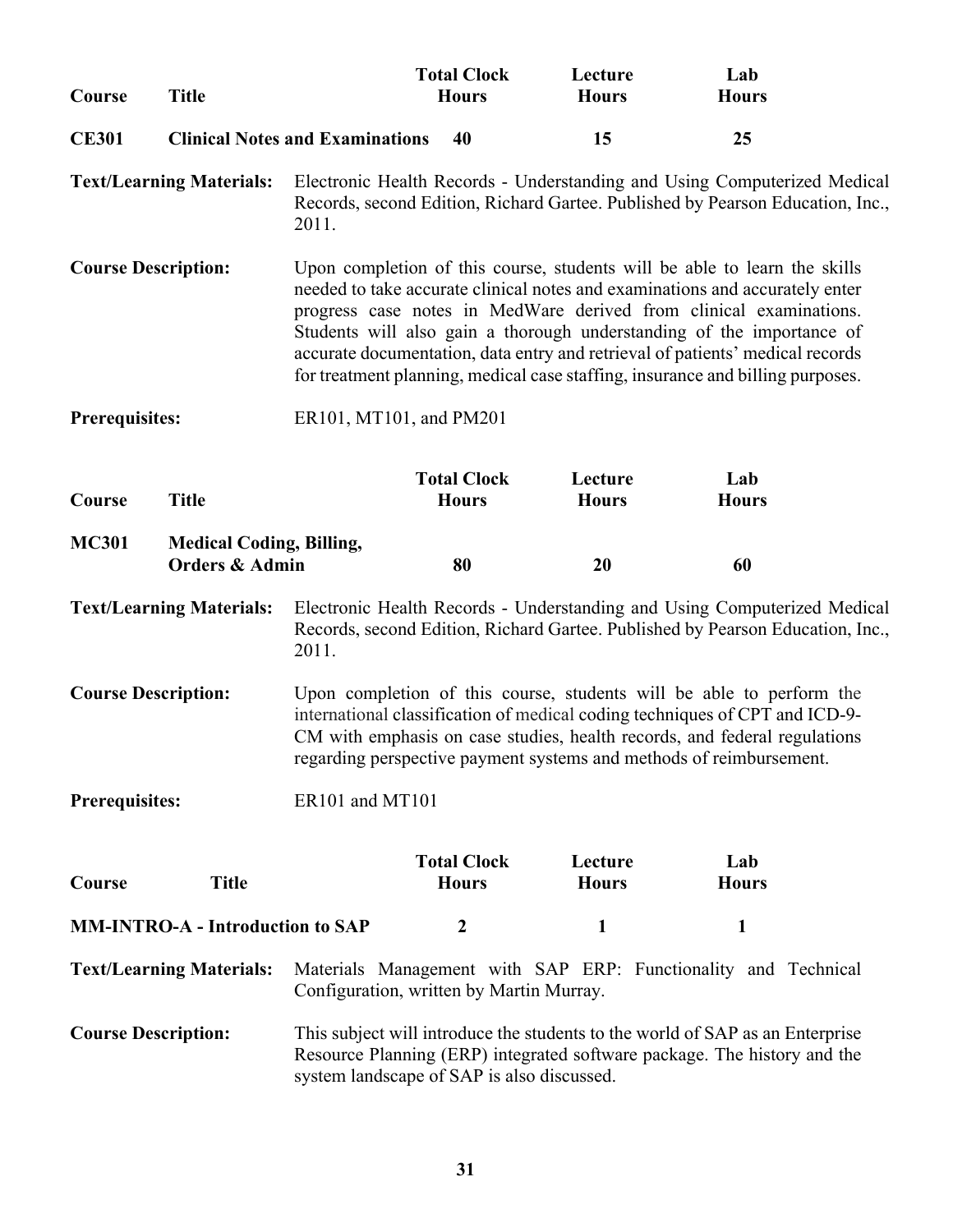| Course | Title | Total Clock Hours | Lecture Hours | Lab Hours |
|---|---|---|---|---|
| **CE301** | **Clinical Notes and Examinations** | **40** | **15** | **25** |

**Text/Learning Materials:** Electronic Health Records - Understanding and Using Computerized Medical Records, second Edition, Richard Gartee. Published by Pearson Education, Inc., 2011.

**Course Description:** Upon completion of this course, students will be able to learn the skills needed to take accurate clinical notes and examinations and accurately enter progress case notes in MedWare derived from clinical examinations. Students will also gain a thorough understanding of the importance of accurate documentation, data entry and retrieval of patients' medical records for treatment planning, medical case staffing, insurance and billing purposes.

**Prerequisites:** ER101, MT101, and PM201

| Course | Title | Total Clock Hours | Lecture Hours | Lab Hours |
|---|---|---|---|---|
| **MC301** | **Medical Coding, Billing, Orders & Admin** | **80** | **20** | **60** |

**Text/Learning Materials:** Electronic Health Records - Understanding and Using Computerized Medical Records, second Edition, Richard Gartee. Published by Pearson Education, Inc., 2011.

**Course Description:** Upon completion of this course, students will be able to perform the international classification of medical coding techniques of CPT and ICD-9-CM with emphasis on case studies, health records, and federal regulations regarding perspective payment systems and methods of reimbursement.

**Prerequisites:** ER101 and MT101

| Course | Title | Total Clock Hours | Lecture Hours | Lab Hours |
|---|---|---|---|---|
| **MM-INTRO-A - Introduction to SAP** | | **2** | **1** | **1** |

**Text/Learning Materials:** Materials Management with SAP ERP: Functionality and Technical Configuration, written by Martin Murray.

**Course Description:** This subject will introduce the students to the world of SAP as an Enterprise Resource Planning (ERP) integrated software package. The history and the system landscape of SAP is also discussed.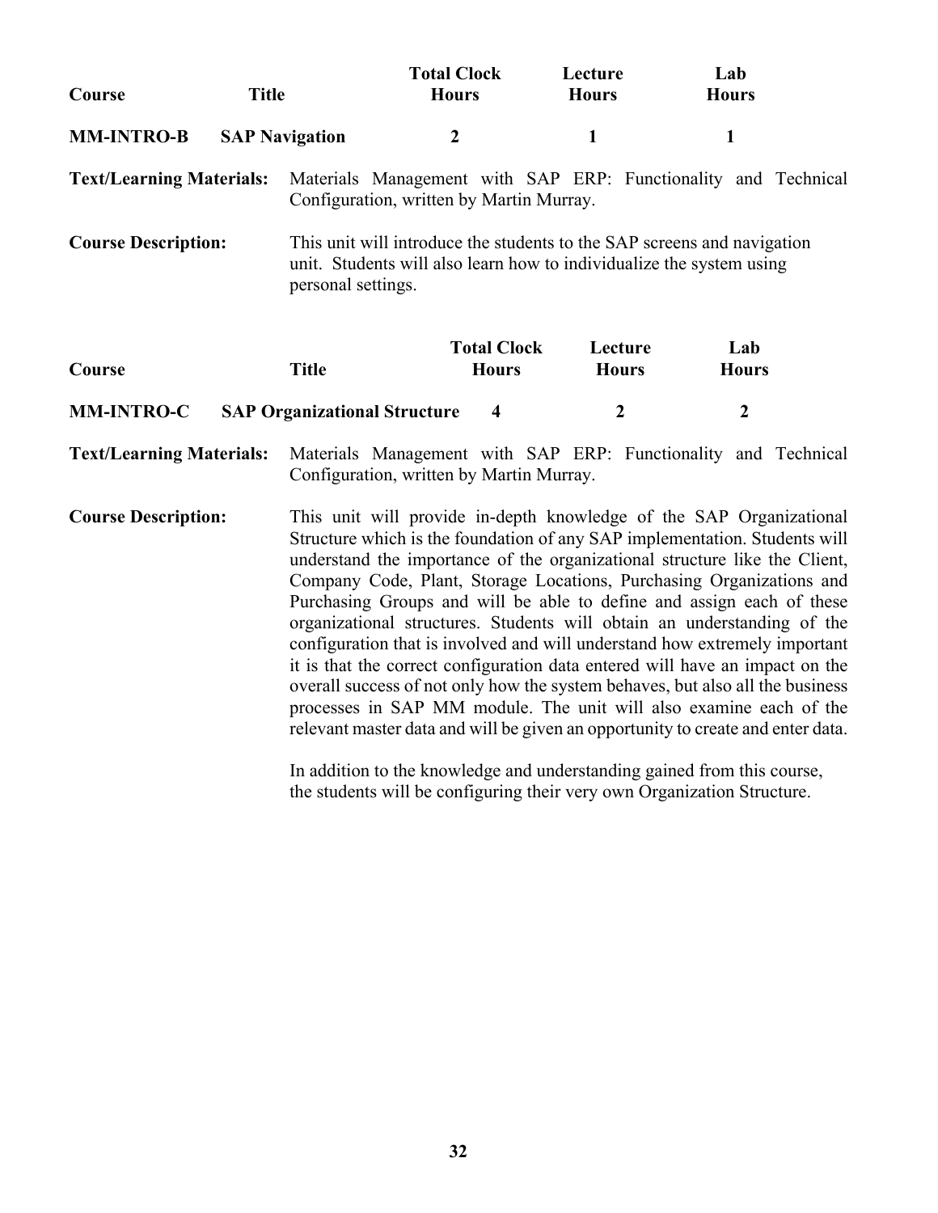| Course | Title | Total Clock Hours | Lecture Hours | Lab Hours |
|---|---|---|---|---|
| **MM-INTRO-B** | **SAP Navigation** | **2** | **1** | **1** |

**Text/Learning Materials:** Materials Management with SAP ERP: Functionality and Technical Configuration, written by Martin Murray.

**Course Description:** This unit will introduce the students to the SAP screens and navigation unit. Students will also learn how to individualize the system using personal settings.

| Course | Title | Total Clock Hours | Lecture Hours | Lab Hours |
|---|---|---|---|---|
| **MM-INTRO-C** | **SAP Organizational Structure** | **4** | **2** | **2** |

**Text/Learning Materials:** Materials Management with SAP ERP: Functionality and Technical Configuration, written by Martin Murray.

**Course Description:** This unit will provide in-depth knowledge of the SAP Organizational Structure which is the foundation of any SAP implementation. Students will understand the importance of the organizational structure like the Client, Company Code, Plant, Storage Locations, Purchasing Organizations and Purchasing Groups and will be able to define and assign each of these organizational structures. Students will obtain an understanding of the configuration that is involved and will understand how extremely important it is that the correct configuration data entered will have an impact on the overall success of not only how the system behaves, but also all the business processes in SAP MM module. The unit will also examine each of the relevant master data and will be given an opportunity to create and enter data.

In addition to the knowledge and understanding gained from this course, the students will be configuring their very own Organization Structure.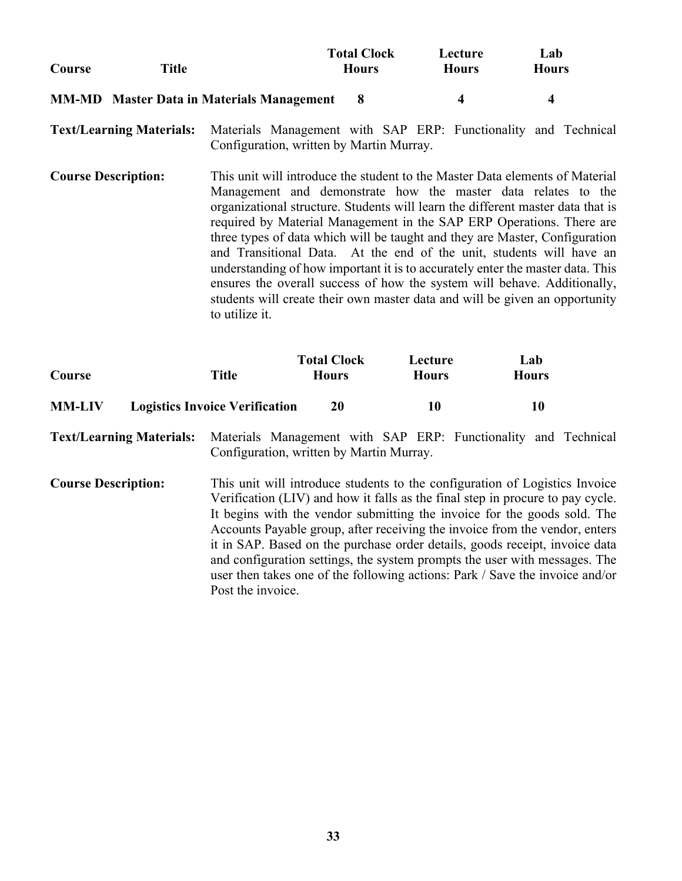| Course | Title | Total Clock Hours | Lecture Hours | Lab Hours |
|---|---|---|---|---|
| **MM-MD** | **Master Data in Materials Management** | **8** | **4** | **4** |

**Text/Learning Materials:** Materials Management with SAP ERP: Functionality and Technical Configuration, written by Martin Murray.

**Course Description:** This unit will introduce the student to the Master Data elements of Material Management and demonstrate how the master data relates to the organizational structure. Students will learn the different master data that is required by Material Management in the SAP ERP Operations. There are three types of data which will be taught and they are Master, Configuration and Transitional Data. At the end of the unit, students will have an understanding of how important it is to accurately enter the master data. This ensures the overall success of how the system will behave. Additionally, students will create their own master data and will be given an opportunity to utilize it.

| Course | Title | Total Clock Hours | Lecture Hours | Lab Hours |
|---|---|---|---|---|
| **MM-LIV** | **Logistics Invoice Verification** | **20** | **10** | **10** |

**Text/Learning Materials:** Materials Management with SAP ERP: Functionality and Technical Configuration, written by Martin Murray.

**Course Description:** This unit will introduce students to the configuration of Logistics Invoice Verification (LIV) and how it falls as the final step in procure to pay cycle. It begins with the vendor submitting the invoice for the goods sold. The Accounts Payable group, after receiving the invoice from the vendor, enters it in SAP. Based on the purchase order details, goods receipt, invoice data and configuration settings, the system prompts the user with messages. The user then takes one of the following actions: Park / Save the invoice and/or Post the invoice.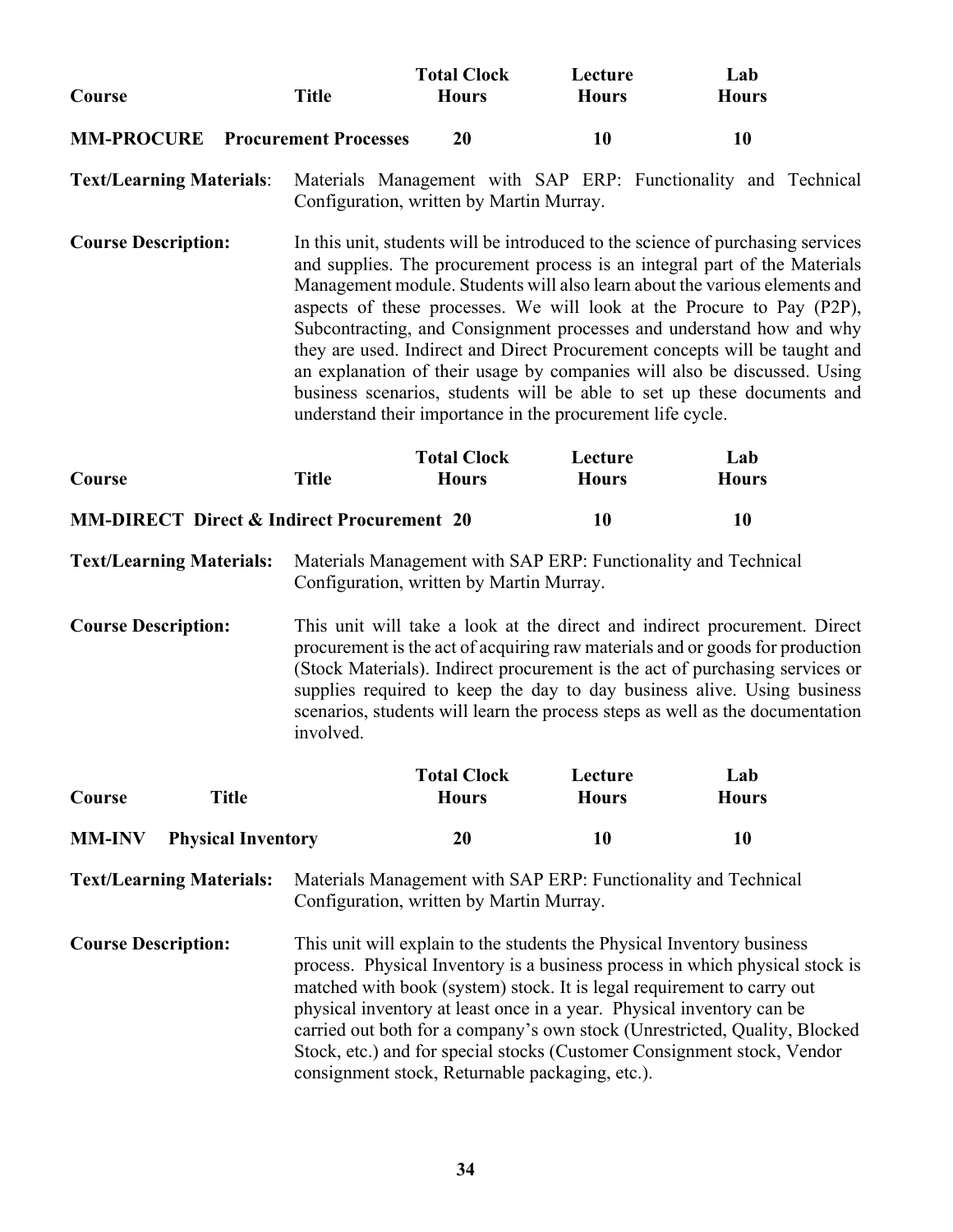| Course | Title | Total Clock Hours | Lecture Hours | Lab Hours |
|---|---|---|---|---|
| **MM-PROCURE** | **Procurement Processes** | **20** | **10** | **10** |

**Text/Learning Materials**: Materials Management with SAP ERP: Functionality and Technical Configuration, written by Martin Murray.

**Course Description:** In this unit, students will be introduced to the science of purchasing services and supplies. The procurement process is an integral part of the Materials Management module. Students will also learn about the various elements and aspects of these processes. We will look at the Procure to Pay (P2P), Subcontracting, and Consignment processes and understand how and why they are used. Indirect and Direct Procurement concepts will be taught and an explanation of their usage by companies will also be discussed. Using business scenarios, students will be able to set up these documents and understand their importance in the procurement life cycle.

| Course | Title | Total Clock Hours | Lecture Hours | Lab Hours |
|---|---|---|---|---|
| **MM-DIRECT** | **Direct & Indirect Procurement** | **20** | **10** | **10** |

**Text/Learning Materials:** Materials Management with SAP ERP: Functionality and Technical Configuration, written by Martin Murray.

**Course Description:** This unit will take a look at the direct and indirect procurement. Direct procurement is the act of acquiring raw materials and or goods for production (Stock Materials). Indirect procurement is the act of purchasing services or supplies required to keep the day to day business alive. Using business scenarios, students will learn the process steps as well as the documentation involved.

| Course | Title | Total Clock Hours | Lecture Hours | Lab Hours |
|---|---|---|---|---|
| **MM-INV** | **Physical Inventory** | **20** | **10** | **10** |

**Text/Learning Materials:** Materials Management with SAP ERP: Functionality and Technical Configuration, written by Martin Murray.

**Course Description:** This unit will explain to the students the Physical Inventory business process. Physical Inventory is a business process in which physical stock is matched with book (system) stock. It is legal requirement to carry out physical inventory at least once in a year. Physical inventory can be carried out both for a company's own stock (Unrestricted, Quality, Blocked Stock, etc.) and for special stocks (Customer Consignment stock, Vendor consignment stock, Returnable packaging, etc.).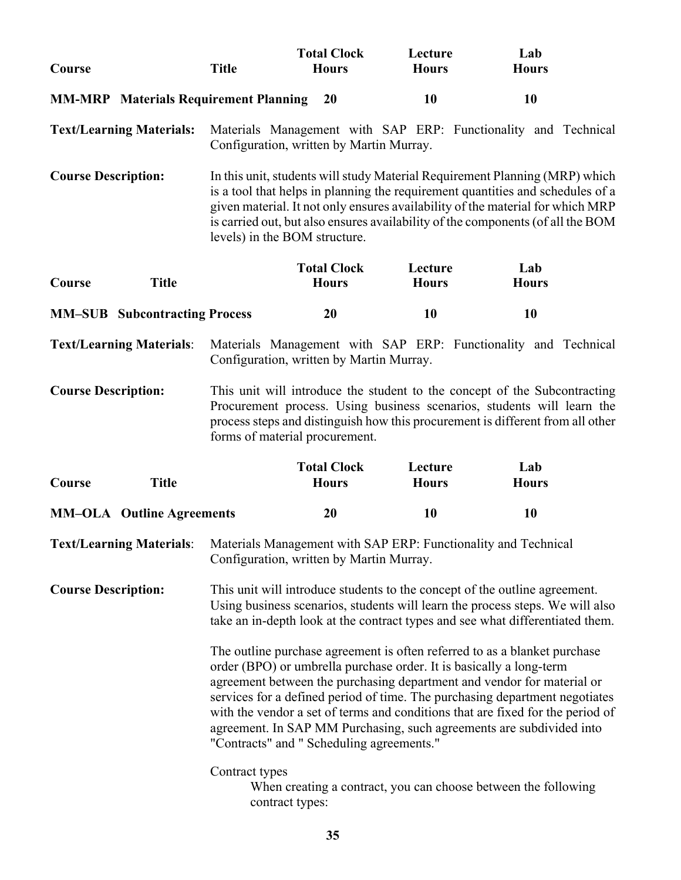| Course | Title | Total Clock Hours | Lecture Hours | Lab Hours |
|---|---|---|---|---|
| **MM-MRP** | **Materials Requirement Planning** | **20** | **10** | **10** |

**Text/Learning Materials:** Materials Management with SAP ERP: Functionality and Technical Configuration, written by Martin Murray.

**Course Description:** In this unit, students will study Material Requirement Planning (MRP) which is a tool that helps in planning the requirement quantities and schedules of a given material. It not only ensures availability of the material for which MRP is carried out, but also ensures availability of the components (of all the BOM levels) in the BOM structure.

| Course | Title | Total Clock Hours | Lecture Hours | Lab Hours |
|---|---|---|---|---|
| **MM–SUB** | **Subcontracting Process** | **20** | **10** | **10** |

**Text/Learning Materials**: Materials Management with SAP ERP: Functionality and Technical Configuration, written by Martin Murray.

**Course Description:** This unit will introduce the student to the concept of the Subcontracting Procurement process. Using business scenarios, students will learn the process steps and distinguish how this procurement is different from all other forms of material procurement.

| Course | Title | Total Clock Hours | Lecture Hours | Lab Hours |
|---|---|---|---|---|
| **MM–OLA** | **Outline Agreements** | **20** | **10** | **10** |

**Text/Learning Materials**: Materials Management with SAP ERP: Functionality and Technical Configuration, written by Martin Murray.

**Course Description:** This unit will introduce students to the concept of the outline agreement. Using business scenarios, students will learn the process steps. We will also take an in-depth look at the contract types and see what differentiated them.

The outline purchase agreement is often referred to as a blanket purchase order (BPO) or umbrella purchase order. It is basically a long-term agreement between the purchasing department and vendor for material or services for a defined period of time. The purchasing department negotiates with the vendor a set of terms and conditions that are fixed for the period of agreement. In SAP MM Purchasing, such agreements are subdivided into "Contracts" and " Scheduling agreements."

Contract types

When creating a contract, you can choose between the following contract types: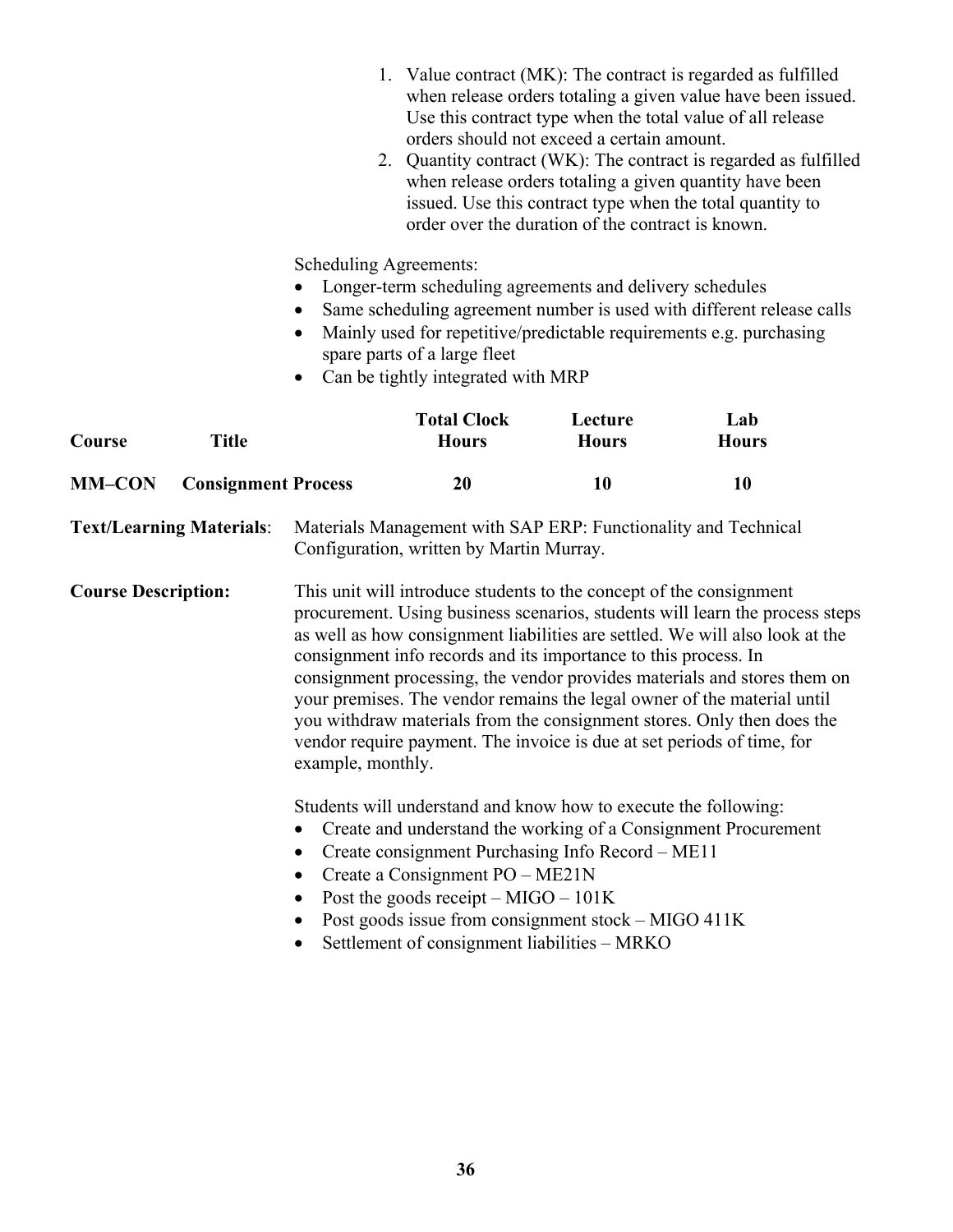1. Value contract (MK): The contract is regarded as fulfilled when release orders totaling a given value have been issued. Use this contract type when the total value of all release orders should not exceed a certain amount.
2. Quantity contract (WK): The contract is regarded as fulfilled when release orders totaling a given quantity have been issued. Use this contract type when the total quantity to order over the duration of the contract is known.

Scheduling Agreements:

- Longer-term scheduling agreements and delivery schedules
- Same scheduling agreement number is used with different release calls
- Mainly used for repetitive/predictable requirements e.g. purchasing spare parts of a large fleet
- Can be tightly integrated with MRP

| Course | Title | Total Clock Hours | Lecture Hours | Lab Hours |
|---|---|---|---|---|
| **MM–CON** | **Consignment Process** | **20** | **10** | **10** |

**Text/Learning Materials**: Materials Management with SAP ERP: Functionality and Technical Configuration, written by Martin Murray.

**Course Description:** This unit will introduce students to the concept of the consignment procurement. Using business scenarios, students will learn the process steps as well as how consignment liabilities are settled. We will also look at the consignment info records and its importance to this process. In consignment processing, the vendor provides materials and stores them on your premises. The vendor remains the legal owner of the material until you withdraw materials from the consignment stores. Only then does the vendor require payment. The invoice is due at set periods of time, for example, monthly.

Students will understand and know how to execute the following:

- Create and understand the working of a Consignment Procurement
- Create consignment Purchasing Info Record – ME11
- Create a Consignment PO – ME21N
- Post the goods receipt – MIGO – 101K
- Post goods issue from consignment stock – MIGO 411K
- Settlement of consignment liabilities – MRKO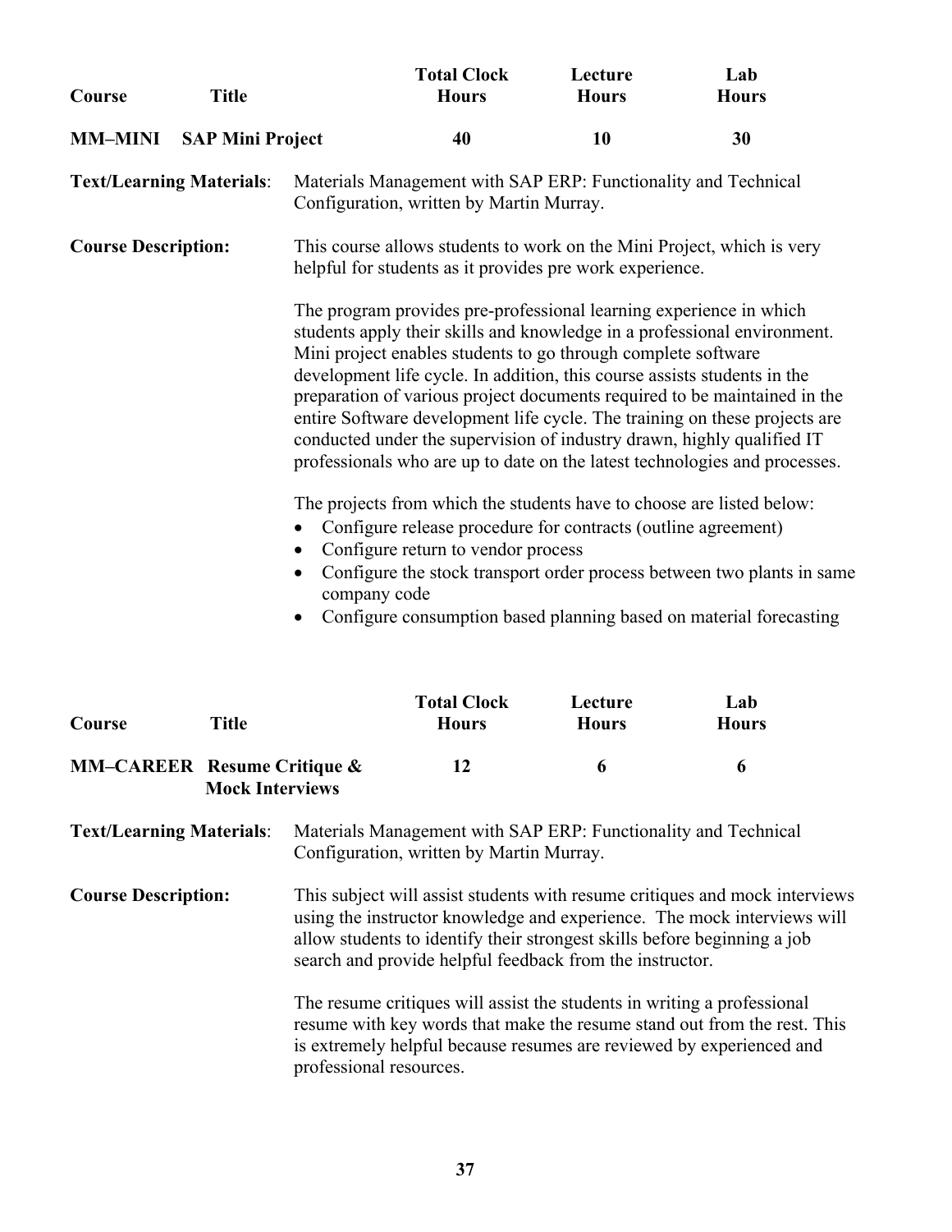| Course | Title | Total Clock Hours | Lecture Hours | Lab Hours |
|---|---|---|---|---|
| **MM–MINI** | **SAP Mini Project** | **40** | **10** | **30** |

**Text/Learning Materials**: Materials Management with SAP ERP: Functionality and Technical Configuration, written by Martin Murray.

**Course Description:** This course allows students to work on the Mini Project, which is very helpful for students as it provides pre work experience.

The program provides pre-professional learning experience in which students apply their skills and knowledge in a professional environment. Mini project enables students to go through complete software development life cycle. In addition, this course assists students in the preparation of various project documents required to be maintained in the entire Software development life cycle. The training on these projects are conducted under the supervision of industry drawn, highly qualified IT professionals who are up to date on the latest technologies and processes.

The projects from which the students have to choose are listed below:

- Configure release procedure for contracts (outline agreement)
- Configure return to vendor process
- Configure the stock transport order process between two plants in same company code
- Configure consumption based planning based on material forecasting

| Course | Title | Total Clock Hours | Lecture Hours | Lab Hours |
|---|---|---|---|---|
| **MM–CAREER** | **Resume Critique & Mock Interviews** | **12** | **6** | **6** |

**Text/Learning Materials**: Materials Management with SAP ERP: Functionality and Technical Configuration, written by Martin Murray.

**Course Description:** This subject will assist students with resume critiques and mock interviews using the instructor knowledge and experience. The mock interviews will allow students to identify their strongest skills before beginning a job search and provide helpful feedback from the instructor.

The resume critiques will assist the students in writing a professional resume with key words that make the resume stand out from the rest. This is extremely helpful because resumes are reviewed by experienced and professional resources.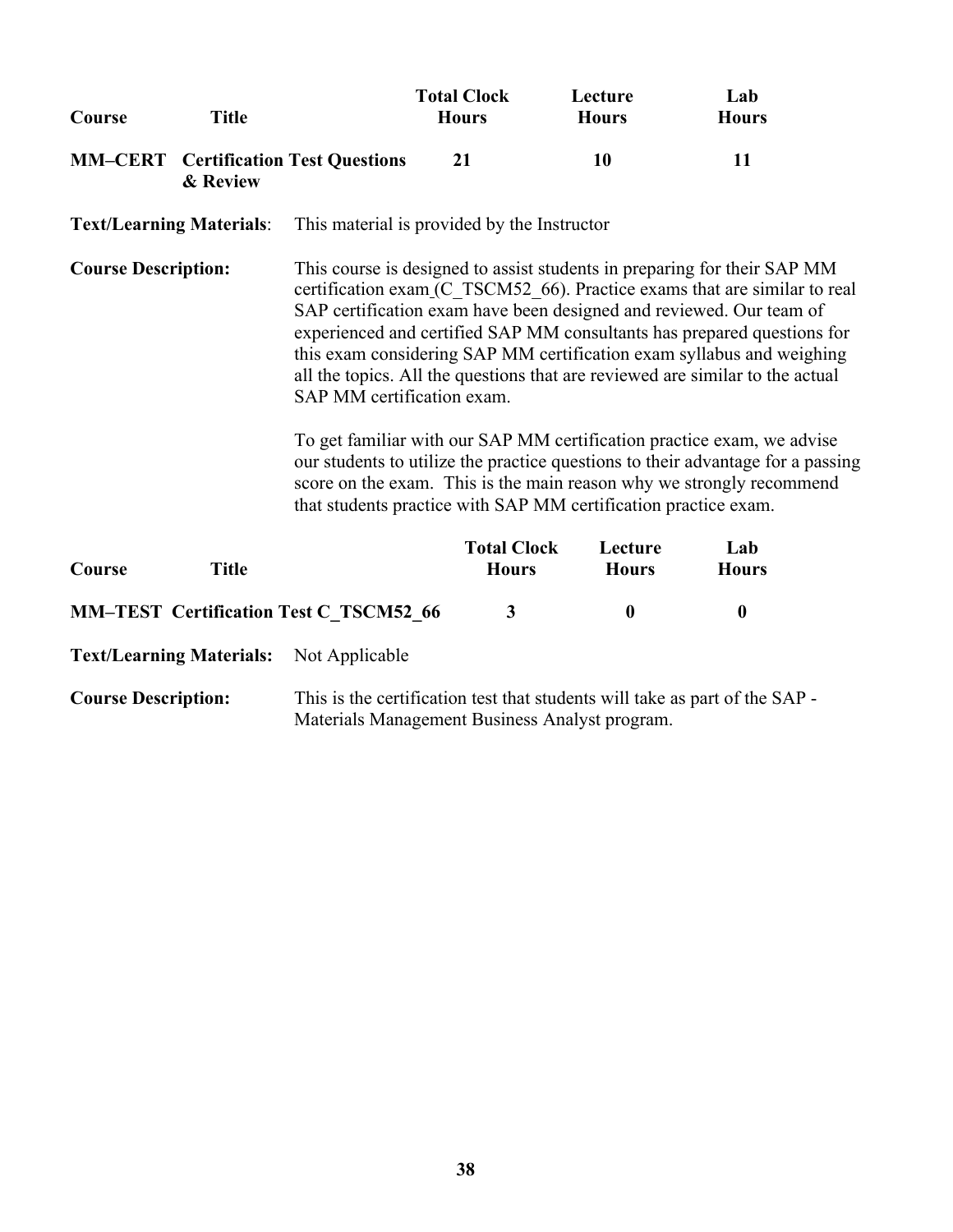| Course | Title | Total Clock Hours | Lecture Hours | Lab Hours |
|---|---|---|---|---|
| **MM–CERT** | **Certification Test Questions & Review** | **21** | **10** | **11** |

**Text/Learning Materials**: This material is provided by the Instructor

**Course Description:** This course is designed to assist students in preparing for their SAP MM certification exam (C_TSCM52_66). Practice exams that are similar to real SAP certification exam have been designed and reviewed. Our team of experienced and certified SAP MM consultants has prepared questions for this exam considering SAP MM certification exam syllabus and weighing all the topics. All the questions that are reviewed are similar to the actual SAP MM certification exam.

To get familiar with our SAP MM certification practice exam, we advise our students to utilize the practice questions to their advantage for a passing score on the exam. This is the main reason why we strongly recommend that students practice with SAP MM certification practice exam.

| Course | Title | Total Clock Hours | Lecture Hours | Lab Hours |
|---|---|---|---|---|
| **MM–TEST** | **Certification Test C_TSCM52_66** | **3** | **0** | **0** |

**Text/Learning Materials:** Not Applicable

**Course Description:** This is the certification test that students will take as part of the SAP - Materials Management Business Analyst program.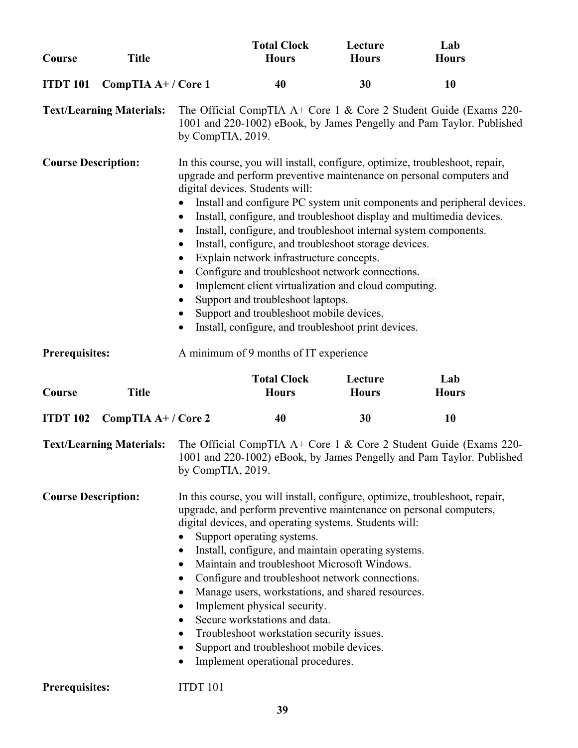| Course | Title | Total Clock Hours | Lecture Hours | Lab Hours |
|---|---|---|---|---|
| **ITDT 101** | **CompTIA A+ / Core 1** | **40** | **30** | **10** |

**Text/Learning Materials:** The Official CompTIA A+ Core 1 & Core 2 Student Guide (Exams 220-1001 and 220-1002) eBook, by James Pengelly and Pam Taylor. Published by CompTIA, 2019.

**Course Description:** In this course, you will install, configure, optimize, troubleshoot, repair, upgrade and perform preventive maintenance on personal computers and digital devices. Students will:

- Install and configure PC system unit components and peripheral devices.
- Install, configure, and troubleshoot display and multimedia devices.
- Install, configure, and troubleshoot internal system components.
- Install, configure, and troubleshoot storage devices.
- Explain network infrastructure concepts.
- Configure and troubleshoot network connections.
- Implement client virtualization and cloud computing.
- Support and troubleshoot laptops.
- Support and troubleshoot mobile devices.
- Install, configure, and troubleshoot print devices.

**Prerequisites:** A minimum of 9 months of IT experience

| Course | Title | Total Clock Hours | Lecture Hours | Lab Hours |
|---|---|---|---|---|
| **ITDT 102** | **CompTIA A+ / Core 2** | **40** | **30** | **10** |

**Text/Learning Materials:** The Official CompTIA A+ Core 1 & Core 2 Student Guide (Exams 220-1001 and 220-1002) eBook, by James Pengelly and Pam Taylor. Published by CompTIA, 2019.

**Course Description:** In this course, you will install, configure, optimize, troubleshoot, repair, upgrade, and perform preventive maintenance on personal computers, digital devices, and operating systems. Students will:

- Support operating systems.
- Install, configure, and maintain operating systems.
- Maintain and troubleshoot Microsoft Windows.
- Configure and troubleshoot network connections.
- Manage users, workstations, and shared resources.
- Implement physical security.
- Secure workstations and data.
- Troubleshoot workstation security issues.
- Support and troubleshoot mobile devices.
- Implement operational procedures.

**Prerequisites:** ITDT 101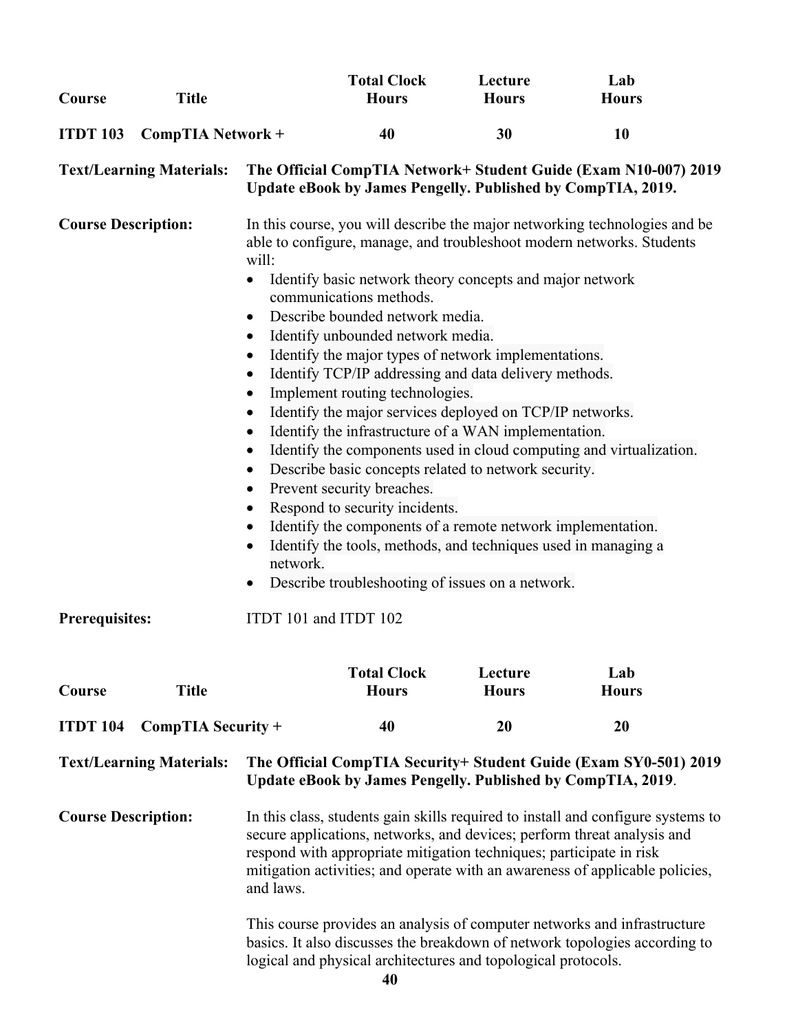| Course | Title | Total Clock Hours | Lecture Hours | Lab Hours |
|---|---|---|---|---|
| **ITDT 103** | **CompTIA Network +** | **40** | **30** | **10** |

**Text/Learning Materials:** **The Official CompTIA Network+ Student Guide (Exam N10-007) 2019 Update eBook by James Pengelly. Published by CompTIA, 2019.**

**Course Description:** In this course, you will describe the major networking technologies and be able to configure, manage, and troubleshoot modern networks. Students will:

- Identify basic network theory concepts and major network communications methods.
- Describe bounded network media.
- Identify unbounded network media.
- Identify the major types of network implementations.
- Identify TCP/IP addressing and data delivery methods.
- Implement routing technologies.
- Identify the major services deployed on TCP/IP networks.
- Identify the infrastructure of a WAN implementation.
- Identify the components used in cloud computing and virtualization.
- Describe basic concepts related to network security.
- Prevent security breaches.
- Respond to security incidents.
- Identify the components of a remote network implementation.
- Identify the tools, methods, and techniques used in managing a network.
- Describe troubleshooting of issues on a network.

**Prerequisites:** ITDT 101 and ITDT 102

| Course | Title | Total Clock Hours | Lecture Hours | Lab Hours |
|---|---|---|---|---|
| **ITDT 104** | **CompTIA Security +** | **40** | **20** | **20** |

**Text/Learning Materials:** **The Official CompTIA Security+ Student Guide (Exam SY0-501) 2019 Update eBook by James Pengelly. Published by CompTIA, 2019**.

**Course Description:** In this class, students gain skills required to install and configure systems to secure applications, networks, and devices; perform threat analysis and respond with appropriate mitigation techniques; participate in risk mitigation activities; and operate with an awareness of applicable policies, and laws.

This course provides an analysis of computer networks and infrastructure basics. It also discusses the breakdown of network topologies according to logical and physical architectures and topological protocols.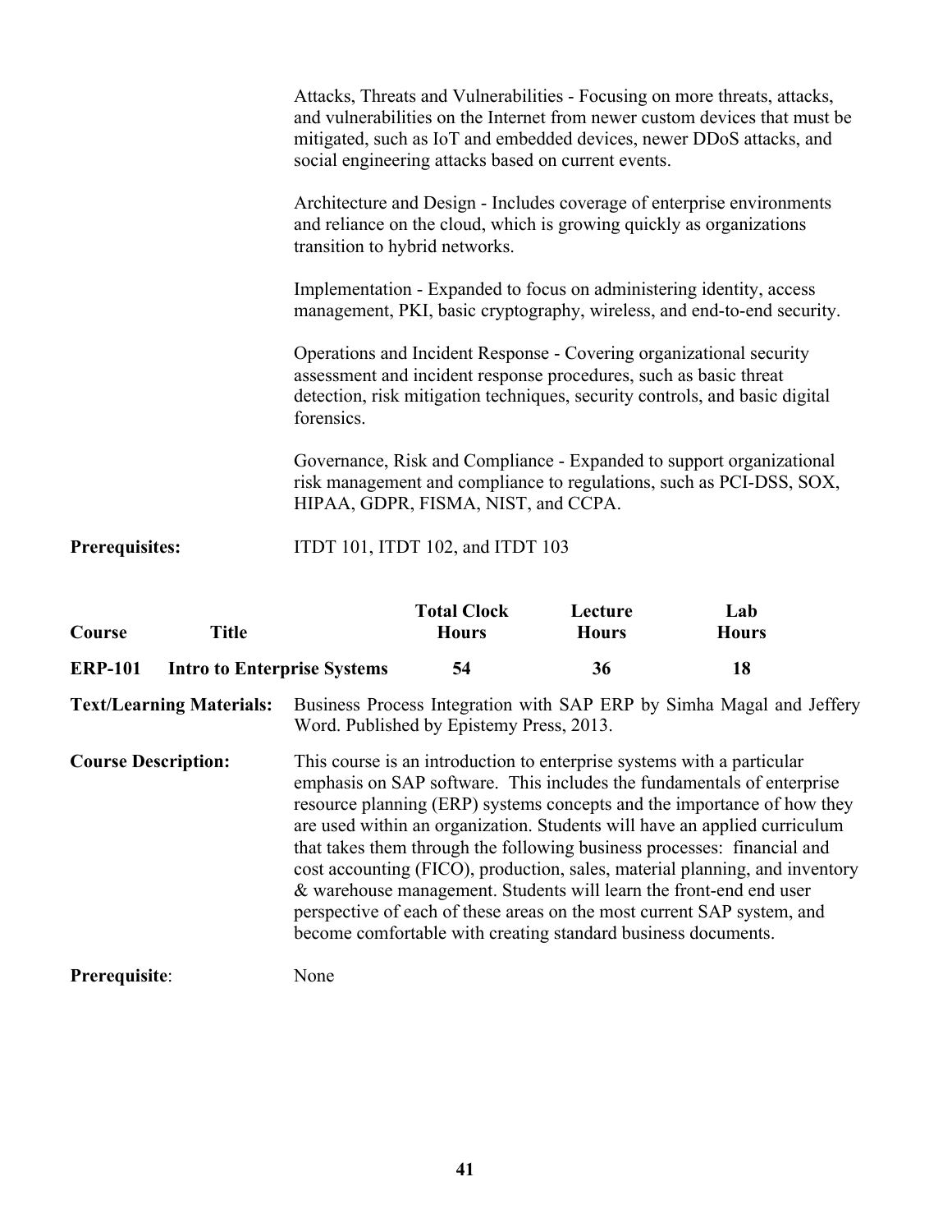Attacks, Threats and Vulnerabilities - Focusing on more threats, attacks, and vulnerabilities on the Internet from newer custom devices that must be mitigated, such as IoT and embedded devices, newer DDoS attacks, and social engineering attacks based on current events.

Architecture and Design - Includes coverage of enterprise environments and reliance on the cloud, which is growing quickly as organizations transition to hybrid networks.

Implementation - Expanded to focus on administering identity, access management, PKI, basic cryptography, wireless, and end-to-end security.

Operations and Incident Response - Covering organizational security assessment and incident response procedures, such as basic threat detection, risk mitigation techniques, security controls, and basic digital forensics.

Governance, Risk and Compliance - Expanded to support organizational risk management and compliance to regulations, such as PCI-DSS, SOX, HIPAA, GDPR, FISMA, NIST, and CCPA.

**Prerequisites:** ITDT 101, ITDT 102, and ITDT 103

| Course | Title | Total Clock Hours | Lecture Hours | Lab Hours |
|---|---|---|---|---|
| **ERP-101** | **Intro to Enterprise Systems** | **54** | **36** | **18** |

**Text/Learning Materials:** Business Process Integration with SAP ERP by Simha Magal and Jeffery Word. Published by Epistemy Press, 2013.

**Course Description:** This course is an introduction to enterprise systems with a particular emphasis on SAP software. This includes the fundamentals of enterprise resource planning (ERP) systems concepts and the importance of how they are used within an organization. Students will have an applied curriculum that takes them through the following business processes: financial and cost accounting (FICO), production, sales, material planning, and inventory & warehouse management. Students will learn the front-end end user perspective of each of these areas on the most current SAP system, and become comfortable with creating standard business documents.

**Prerequisite**: None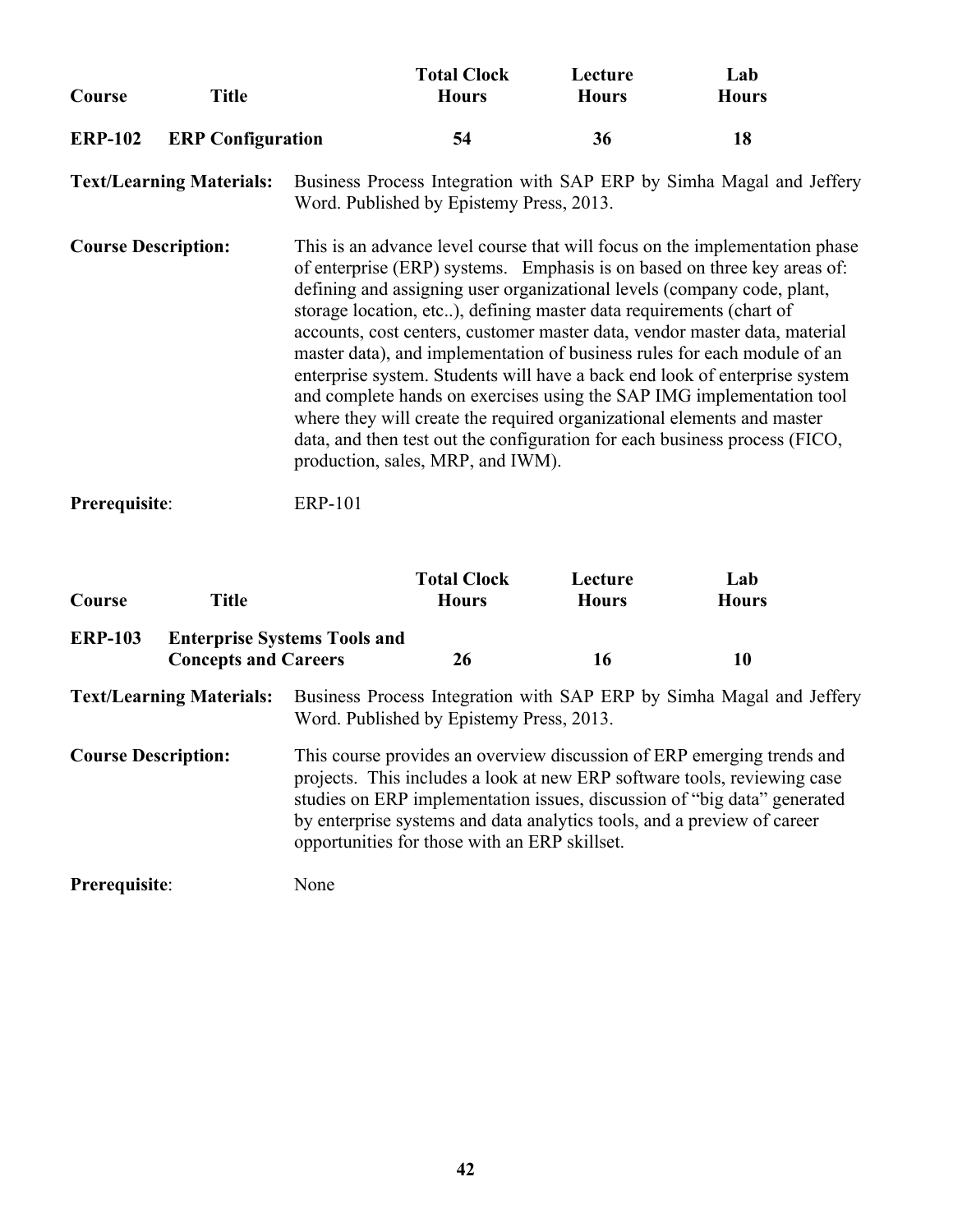| Course | Title | Total Clock Hours | Lecture Hours | Lab Hours |
|---|---|---|---|---|
| **ERP-102** | **ERP Configuration** | **54** | **36** | **18** |

**Text/Learning Materials:** Business Process Integration with SAP ERP by Simha Magal and Jeffery Word. Published by Epistemy Press, 2013.

**Course Description:** This is an advance level course that will focus on the implementation phase of enterprise (ERP) systems. Emphasis is on based on three key areas of: defining and assigning user organizational levels (company code, plant, storage location, etc..), defining master data requirements (chart of accounts, cost centers, customer master data, vendor master data, material master data), and implementation of business rules for each module of an enterprise system. Students will have a back end look of enterprise system and complete hands on exercises using the SAP IMG implementation tool where they will create the required organizational elements and master data, and then test out the configuration for each business process (FICO, production, sales, MRP, and IWM).

**Prerequisite**: ERP-101

| Course | Title | Total Clock Hours | Lecture Hours | Lab Hours |
|---|---|---|---|---|
| **ERP-103** | **Enterprise Systems Tools and Concepts and Careers** | **26** | **16** | **10** |

**Text/Learning Materials:** Business Process Integration with SAP ERP by Simha Magal and Jeffery Word. Published by Epistemy Press, 2013.

**Course Description:** This course provides an overview discussion of ERP emerging trends and projects. This includes a look at new ERP software tools, reviewing case studies on ERP implementation issues, discussion of "big data" generated by enterprise systems and data analytics tools, and a preview of career opportunities for those with an ERP skillset.

**Prerequisite**: None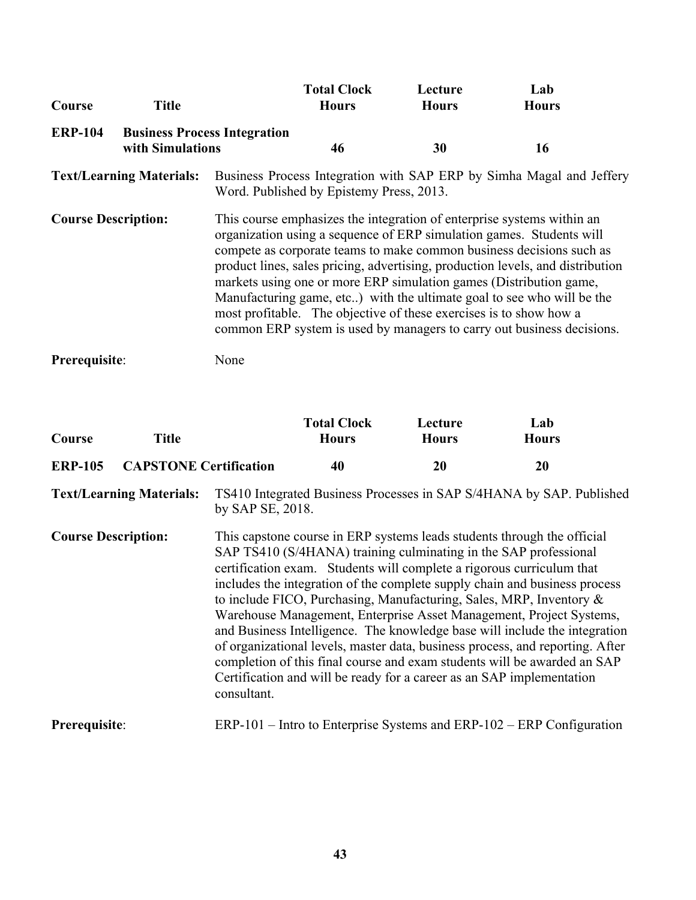| Course | Title | Total Clock Hours | Lecture Hours | Lab Hours |
|---|---|---|---|---|
| **ERP-104** | **Business Process Integration with Simulations** | **46** | **30** | **16** |

**Text/Learning Materials:** Business Process Integration with SAP ERP by Simha Magal and Jeffery Word. Published by Epistemy Press, 2013.

**Course Description:** This course emphasizes the integration of enterprise systems within an organization using a sequence of ERP simulation games. Students will compete as corporate teams to make common business decisions such as product lines, sales pricing, advertising, production levels, and distribution markets using one or more ERP simulation games (Distribution game, Manufacturing game, etc..) with the ultimate goal to see who will be the most profitable. The objective of these exercises is to show how a common ERP system is used by managers to carry out business decisions.

**Prerequisite**: None

| Course | Title | Total Clock Hours | Lecture Hours | Lab Hours |
|---|---|---|---|---|
| **ERP-105** | **CAPSTONE Certification** | **40** | **20** | **20** |

**Text/Learning Materials:** TS410 Integrated Business Processes in SAP S/4HANA by SAP. Published by SAP SE, 2018.

**Course Description:** This capstone course in ERP systems leads students through the official SAP TS410 (S/4HANA) training culminating in the SAP professional certification exam. Students will complete a rigorous curriculum that includes the integration of the complete supply chain and business process to include FICO, Purchasing, Manufacturing, Sales, MRP, Inventory & Warehouse Management, Enterprise Asset Management, Project Systems, and Business Intelligence. The knowledge base will include the integration of organizational levels, master data, business process, and reporting. After completion of this final course and exam students will be awarded an SAP Certification and will be ready for a career as an SAP implementation consultant.

**Prerequisite**: ERP-101 – Intro to Enterprise Systems and ERP-102 – ERP Configuration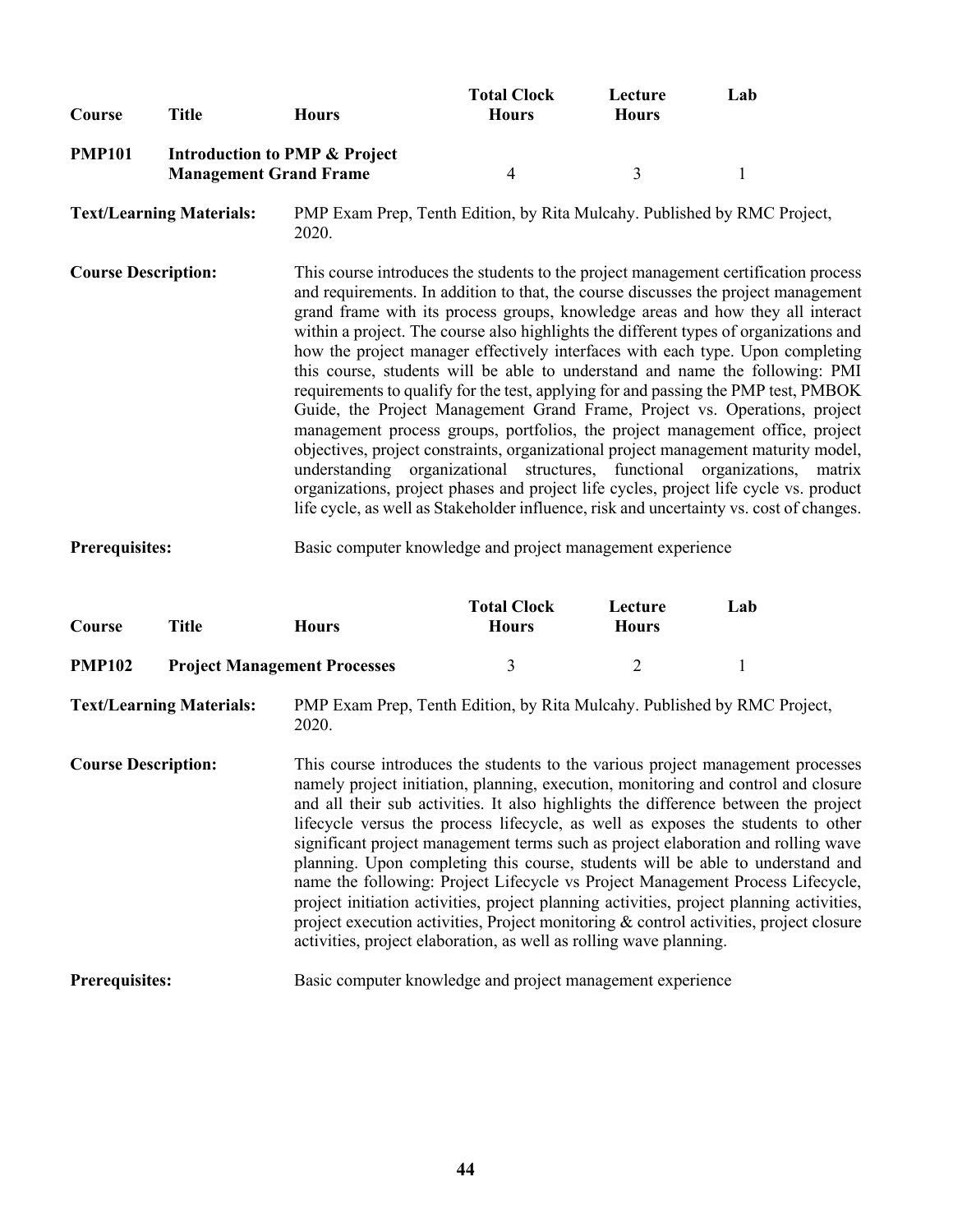| Course | Title | Hours | Total Clock Hours | Lecture Hours | Lab |
|---|---|---|---|---|---|
| **PMP101** | **Introduction to PMP & Project Management Grand Frame** | | 4 | 3 | 1 |

**Text/Learning Materials:** PMP Exam Prep, Tenth Edition, by Rita Mulcahy. Published by RMC Project, 2020.

**Course Description:** This course introduces the students to the project management certification process and requirements. In addition to that, the course discusses the project management grand frame with its process groups, knowledge areas and how they all interact within a project. The course also highlights the different types of organizations and how the project manager effectively interfaces with each type. Upon completing this course, students will be able to understand and name the following: PMI requirements to qualify for the test, applying for and passing the PMP test, PMBOK Guide, the Project Management Grand Frame, Project vs. Operations, project management process groups, portfolios, the project management office, project objectives, project constraints, organizational project management maturity model, understanding organizational structures, functional organizations, matrix organizations, project phases and project life cycles, project life cycle vs. product life cycle, as well as Stakeholder influence, risk and uncertainty vs. cost of changes.

**Prerequisites:** Basic computer knowledge and project management experience

| Course | Title | Hours | Total Clock Hours | Lecture Hours | Lab |
|---|---|---|---|---|---|
| **PMP102** | **Project Management Processes** | | 3 | 2 | 1 |

**Text/Learning Materials:** PMP Exam Prep, Tenth Edition, by Rita Mulcahy. Published by RMC Project, 2020.

**Course Description:** This course introduces the students to the various project management processes namely project initiation, planning, execution, monitoring and control and closure and all their sub activities. It also highlights the difference between the project lifecycle versus the process lifecycle, as well as exposes the students to other significant project management terms such as project elaboration and rolling wave planning. Upon completing this course, students will be able to understand and name the following: Project Lifecycle vs Project Management Process Lifecycle, project initiation activities, project planning activities, project planning activities, project execution activities, Project monitoring & control activities, project closure activities, project elaboration, as well as rolling wave planning.

**Prerequisites:** Basic computer knowledge and project management experience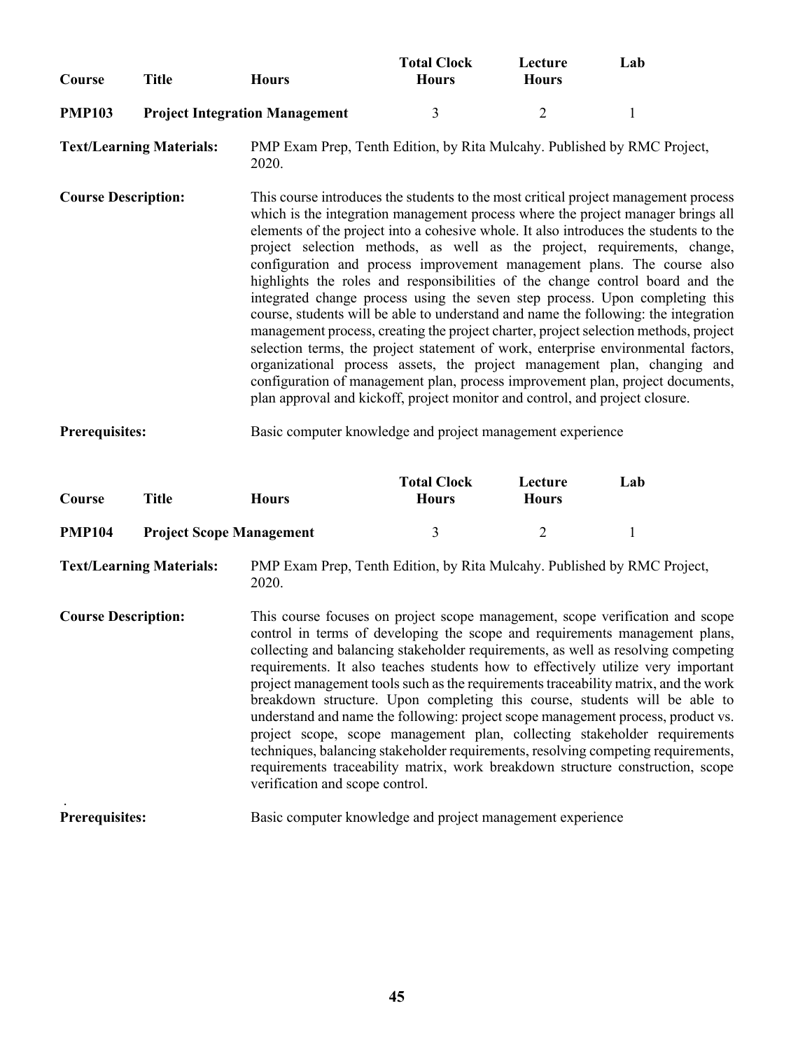| Course | Title | Hours | Total Clock Hours | Lecture Hours | Lab |
|---|---|---|---|---|---|
| **PMP103** | **Project Integration Management** | | 3 | 2 | 1 |

**Text/Learning Materials:** PMP Exam Prep, Tenth Edition, by Rita Mulcahy. Published by RMC Project, 2020.

**Course Description:** This course introduces the students to the most critical project management process which is the integration management process where the project manager brings all elements of the project into a cohesive whole. It also introduces the students to the project selection methods, as well as the project, requirements, change, configuration and process improvement management plans. The course also highlights the roles and responsibilities of the change control board and the integrated change process using the seven step process. Upon completing this course, students will be able to understand and name the following: the integration management process, creating the project charter, project selection methods, project selection terms, the project statement of work, enterprise environmental factors, organizational process assets, the project management plan, changing and configuration of management plan, process improvement plan, project documents, plan approval and kickoff, project monitor and control, and project closure.

**Prerequisites:** Basic computer knowledge and project management experience

| Course | Title | Hours | Total Clock Hours | Lecture Hours | Lab |
|---|---|---|---|---|---|
| **PMP104** | **Project Scope Management** | | 3 | 2 | 1 |

**Text/Learning Materials:** PMP Exam Prep, Tenth Edition, by Rita Mulcahy. Published by RMC Project, 2020.

**Course Description:** This course focuses on project scope management, scope verification and scope control in terms of developing the scope and requirements management plans, collecting and balancing stakeholder requirements, as well as resolving competing requirements. It also teaches students how to effectively utilize very important project management tools such as the requirements traceability matrix, and the work breakdown structure. Upon completing this course, students will be able to understand and name the following: project scope management process, product vs. project scope, scope management plan, collecting stakeholder requirements techniques, balancing stakeholder requirements, resolving competing requirements, requirements traceability matrix, work breakdown structure construction, scope verification and scope control.

**Prerequisites:** Basic computer knowledge and project management experience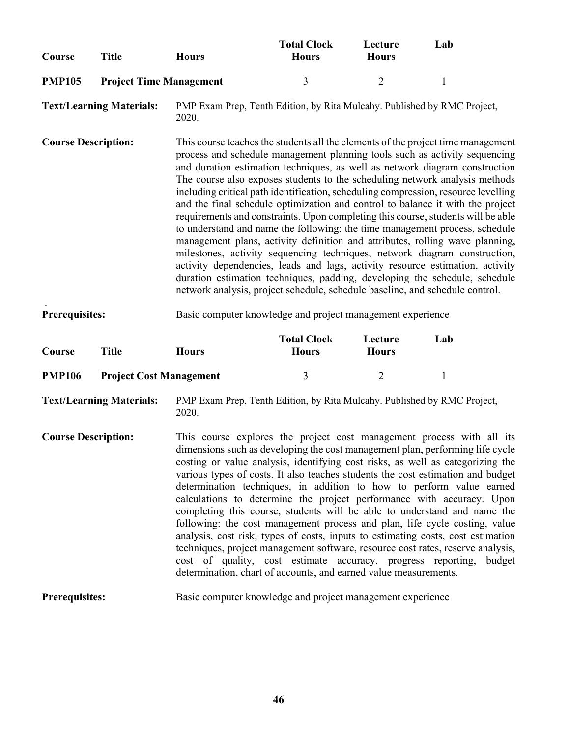| Course | Title | Hours | Total Clock Hours | Lecture Hours | Lab |
|---|---|---|---|---|---|
| **PMP105** | **Project Time Management** | | 3 | 2 | 1 |

**Text/Learning Materials:** PMP Exam Prep, Tenth Edition, by Rita Mulcahy. Published by RMC Project, 2020.

**Course Description:** This course teaches the students all the elements of the project time management process and schedule management planning tools such as activity sequencing and duration estimation techniques, as well as network diagram construction The course also exposes students to the scheduling network analysis methods including critical path identification, scheduling compression, resource levelling and the final schedule optimization and control to balance it with the project requirements and constraints. Upon completing this course, students will be able to understand and name the following: the time management process, schedule management plans, activity definition and attributes, rolling wave planning, milestones, activity sequencing techniques, network diagram construction, activity dependencies, leads and lags, activity resource estimation, activity duration estimation techniques, padding, developing the schedule, schedule network analysis, project schedule, schedule baseline, and schedule control.

.

**Prerequisites:** Basic computer knowledge and project management experience

| Course | Title | Hours | Total Clock Hours | Lecture Hours | Lab |
|---|---|---|---|---|---|
| **PMP106** | **Project Cost Management** | | 3 | 2 | 1 |

**Text/Learning Materials:** PMP Exam Prep, Tenth Edition, by Rita Mulcahy. Published by RMC Project, 2020.

**Course Description:** This course explores the project cost management process with all its dimensions such as developing the cost management plan, performing life cycle costing or value analysis, identifying cost risks, as well as categorizing the various types of costs. It also teaches students the cost estimation and budget determination techniques, in addition to how to perform value earned calculations to determine the project performance with accuracy. Upon completing this course, students will be able to understand and name the following: the cost management process and plan, life cycle costing, value analysis, cost risk, types of costs, inputs to estimating costs, cost estimation techniques, project management software, resource cost rates, reserve analysis, cost of quality, cost estimate accuracy, progress reporting, budget determination, chart of accounts, and earned value measurements.

**Prerequisites:** Basic computer knowledge and project management experience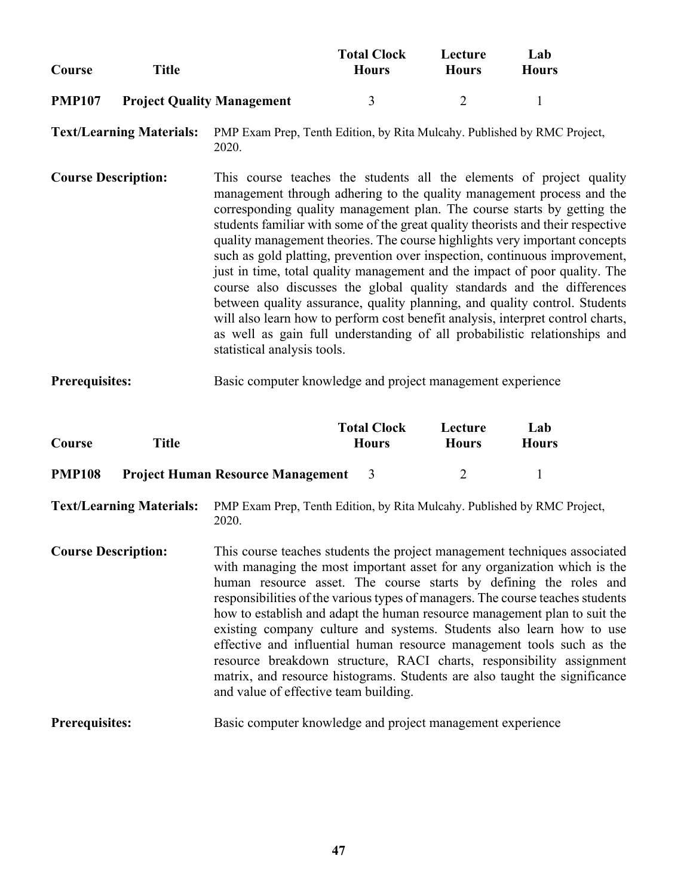| Course | Title | Total Clock Hours | Lecture Hours | Lab Hours |
|---|---|---|---|---|
| **PMP107** | **Project Quality Management** | 3 | 2 | 1 |

**Text/Learning Materials:** PMP Exam Prep, Tenth Edition, by Rita Mulcahy. Published by RMC Project, 2020.

**Course Description:** This course teaches the students all the elements of project quality management through adhering to the quality management process and the corresponding quality management plan. The course starts by getting the students familiar with some of the great quality theorists and their respective quality management theories. The course highlights very important concepts such as gold platting, prevention over inspection, continuous improvement, just in time, total quality management and the impact of poor quality. The course also discusses the global quality standards and the differences between quality assurance, quality planning, and quality control. Students will also learn how to perform cost benefit analysis, interpret control charts, as well as gain full understanding of all probabilistic relationships and statistical analysis tools.

**Prerequisites:** Basic computer knowledge and project management experience

| Course | Title | Total Clock Hours | Lecture Hours | Lab Hours |
|---|---|---|---|---|
| **PMP108** | **Project Human Resource Management** | 3 | 2 | 1 |

**Text/Learning Materials:** PMP Exam Prep, Tenth Edition, by Rita Mulcahy. Published by RMC Project, 2020.

**Course Description:** This course teaches students the project management techniques associated with managing the most important asset for any organization which is the human resource asset. The course starts by defining the roles and responsibilities of the various types of managers. The course teaches students how to establish and adapt the human resource management plan to suit the existing company culture and systems. Students also learn how to use effective and influential human resource management tools such as the resource breakdown structure, RACI charts, responsibility assignment matrix, and resource histograms. Students are also taught the significance and value of effective team building.

**Prerequisites:** Basic computer knowledge and project management experience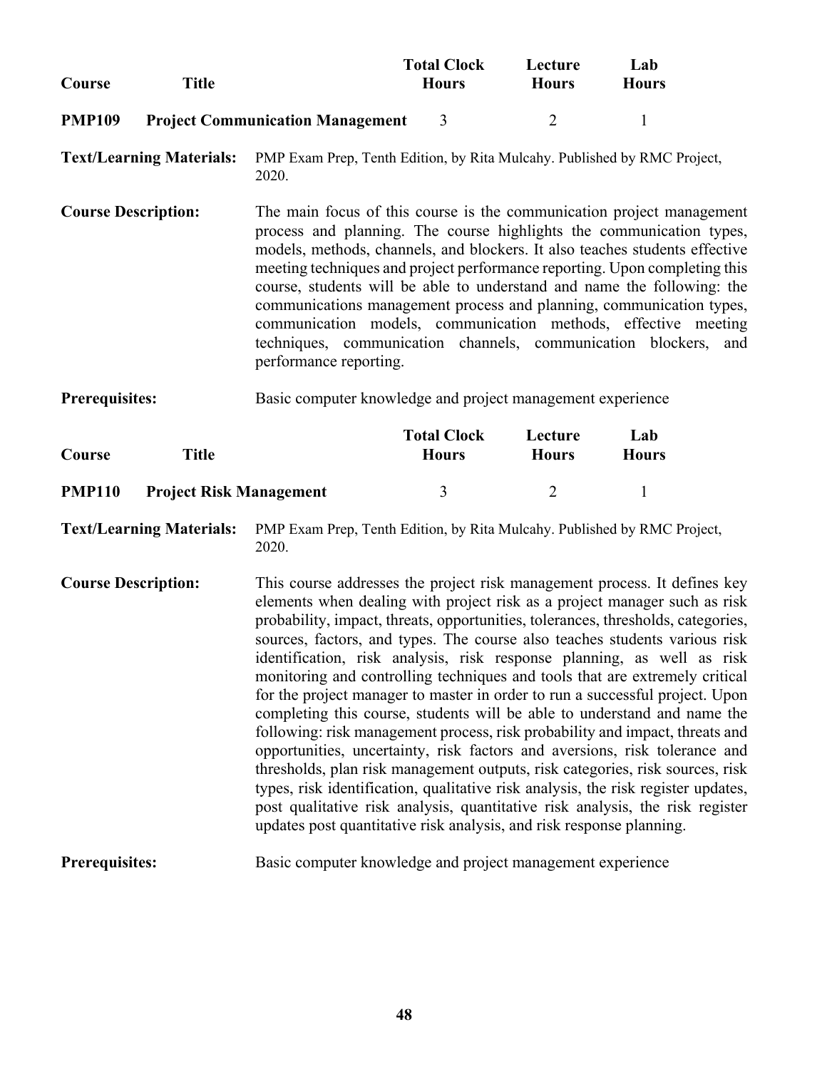| Course | Title | Total Clock Hours | Lecture Hours | Lab Hours |
|---|---|---|---|---|
| **PMP109** | **Project Communication Management** | 3 | 2 | 1 |

**Text/Learning Materials:** PMP Exam Prep, Tenth Edition, by Rita Mulcahy. Published by RMC Project, 2020.

**Course Description:** The main focus of this course is the communication project management process and planning. The course highlights the communication types, models, methods, channels, and blockers. It also teaches students effective meeting techniques and project performance reporting. Upon completing this course, students will be able to understand and name the following: the communications management process and planning, communication types, communication models, communication methods, effective meeting techniques, communication channels, communication blockers, and performance reporting.

**Prerequisites:** Basic computer knowledge and project management experience

| Course | Title | Total Clock Hours | Lecture Hours | Lab Hours |
|---|---|---|---|---|
| **PMP110** | **Project Risk Management** | 3 | 2 | 1 |

**Text/Learning Materials:** PMP Exam Prep, Tenth Edition, by Rita Mulcahy. Published by RMC Project, 2020.

**Course Description:** This course addresses the project risk management process. It defines key elements when dealing with project risk as a project manager such as risk probability, impact, threats, opportunities, tolerances, thresholds, categories, sources, factors, and types. The course also teaches students various risk identification, risk analysis, risk response planning, as well as risk monitoring and controlling techniques and tools that are extremely critical for the project manager to master in order to run a successful project. Upon completing this course, students will be able to understand and name the following: risk management process, risk probability and impact, threats and opportunities, uncertainty, risk factors and aversions, risk tolerance and thresholds, plan risk management outputs, risk categories, risk sources, risk types, risk identification, qualitative risk analysis, the risk register updates, post qualitative risk analysis, quantitative risk analysis, the risk register updates post quantitative risk analysis, and risk response planning.

**Prerequisites:** Basic computer knowledge and project management experience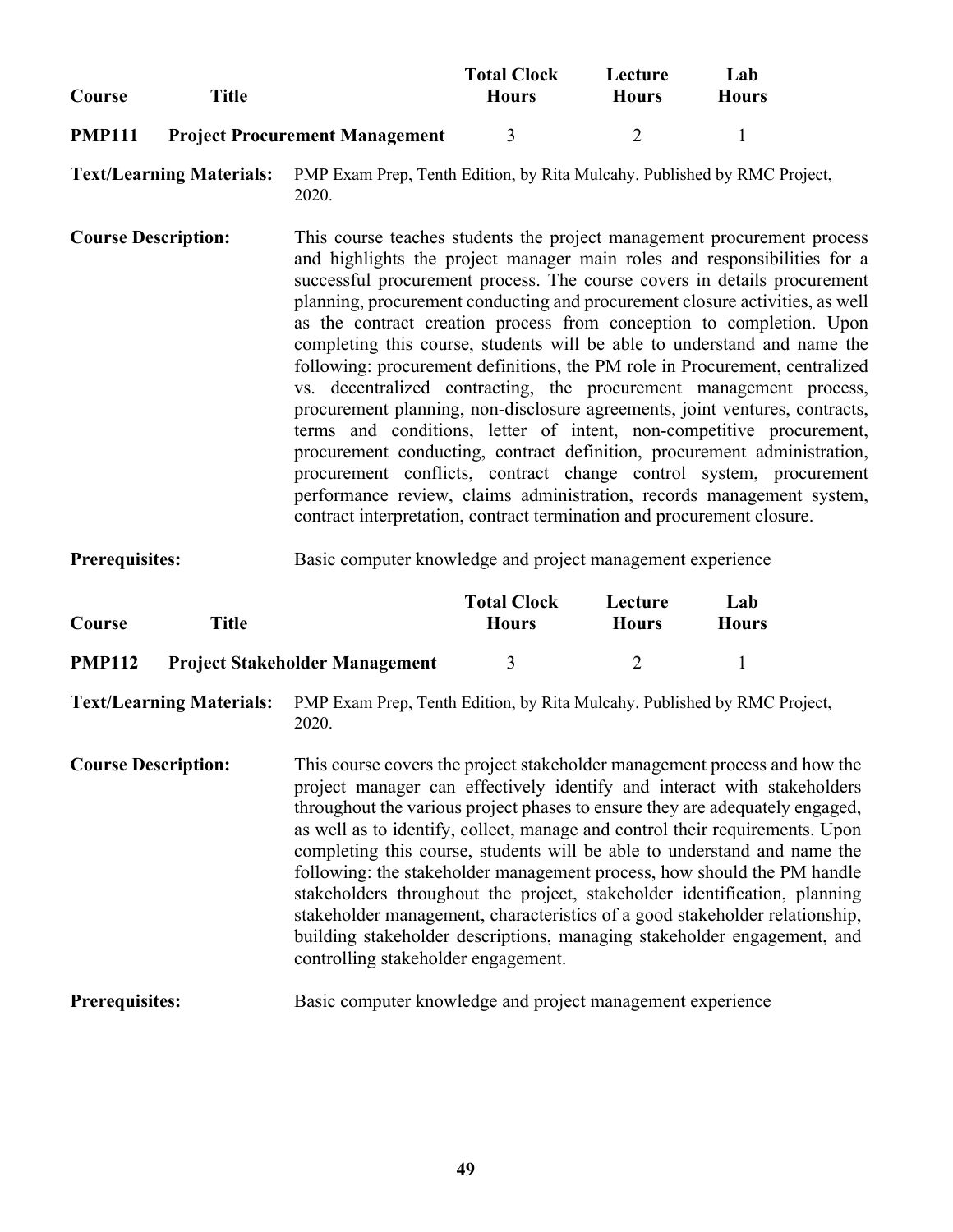| Course | Title | Total Clock Hours | Lecture Hours | Lab Hours |
|---|---|---|---|---|
| **PMP111** | **Project Procurement Management** | 3 | 2 | 1 |

**Text/Learning Materials:** PMP Exam Prep, Tenth Edition, by Rita Mulcahy. Published by RMC Project, 2020.

**Course Description:** This course teaches students the project management procurement process and highlights the project manager main roles and responsibilities for a successful procurement process. The course covers in details procurement planning, procurement conducting and procurement closure activities, as well as the contract creation process from conception to completion. Upon completing this course, students will be able to understand and name the following: procurement definitions, the PM role in Procurement, centralized vs. decentralized contracting, the procurement management process, procurement planning, non-disclosure agreements, joint ventures, contracts, terms and conditions, letter of intent, non-competitive procurement, procurement conducting, contract definition, procurement administration, procurement conflicts, contract change control system, procurement performance review, claims administration, records management system, contract interpretation, contract termination and procurement closure.

**Prerequisites:** Basic computer knowledge and project management experience

| Course | Title | Total Clock Hours | Lecture Hours | Lab Hours |
|---|---|---|---|---|
| **PMP112** | **Project Stakeholder Management** | 3 | 2 | 1 |

**Text/Learning Materials:** PMP Exam Prep, Tenth Edition, by Rita Mulcahy. Published by RMC Project, 2020.

**Course Description:** This course covers the project stakeholder management process and how the project manager can effectively identify and interact with stakeholders throughout the various project phases to ensure they are adequately engaged, as well as to identify, collect, manage and control their requirements. Upon completing this course, students will be able to understand and name the following: the stakeholder management process, how should the PM handle stakeholders throughout the project, stakeholder identification, planning stakeholder management, characteristics of a good stakeholder relationship, building stakeholder descriptions, managing stakeholder engagement, and controlling stakeholder engagement.

**Prerequisites:** Basic computer knowledge and project management experience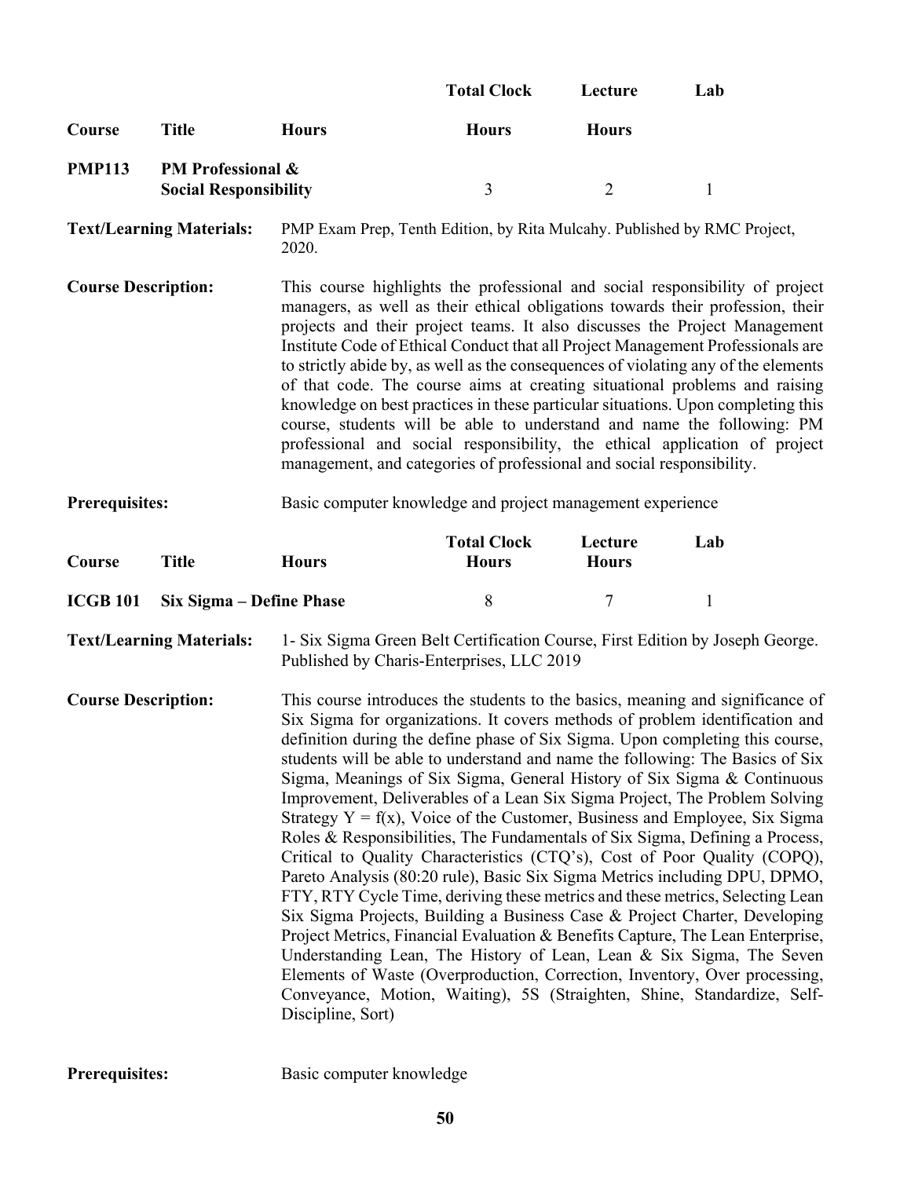| Course | Title | Hours | Total Clock Hours | Lecture Hours | Lab |
|---|---|---|---|---|---|
| **PMP113** | **PM Professional & Social Responsibility** | | 3 | 2 | 1 |

**Text/Learning Materials:** PMP Exam Prep, Tenth Edition, by Rita Mulcahy. Published by RMC Project, 2020.

**Course Description:** This course highlights the professional and social responsibility of project managers, as well as their ethical obligations towards their profession, their projects and their project teams. It also discusses the Project Management Institute Code of Ethical Conduct that all Project Management Professionals are to strictly abide by, as well as the consequences of violating any of the elements of that code. The course aims at creating situational problems and raising knowledge on best practices in these particular situations. Upon completing this course, students will be able to understand and name the following: PM professional and social responsibility, the ethical application of project management, and categories of professional and social responsibility.

**Prerequisites:** Basic computer knowledge and project management experience

| Course | Title | Hours | Total Clock Hours | Lecture Hours | Lab |
|---|---|---|---|---|---|
| **ICGB 101** | **Six Sigma – Define Phase** | | 8 | 7 | 1 |

**Text/Learning Materials:** 1- Six Sigma Green Belt Certification Course, First Edition by Joseph George. Published by Charis-Enterprises, LLC 2019

**Course Description:** This course introduces the students to the basics, meaning and significance of Six Sigma for organizations. It covers methods of problem identification and definition during the define phase of Six Sigma. Upon completing this course, students will be able to understand and name the following: The Basics of Six Sigma, Meanings of Six Sigma, General History of Six Sigma & Continuous Improvement, Deliverables of a Lean Six Sigma Project, The Problem Solving Strategy $Y = f(x)$, Voice of the Customer, Business and Employee, Six Sigma Roles & Responsibilities, The Fundamentals of Six Sigma, Defining a Process, Critical to Quality Characteristics (CTQ's), Cost of Poor Quality (COPQ), Pareto Analysis (80:20 rule), Basic Six Sigma Metrics including DPU, DPMO, FTY, RTY Cycle Time, deriving these metrics and these metrics, Selecting Lean Six Sigma Projects, Building a Business Case & Project Charter, Developing Project Metrics, Financial Evaluation & Benefits Capture, The Lean Enterprise, Understanding Lean, The History of Lean, Lean & Six Sigma, The Seven Elements of Waste (Overproduction, Correction, Inventory, Over processing, Conveyance, Motion, Waiting), 5S (Straighten, Shine, Standardize, Self-Discipline, Sort)

**Prerequisites:** Basic computer knowledge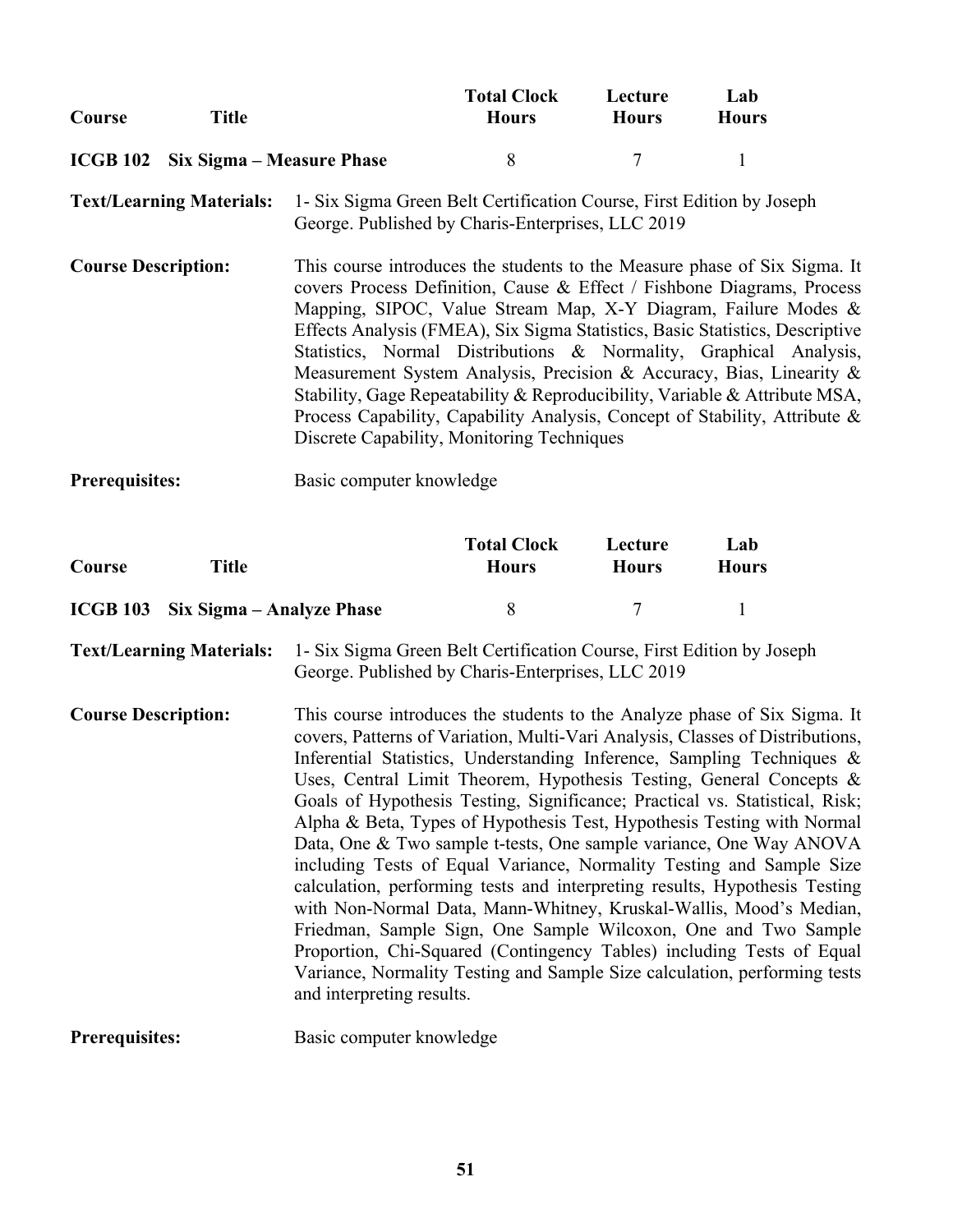| Course | Title | Total Clock Hours | Lecture Hours | Lab Hours |
|---|---|---|---|---|
| **ICGB 102** | **Six Sigma – Measure Phase** | 8 | 7 | 1 |

**Text/Learning Materials:** 1- Six Sigma Green Belt Certification Course, First Edition by Joseph George. Published by Charis-Enterprises, LLC 2019

**Course Description:** This course introduces the students to the Measure phase of Six Sigma. It covers Process Definition, Cause & Effect / Fishbone Diagrams, Process Mapping, SIPOC, Value Stream Map, X-Y Diagram, Failure Modes & Effects Analysis (FMEA), Six Sigma Statistics, Basic Statistics, Descriptive Statistics, Normal Distributions & Normality, Graphical Analysis, Measurement System Analysis, Precision & Accuracy, Bias, Linearity & Stability, Gage Repeatability & Reproducibility, Variable & Attribute MSA, Process Capability, Capability Analysis, Concept of Stability, Attribute & Discrete Capability, Monitoring Techniques

**Prerequisites:** Basic computer knowledge

| Course | Title | Total Clock Hours | Lecture Hours | Lab Hours |
|---|---|---|---|---|
| **ICGB 103** | **Six Sigma – Analyze Phase** | 8 | 7 | 1 |

**Text/Learning Materials:** 1- Six Sigma Green Belt Certification Course, First Edition by Joseph George. Published by Charis-Enterprises, LLC 2019

**Course Description:** This course introduces the students to the Analyze phase of Six Sigma. It covers, Patterns of Variation, Multi-Vari Analysis, Classes of Distributions, Inferential Statistics, Understanding Inference, Sampling Techniques & Uses, Central Limit Theorem, Hypothesis Testing, General Concepts & Goals of Hypothesis Testing, Significance; Practical vs. Statistical, Risk; Alpha & Beta, Types of Hypothesis Test, Hypothesis Testing with Normal Data, One & Two sample t-tests, One sample variance, One Way ANOVA including Tests of Equal Variance, Normality Testing and Sample Size calculation, performing tests and interpreting results, Hypothesis Testing with Non-Normal Data, Mann-Whitney, Kruskal-Wallis, Mood's Median, Friedman, Sample Sign, One Sample Wilcoxon, One and Two Sample Proportion, Chi-Squared (Contingency Tables) including Tests of Equal Variance, Normality Testing and Sample Size calculation, performing tests and interpreting results.

**Prerequisites:** Basic computer knowledge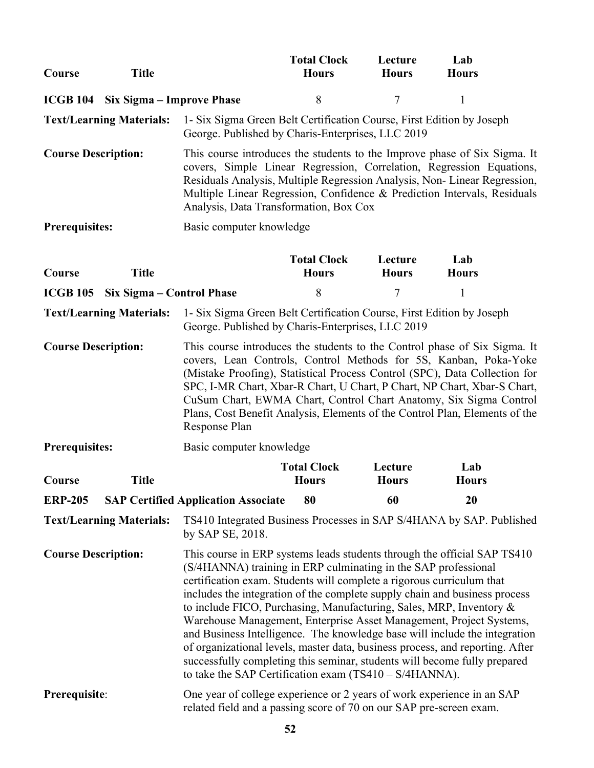| Course | Title | Total Clock Hours | Lecture Hours | Lab Hours |
|---|---|---|---|---|
| **ICGB 104** | **Six Sigma – Improve Phase** | 8 | 7 | 1 |

**Text/Learning Materials:** 1- Six Sigma Green Belt Certification Course, First Edition by Joseph George. Published by Charis-Enterprises, LLC 2019

**Course Description:** This course introduces the students to the Improve phase of Six Sigma. It covers, Simple Linear Regression, Correlation, Regression Equations, Residuals Analysis, Multiple Regression Analysis, Non- Linear Regression, Multiple Linear Regression, Confidence & Prediction Intervals, Residuals Analysis, Data Transformation, Box Cox

**Prerequisites:** Basic computer knowledge

| Course | Title | Total Clock Hours | Lecture Hours | Lab Hours |
|---|---|---|---|---|
| **ICGB 105** | **Six Sigma – Control Phase** | 8 | 7 | 1 |

**Text/Learning Materials:** 1- Six Sigma Green Belt Certification Course, First Edition by Joseph George. Published by Charis-Enterprises, LLC 2019

**Course Description:** This course introduces the students to the Control phase of Six Sigma. It covers, Lean Controls, Control Methods for 5S, Kanban, Poka-Yoke (Mistake Proofing), Statistical Process Control (SPC), Data Collection for SPC, I-MR Chart, Xbar-R Chart, U Chart, P Chart, NP Chart, Xbar-S Chart, CuSum Chart, EWMA Chart, Control Chart Anatomy, Six Sigma Control Plans, Cost Benefit Analysis, Elements of the Control Plan, Elements of the Response Plan

**Prerequisites:** Basic computer knowledge

| Course | Title | Total Clock Hours | Lecture Hours | Lab Hours |
|---|---|---|---|---|
| **ERP-205** | **SAP Certified Application Associate** | **80** | **60** | **20** |

**Text/Learning Materials:** TS410 Integrated Business Processes in SAP S/4HANA by SAP. Published by SAP SE, 2018.

**Course Description:** This course in ERP systems leads students through the official SAP TS410 (S/4HANNA) training in ERP culminating in the SAP professional certification exam. Students will complete a rigorous curriculum that includes the integration of the complete supply chain and business process to include FICO, Purchasing, Manufacturing, Sales, MRP, Inventory & Warehouse Management, Enterprise Asset Management, Project Systems, and Business Intelligence. The knowledge base will include the integration of organizational levels, master data, business process, and reporting. After successfully completing this seminar, students will become fully prepared to take the SAP Certification exam (TS410 – S/4HANNA).

**Prerequisite**: One year of college experience or 2 years of work experience in an SAP related field and a passing score of 70 on our SAP pre-screen exam.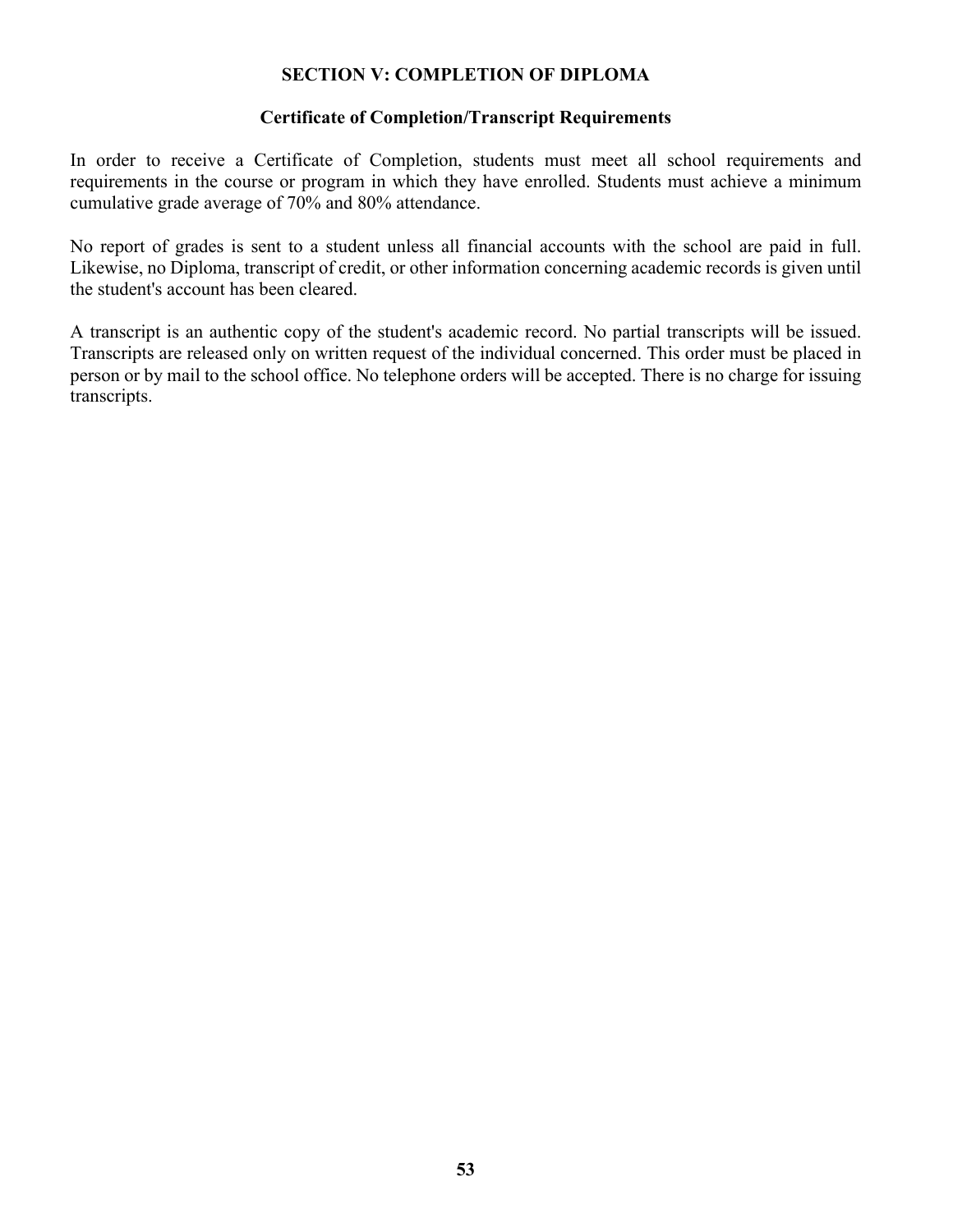## SECTION V: COMPLETION OF DIPLOMA

### Certificate of Completion/Transcript Requirements

In order to receive a Certificate of Completion, students must meet all school requirements and requirements in the course or program in which they have enrolled. Students must achieve a minimum cumulative grade average of 70% and 80% attendance.

No report of grades is sent to a student unless all financial accounts with the school are paid in full. Likewise, no Diploma, transcript of credit, or other information concerning academic records is given until the student's account has been cleared.

A transcript is an authentic copy of the student's academic record. No partial transcripts will be issued. Transcripts are released only on written request of the individual concerned. This order must be placed in person or by mail to the school office. No telephone orders will be accepted. There is no charge for issuing transcripts.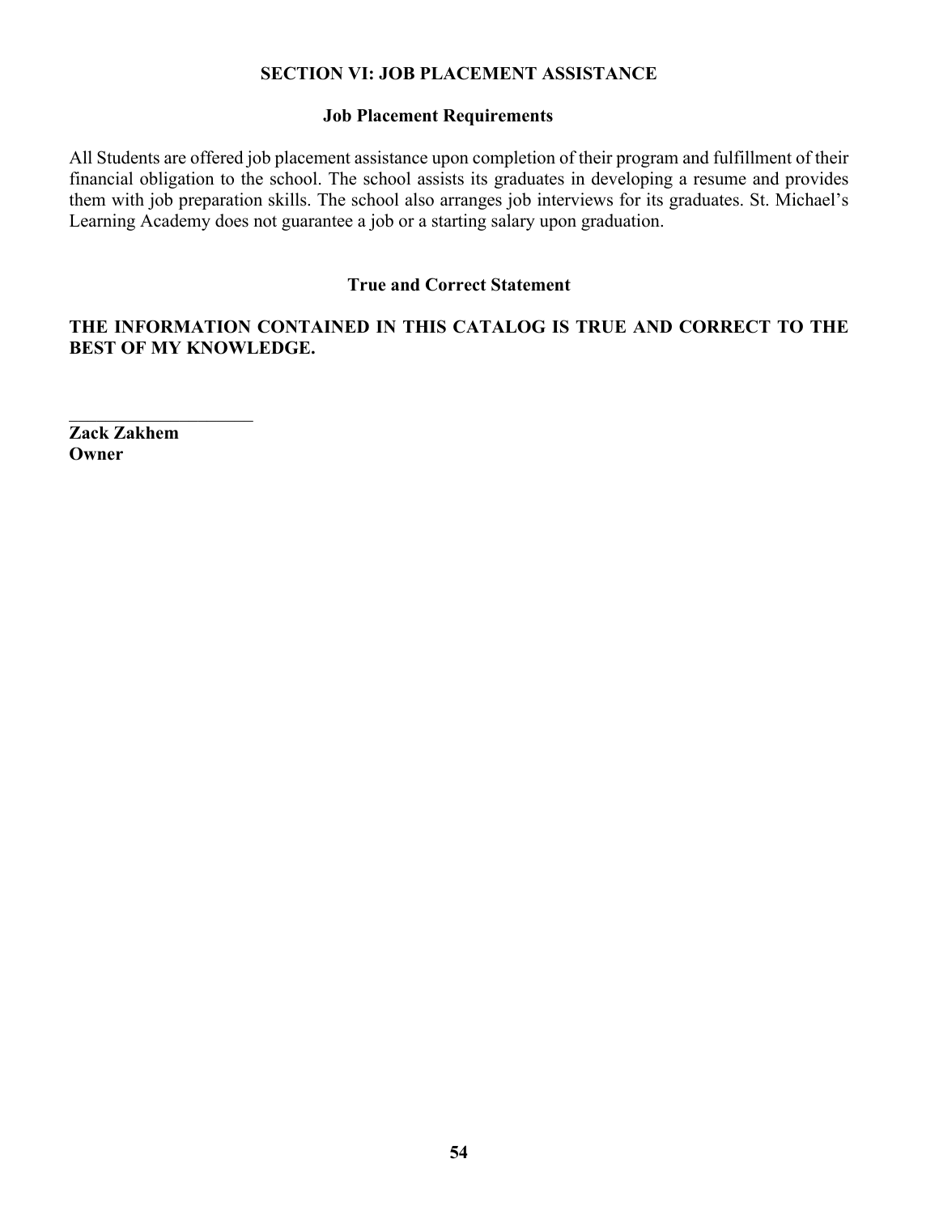## SECTION VI: JOB PLACEMENT ASSISTANCE

### Job Placement Requirements

All Students are offered job placement assistance upon completion of their program and fulfillment of their financial obligation to the school. The school assists its graduates in developing a resume and provides them with job preparation skills. The school also arranges job interviews for its graduates. St. Michael's Learning Academy does not guarantee a job or a starting salary upon graduation.

### True and Correct Statement

**THE INFORMATION CONTAINED IN THIS CATALOG IS TRUE AND CORRECT TO THE BEST OF MY KNOWLEDGE.**

____________________

**Zack Zakhem**
**Owner**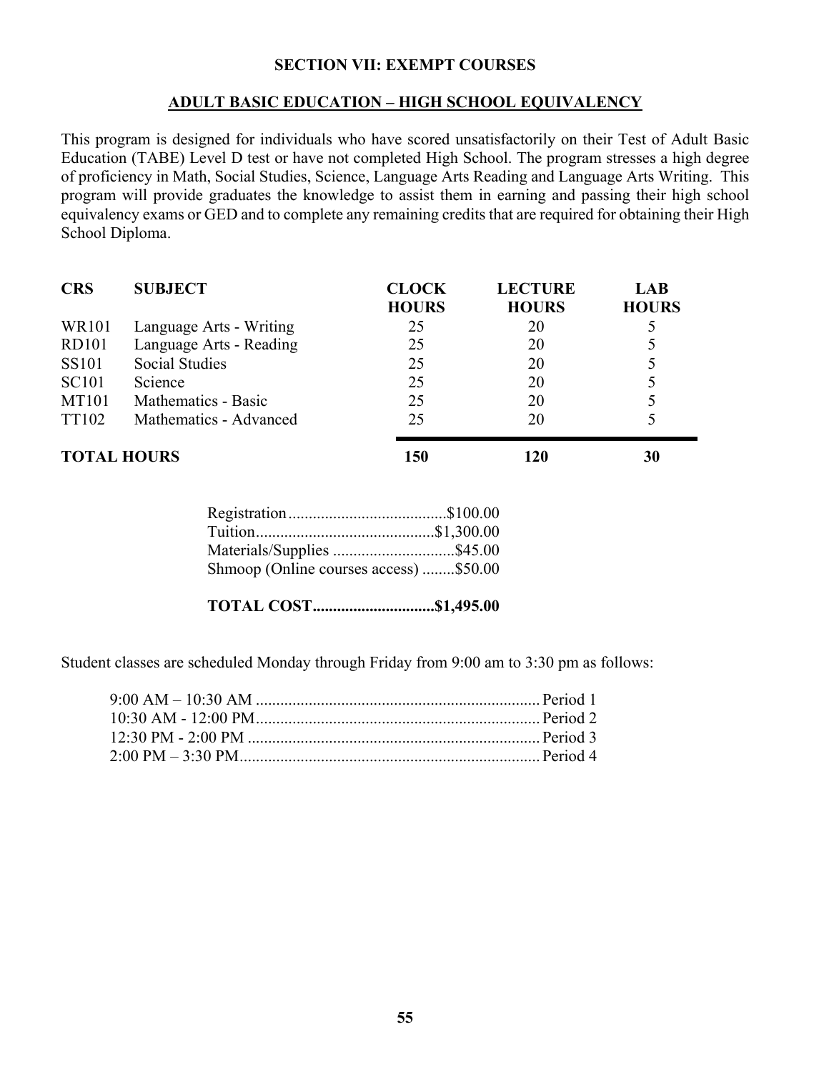## SECTION VII: EXEMPT COURSES

### ADULT BASIC EDUCATION – HIGH SCHOOL EQUIVALENCY

This program is designed for individuals who have scored unsatisfactorily on their Test of Adult Basic Education (TABE) Level D test or have not completed High School. The program stresses a high degree of proficiency in Math, Social Studies, Science, Language Arts Reading and Language Arts Writing. This program will provide graduates the knowledge to assist them in earning and passing their high school equivalency exams or GED and to complete any remaining credits that are required for obtaining their High School Diploma.

| CRS | SUBJECT | CLOCK HOURS | LECTURE HOURS | LAB HOURS |
|---|---|---|---|---|
| WR101 | Language Arts - Writing | 25 | 20 | 5 |
| RD101 | Language Arts - Reading | 25 | 20 | 5 |
| SS101 | Social Studies | 25 | 20 | 5 |
| SC101 | Science | 25 | 20 | 5 |
| MT101 | Mathematics - Basic | 25 | 20 | 5 |
| TT102 | Mathematics - Advanced | 25 | 20 | 5 |
| **TOTAL HOURS** | | **150** | **120** | **30** |

Registration.......................................$100.00
Tuition...........................................$1,300.00
Materials/Supplies ..............................$45.00
Shmoop (Online courses access) ........$50.00

**TOTAL COST..............................$1,495.00**

Student classes are scheduled Monday through Friday from 9:00 am to 3:30 pm as follows:

9:00 AM – 10:30 AM ...................................................................... Period 1
10:30 AM - 12:00 PM...................................................................... Period 2
12:30 PM - 2:00 PM ........................................................................ Period 3
2:00 PM – 3:30 PM.......................................................................... Period 4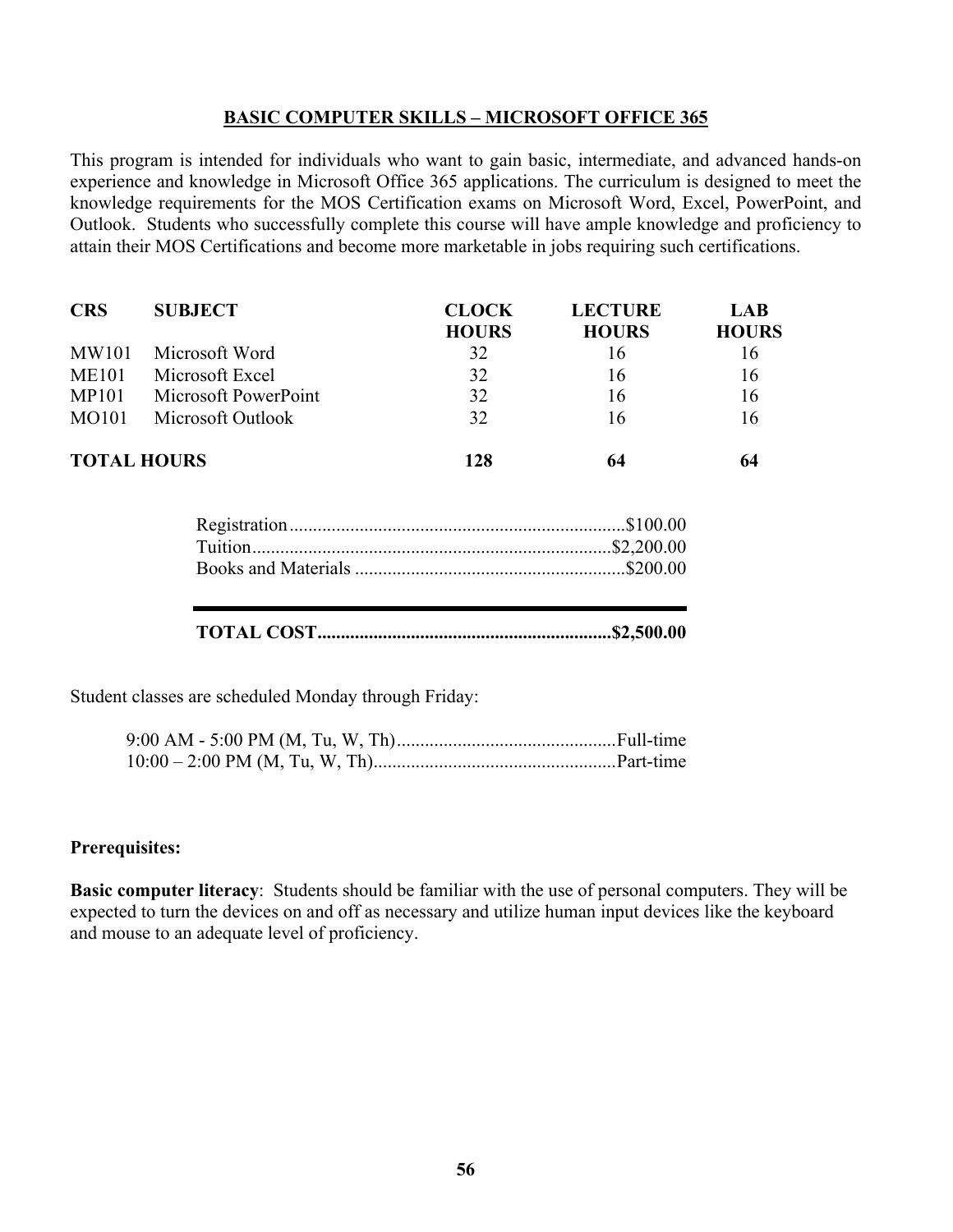## BASIC COMPUTER SKILLS – MICROSOFT OFFICE 365

This program is intended for individuals who want to gain basic, intermediate, and advanced hands-on experience and knowledge in Microsoft Office 365 applications. The curriculum is designed to meet the knowledge requirements for the MOS Certification exams on Microsoft Word, Excel, PowerPoint, and Outlook. Students who successfully complete this course will have ample knowledge and proficiency to attain their MOS Certifications and become more marketable in jobs requiring such certifications.

| CRS | SUBJECT | CLOCK HOURS | LECTURE HOURS | LAB HOURS |
|---|---|---|---|---|
| MW101 | Microsoft Word | 32 | 16 | 16 |
| ME101 | Microsoft Excel | 32 | 16 | 16 |
| MP101 | Microsoft PowerPoint | 32 | 16 | 16 |
| MO101 | Microsoft Outlook | 32 | 16 | 16 |
| **TOTAL HOURS** | | **128** | **64** | **64** |

| | |
|---|---|
| Registration | $100.00 |
| Tuition | $2,200.00 |
| Books and Materials | $200.00 |
| **TOTAL COST** | **$2,500.00** |

Student classes are scheduled Monday through Friday:

| | |
|---|---|
| 9:00 AM - 5:00 PM (M, Tu, W, Th) | Full-time |
| 10:00 – 2:00 PM (M, Tu, W, Th) | Part-time |

**Prerequisites:**

**Basic computer literacy**: Students should be familiar with the use of personal computers. They will be expected to turn the devices on and off as necessary and utilize human input devices like the keyboard and mouse to an adequate level of proficiency.